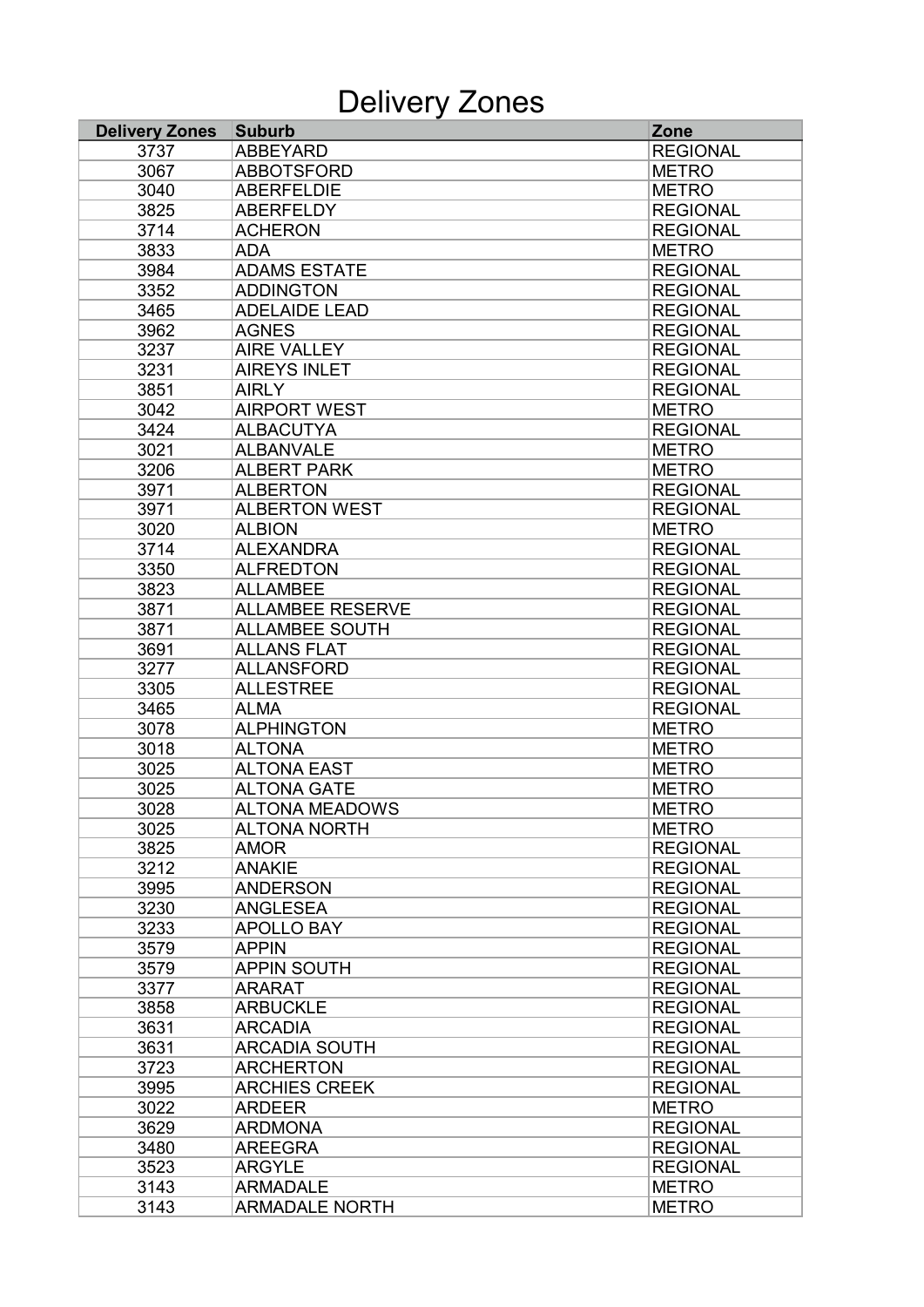# Delivery Zones

| Delivery Zones | Suburb | Zone |
|---|---|---|
| 3737 | ABBEYARD | REGIONAL |
| 3067 | ABBOTSFORD | METRO |
| 3040 | ABERFELDIE | METRO |
| 3825 | ABERFELDY | REGIONAL |
| 3714 | ACHERON | REGIONAL |
| 3833 | ADA | METRO |
| 3984 | ADAMS ESTATE | REGIONAL |
| 3352 | ADDINGTON | REGIONAL |
| 3465 | ADELAIDE LEAD | REGIONAL |
| 3962 | AGNES | REGIONAL |
| 3237 | AIRE VALLEY | REGIONAL |
| 3231 | AIREYS INLET | REGIONAL |
| 3851 | AIRLY | REGIONAL |
| 3042 | AIRPORT WEST | METRO |
| 3424 | ALBACUTYA | REGIONAL |
| 3021 | ALBANVALE | METRO |
| 3206 | ALBERT PARK | METRO |
| 3971 | ALBERTON | REGIONAL |
| 3971 | ALBERTON WEST | REGIONAL |
| 3020 | ALBION | METRO |
| 3714 | ALEXANDRA | REGIONAL |
| 3350 | ALFREDTON | REGIONAL |
| 3823 | ALLAMBEE | REGIONAL |
| 3871 | ALLAMBEE RESERVE | REGIONAL |
| 3871 | ALLAMBEE SOUTH | REGIONAL |
| 3691 | ALLANS FLAT | REGIONAL |
| 3277 | ALLANSFORD | REGIONAL |
| 3305 | ALLESTREE | REGIONAL |
| 3465 | ALMA | REGIONAL |
| 3078 | ALPHINGTON | METRO |
| 3018 | ALTONA | METRO |
| 3025 | ALTONA EAST | METRO |
| 3025 | ALTONA GATE | METRO |
| 3028 | ALTONA MEADOWS | METRO |
| 3025 | ALTONA NORTH | METRO |
| 3825 | AMOR | REGIONAL |
| 3212 | ANAKIE | REGIONAL |
| 3995 | ANDERSON | REGIONAL |
| 3230 | ANGLESEA | REGIONAL |
| 3233 | APOLLO BAY | REGIONAL |
| 3579 | APPIN | REGIONAL |
| 3579 | APPIN SOUTH | REGIONAL |
| 3377 | ARARAT | REGIONAL |
| 3858 | ARBUCKLE | REGIONAL |
| 3631 | ARCADIA | REGIONAL |
| 3631 | ARCADIA SOUTH | REGIONAL |
| 3723 | ARCHERTON | REGIONAL |
| 3995 | ARCHIES CREEK | REGIONAL |
| 3022 | ARDEER | METRO |
| 3629 | ARDMONA | REGIONAL |
| 3480 | AREEGRA | REGIONAL |
| 3523 | ARGYLE | REGIONAL |
| 3143 | ARMADALE | METRO |
| 3143 | ARMADALE NORTH | METRO |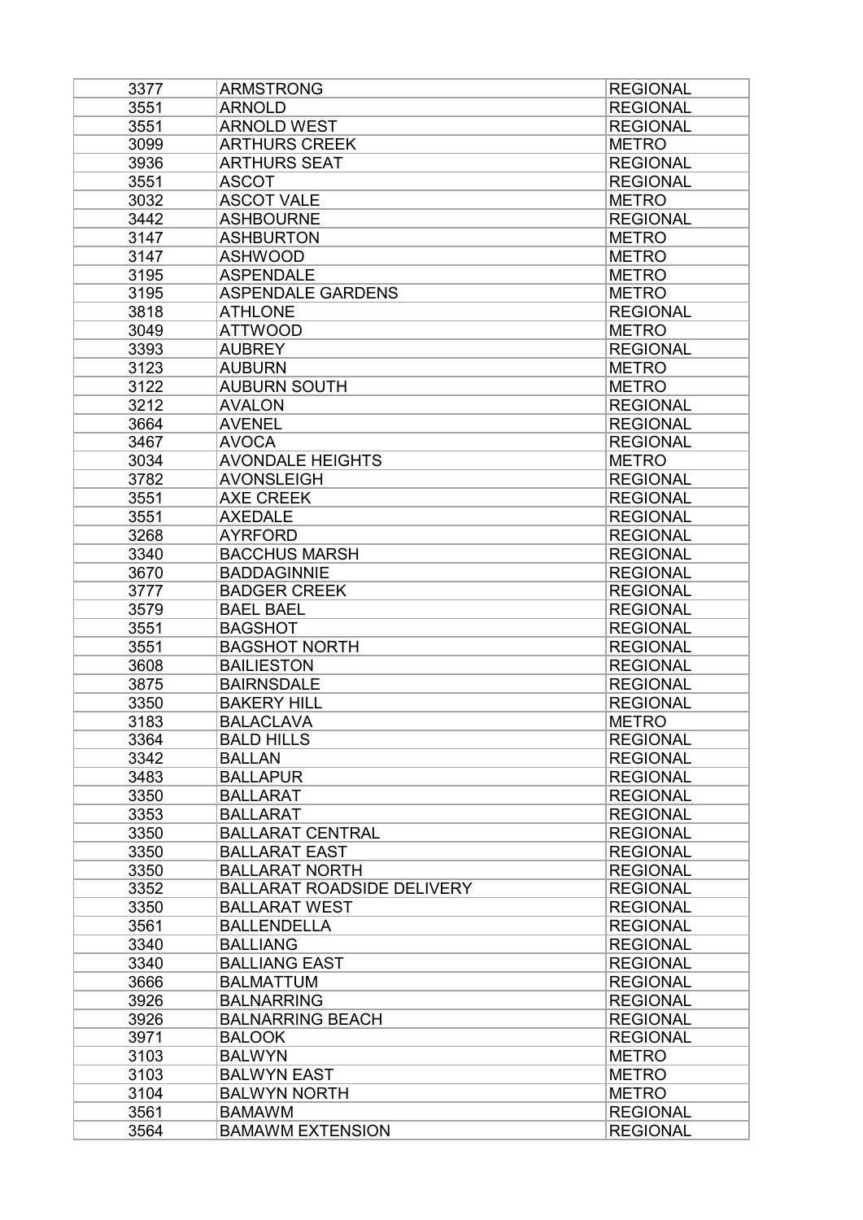| 3377 | ARMSTRONG | REGIONAL |
|---|---|---|
| 3551 | ARNOLD | REGIONAL |
| 3551 | ARNOLD WEST | REGIONAL |
| 3099 | ARTHURS CREEK | METRO |
| 3936 | ARTHURS SEAT | REGIONAL |
| 3551 | ASCOT | REGIONAL |
| 3032 | ASCOT VALE | METRO |
| 3442 | ASHBOURNE | REGIONAL |
| 3147 | ASHBURTON | METRO |
| 3147 | ASHWOOD | METRO |
| 3195 | ASPENDALE | METRO |
| 3195 | ASPENDALE GARDENS | METRO |
| 3818 | ATHLONE | REGIONAL |
| 3049 | ATTWOOD | METRO |
| 3393 | AUBREY | REGIONAL |
| 3123 | AUBURN | METRO |
| 3122 | AUBURN SOUTH | METRO |
| 3212 | AVALON | REGIONAL |
| 3664 | AVENEL | REGIONAL |
| 3467 | AVOCA | REGIONAL |
| 3034 | AVONDALE HEIGHTS | METRO |
| 3782 | AVONSLEIGH | REGIONAL |
| 3551 | AXE CREEK | REGIONAL |
| 3551 | AXEDALE | REGIONAL |
| 3268 | AYRFORD | REGIONAL |
| 3340 | BACCHUS MARSH | REGIONAL |
| 3670 | BADDAGINNIE | REGIONAL |
| 3777 | BADGER CREEK | REGIONAL |
| 3579 | BAEL BAEL | REGIONAL |
| 3551 | BAGSHOT | REGIONAL |
| 3551 | BAGSHOT NORTH | REGIONAL |
| 3608 | BAILIESTON | REGIONAL |
| 3875 | BAIRNSDALE | REGIONAL |
| 3350 | BAKERY HILL | REGIONAL |
| 3183 | BALACLAVA | METRO |
| 3364 | BALD HILLS | REGIONAL |
| 3342 | BALLAN | REGIONAL |
| 3483 | BALLAPUR | REGIONAL |
| 3350 | BALLARAT | REGIONAL |
| 3353 | BALLARAT | REGIONAL |
| 3350 | BALLARAT CENTRAL | REGIONAL |
| 3350 | BALLARAT EAST | REGIONAL |
| 3350 | BALLARAT NORTH | REGIONAL |
| 3352 | BALLARAT ROADSIDE DELIVERY | REGIONAL |
| 3350 | BALLARAT WEST | REGIONAL |
| 3561 | BALLENDELLA | REGIONAL |
| 3340 | BALLIANG | REGIONAL |
| 3340 | BALLIANG EAST | REGIONAL |
| 3666 | BALMATTUM | REGIONAL |
| 3926 | BALNARRING | REGIONAL |
| 3926 | BALNARRING BEACH | REGIONAL |
| 3971 | BALOOK | REGIONAL |
| 3103 | BALWYN | METRO |
| 3103 | BALWYN EAST | METRO |
| 3104 | BALWYN NORTH | METRO |
| 3561 | BAMAWM | REGIONAL |
| 3564 | BAMAWM EXTENSION | REGIONAL |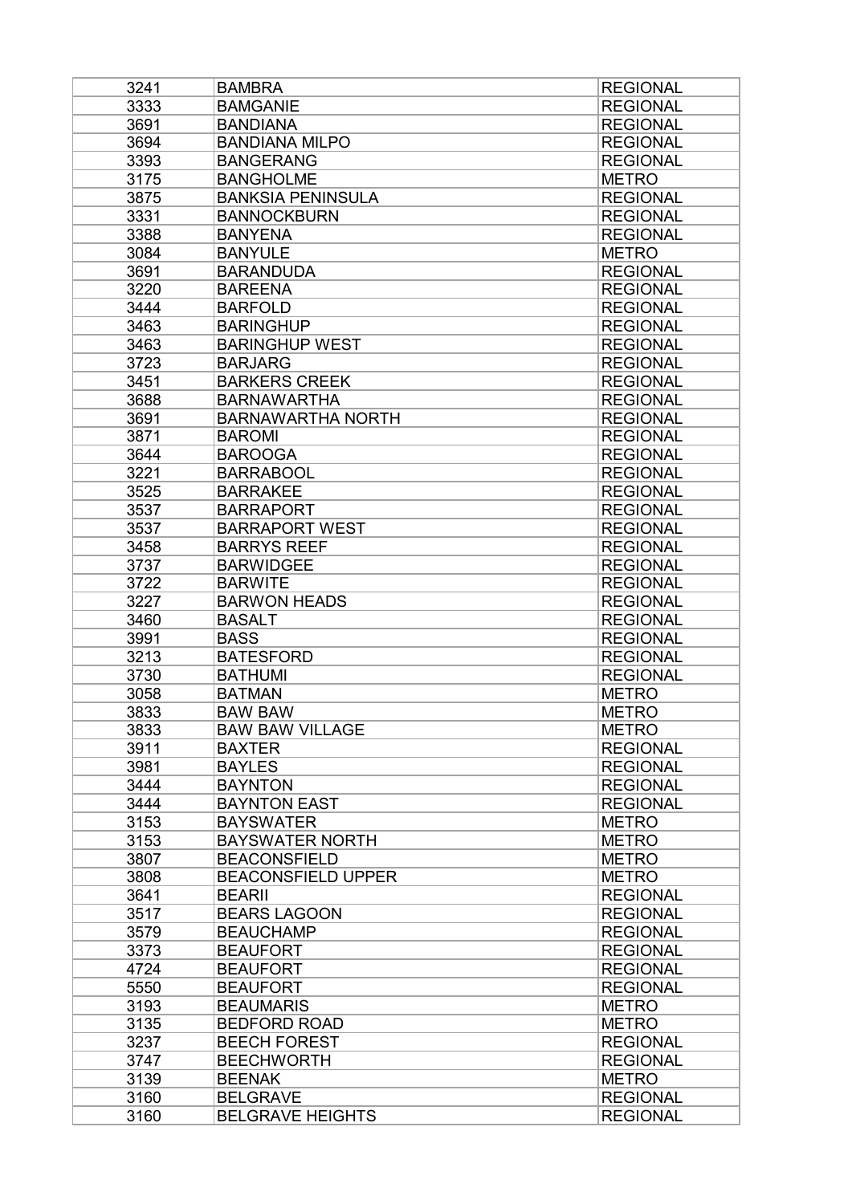| | | |
|---|---|---|
| 3241 | BAMBRA | REGIONAL |
| 3333 | BAMGANIE | REGIONAL |
| 3691 | BANDIANA | REGIONAL |
| 3694 | BANDIANA MILPO | REGIONAL |
| 3393 | BANGERANG | REGIONAL |
| 3175 | BANGHOLME | METRO |
| 3875 | BANKSIA PENINSULA | REGIONAL |
| 3331 | BANNOCKBURN | REGIONAL |
| 3388 | BANYENA | REGIONAL |
| 3084 | BANYULE | METRO |
| 3691 | BARANDUDA | REGIONAL |
| 3220 | BAREENA | REGIONAL |
| 3444 | BARFOLD | REGIONAL |
| 3463 | BARINGHUP | REGIONAL |
| 3463 | BARINGHUP WEST | REGIONAL |
| 3723 | BARJARG | REGIONAL |
| 3451 | BARKERS CREEK | REGIONAL |
| 3688 | BARNAWARTHA | REGIONAL |
| 3691 | BARNAWARTHA NORTH | REGIONAL |
| 3871 | BAROMI | REGIONAL |
| 3644 | BAROOGA | REGIONAL |
| 3221 | BARRABOOL | REGIONAL |
| 3525 | BARRAKEE | REGIONAL |
| 3537 | BARRAPORT | REGIONAL |
| 3537 | BARRAPORT WEST | REGIONAL |
| 3458 | BARRYS REEF | REGIONAL |
| 3737 | BARWIDGEE | REGIONAL |
| 3722 | BARWITE | REGIONAL |
| 3227 | BARWON HEADS | REGIONAL |
| 3460 | BASALT | REGIONAL |
| 3991 | BASS | REGIONAL |
| 3213 | BATESFORD | REGIONAL |
| 3730 | BATHUMI | REGIONAL |
| 3058 | BATMAN | METRO |
| 3833 | BAW BAW | METRO |
| 3833 | BAW BAW VILLAGE | METRO |
| 3911 | BAXTER | REGIONAL |
| 3981 | BAYLES | REGIONAL |
| 3444 | BAYNTON | REGIONAL |
| 3444 | BAYNTON EAST | REGIONAL |
| 3153 | BAYSWATER | METRO |
| 3153 | BAYSWATER NORTH | METRO |
| 3807 | BEACONSFIELD | METRO |
| 3808 | BEACONSFIELD UPPER | METRO |
| 3641 | BEARII | REGIONAL |
| 3517 | BEARS LAGOON | REGIONAL |
| 3579 | BEAUCHAMP | REGIONAL |
| 3373 | BEAUFORT | REGIONAL |
| 4724 | BEAUFORT | REGIONAL |
| 5550 | BEAUFORT | REGIONAL |
| 3193 | BEAUMARIS | METRO |
| 3135 | BEDFORD ROAD | METRO |
| 3237 | BEECH FOREST | REGIONAL |
| 3747 | BEECHWORTH | REGIONAL |
| 3139 | BEENAK | METRO |
| 3160 | BELGRAVE | REGIONAL |
| 3160 | BELGRAVE HEIGHTS | REGIONAL |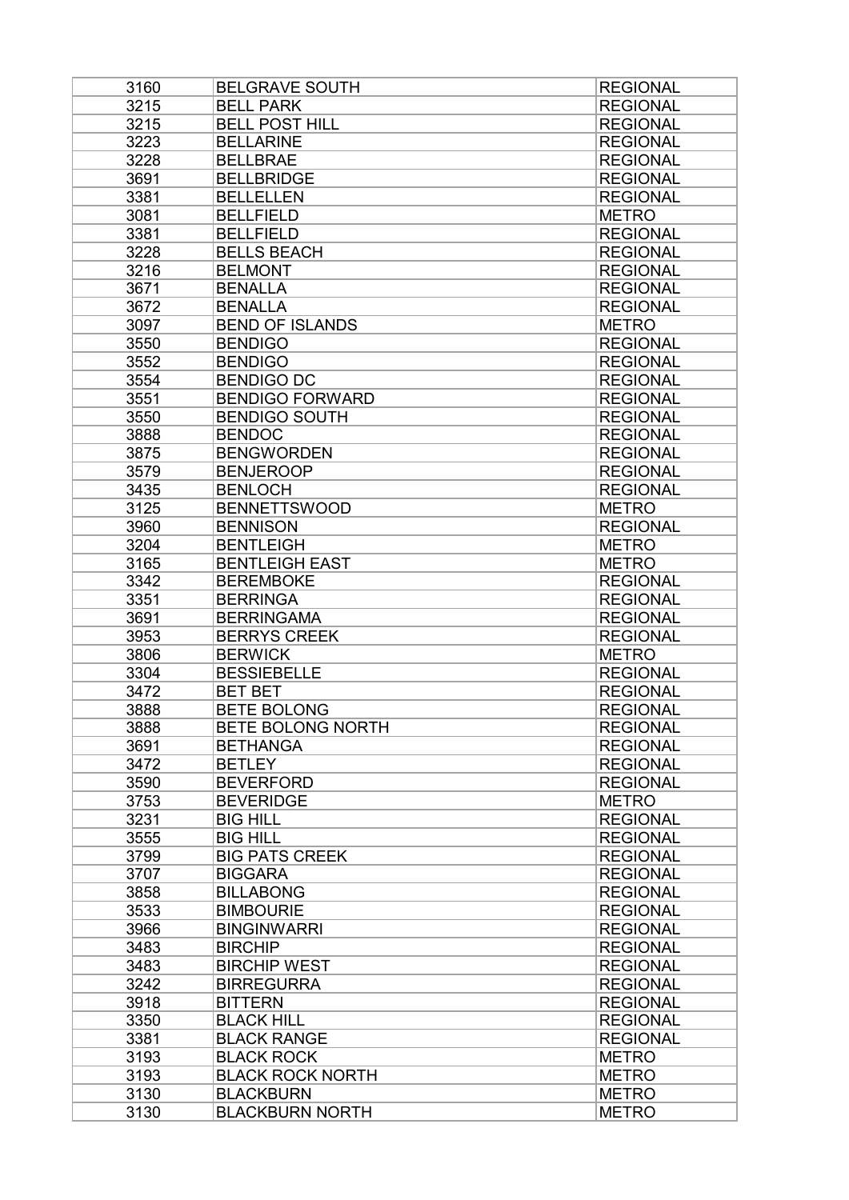| 3160 | BELGRAVE SOUTH | REGIONAL |
|---|---|---|
| 3215 | BELL PARK | REGIONAL |
| 3215 | BELL POST HILL | REGIONAL |
| 3223 | BELLARINE | REGIONAL |
| 3228 | BELLBRAE | REGIONAL |
| 3691 | BELLBRIDGE | REGIONAL |
| 3381 | BELLELLEN | REGIONAL |
| 3081 | BELLFIELD | METRO |
| 3381 | BELLFIELD | REGIONAL |
| 3228 | BELLS BEACH | REGIONAL |
| 3216 | BELMONT | REGIONAL |
| 3671 | BENALLA | REGIONAL |
| 3672 | BENALLA | REGIONAL |
| 3097 | BEND OF ISLANDS | METRO |
| 3550 | BENDIGO | REGIONAL |
| 3552 | BENDIGO | REGIONAL |
| 3554 | BENDIGO DC | REGIONAL |
| 3551 | BENDIGO FORWARD | REGIONAL |
| 3550 | BENDIGO SOUTH | REGIONAL |
| 3888 | BENDOC | REGIONAL |
| 3875 | BENGWORDEN | REGIONAL |
| 3579 | BENJEROOP | REGIONAL |
| 3435 | BENLOCH | REGIONAL |
| 3125 | BENNETTSWOOD | METRO |
| 3960 | BENNISON | REGIONAL |
| 3204 | BENTLEIGH | METRO |
| 3165 | BENTLEIGH EAST | METRO |
| 3342 | BEREMBOKE | REGIONAL |
| 3351 | BERRINGA | REGIONAL |
| 3691 | BERRINGAMA | REGIONAL |
| 3953 | BERRYS CREEK | REGIONAL |
| 3806 | BERWICK | METRO |
| 3304 | BESSIEBELLE | REGIONAL |
| 3472 | BET BET | REGIONAL |
| 3888 | BETE BOLONG | REGIONAL |
| 3888 | BETE BOLONG NORTH | REGIONAL |
| 3691 | BETHANGA | REGIONAL |
| 3472 | BETLEY | REGIONAL |
| 3590 | BEVERFORD | REGIONAL |
| 3753 | BEVERIDGE | METRO |
| 3231 | BIG HILL | REGIONAL |
| 3555 | BIG HILL | REGIONAL |
| 3799 | BIG PATS CREEK | REGIONAL |
| 3707 | BIGGARA | REGIONAL |
| 3858 | BILLABONG | REGIONAL |
| 3533 | BIMBOURIE | REGIONAL |
| 3966 | BINGINWARRI | REGIONAL |
| 3483 | BIRCHIP | REGIONAL |
| 3483 | BIRCHIP WEST | REGIONAL |
| 3242 | BIRREGURRA | REGIONAL |
| 3918 | BITTERN | REGIONAL |
| 3350 | BLACK HILL | REGIONAL |
| 3381 | BLACK RANGE | REGIONAL |
| 3193 | BLACK ROCK | METRO |
| 3193 | BLACK ROCK NORTH | METRO |
| 3130 | BLACKBURN | METRO |
| 3130 | BLACKBURN NORTH | METRO |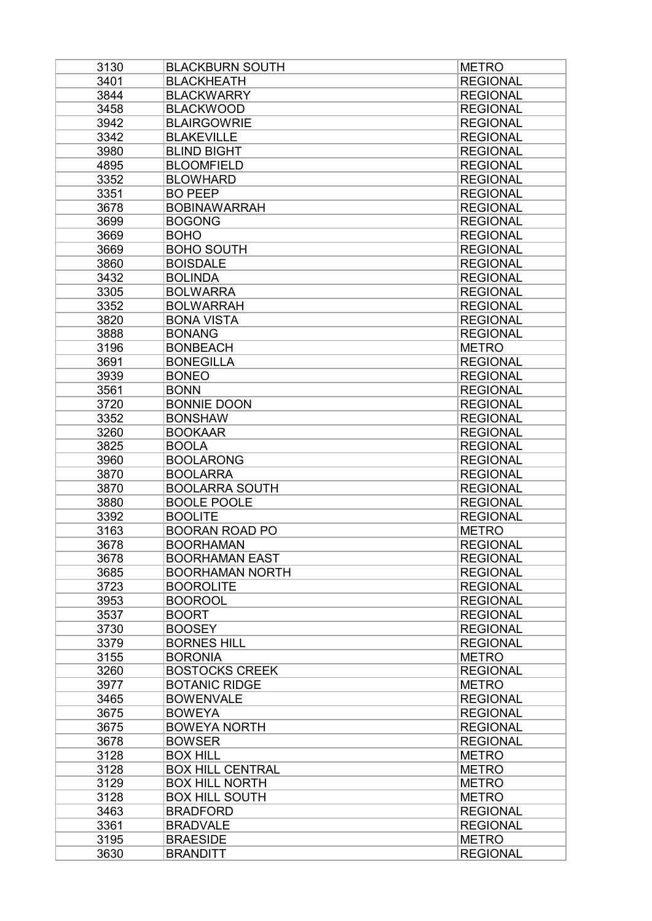| 3130 | BLACKBURN SOUTH | METRO |
|---|---|---|
| 3401 | BLACKHEATH | REGIONAL |
| 3844 | BLACKWARRY | REGIONAL |
| 3458 | BLACKWOOD | REGIONAL |
| 3942 | BLAIRGOWRIE | REGIONAL |
| 3342 | BLAKEVILLE | REGIONAL |
| 3980 | BLIND BIGHT | REGIONAL |
| 4895 | BLOOMFIELD | REGIONAL |
| 3352 | BLOWHARD | REGIONAL |
| 3351 | BO PEEP | REGIONAL |
| 3678 | BOBINAWARRAH | REGIONAL |
| 3699 | BOGONG | REGIONAL |
| 3669 | BOHO | REGIONAL |
| 3669 | BOHO SOUTH | REGIONAL |
| 3860 | BOISDALE | REGIONAL |
| 3432 | BOLINDA | REGIONAL |
| 3305 | BOLWARRA | REGIONAL |
| 3352 | BOLWARRAH | REGIONAL |
| 3820 | BONA VISTA | REGIONAL |
| 3888 | BONANG | REGIONAL |
| 3196 | BONBEACH | METRO |
| 3691 | BONEGILLA | REGIONAL |
| 3939 | BONEO | REGIONAL |
| 3561 | BONN | REGIONAL |
| 3720 | BONNIE DOON | REGIONAL |
| 3352 | BONSHAW | REGIONAL |
| 3260 | BOOKAAR | REGIONAL |
| 3825 | BOOLA | REGIONAL |
| 3960 | BOOLARONG | REGIONAL |
| 3870 | BOOLARRA | REGIONAL |
| 3870 | BOOLARRA SOUTH | REGIONAL |
| 3880 | BOOLE POOLE | REGIONAL |
| 3392 | BOOLITE | REGIONAL |
| 3163 | BOORAN ROAD PO | METRO |
| 3678 | BOORHAMAN | REGIONAL |
| 3678 | BOORHAMAN EAST | REGIONAL |
| 3685 | BOORHAMAN NORTH | REGIONAL |
| 3723 | BOOROLITE | REGIONAL |
| 3953 | BOOROOL | REGIONAL |
| 3537 | BOORT | REGIONAL |
| 3730 | BOOSEY | REGIONAL |
| 3379 | BORNES HILL | REGIONAL |
| 3155 | BORONIA | METRO |
| 3260 | BOSTOCKS CREEK | REGIONAL |
| 3977 | BOTANIC RIDGE | METRO |
| 3465 | BOWENVALE | REGIONAL |
| 3675 | BOWEYA | REGIONAL |
| 3675 | BOWEYA NORTH | REGIONAL |
| 3678 | BOWSER | REGIONAL |
| 3128 | BOX HILL | METRO |
| 3128 | BOX HILL CENTRAL | METRO |
| 3129 | BOX HILL NORTH | METRO |
| 3128 | BOX HILL SOUTH | METRO |
| 3463 | BRADFORD | REGIONAL |
| 3361 | BRADVALE | REGIONAL |
| 3195 | BRAESIDE | METRO |
| 3630 | BRANDITT | REGIONAL |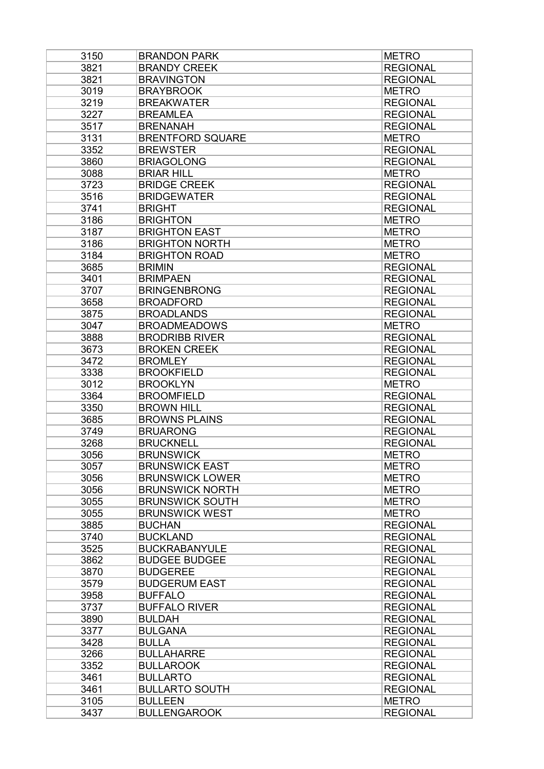| 3150 | BRANDON PARK | METRO |
|---|---|---|
| 3821 | BRANDY CREEK | REGIONAL |
| 3821 | BRAVINGTON | REGIONAL |
| 3019 | BRAYBROOK | METRO |
| 3219 | BREAKWATER | REGIONAL |
| 3227 | BREAMLEA | REGIONAL |
| 3517 | BRENANAH | REGIONAL |
| 3131 | BRENTFORD SQUARE | METRO |
| 3352 | BREWSTER | REGIONAL |
| 3860 | BRIAGOLONG | REGIONAL |
| 3088 | BRIAR HILL | METRO |
| 3723 | BRIDGE CREEK | REGIONAL |
| 3516 | BRIDGEWATER | REGIONAL |
| 3741 | BRIGHT | REGIONAL |
| 3186 | BRIGHTON | METRO |
| 3187 | BRIGHTON EAST | METRO |
| 3186 | BRIGHTON NORTH | METRO |
| 3184 | BRIGHTON ROAD | METRO |
| 3685 | BRIMIN | REGIONAL |
| 3401 | BRIMPAEN | REGIONAL |
| 3707 | BRINGENBRONG | REGIONAL |
| 3658 | BROADFORD | REGIONAL |
| 3875 | BROADLANDS | REGIONAL |
| 3047 | BROADMEADOWS | METRO |
| 3888 | BRODRIBB RIVER | REGIONAL |
| 3673 | BROKEN CREEK | REGIONAL |
| 3472 | BROMLEY | REGIONAL |
| 3338 | BROOKFIELD | REGIONAL |
| 3012 | BROOKLYN | METRO |
| 3364 | BROOMFIELD | REGIONAL |
| 3350 | BROWN HILL | REGIONAL |
| 3685 | BROWNS PLAINS | REGIONAL |
| 3749 | BRUARONG | REGIONAL |
| 3268 | BRUCKNELL | REGIONAL |
| 3056 | BRUNSWICK | METRO |
| 3057 | BRUNSWICK EAST | METRO |
| 3056 | BRUNSWICK LOWER | METRO |
| 3056 | BRUNSWICK NORTH | METRO |
| 3055 | BRUNSWICK SOUTH | METRO |
| 3055 | BRUNSWICK WEST | METRO |
| 3885 | BUCHAN | REGIONAL |
| 3740 | BUCKLAND | REGIONAL |
| 3525 | BUCKRABANYULE | REGIONAL |
| 3862 | BUDGEE BUDGEE | REGIONAL |
| 3870 | BUDGEREE | REGIONAL |
| 3579 | BUDGERUM EAST | REGIONAL |
| 3958 | BUFFALO | REGIONAL |
| 3737 | BUFFALO RIVER | REGIONAL |
| 3890 | BULDAH | REGIONAL |
| 3377 | BULGANA | REGIONAL |
| 3428 | BULLA | REGIONAL |
| 3266 | BULLAHARRE | REGIONAL |
| 3352 | BULLAROOK | REGIONAL |
| 3461 | BULLARTO | REGIONAL |
| 3461 | BULLARTO SOUTH | REGIONAL |
| 3105 | BULLEEN | METRO |
| 3437 | BULLENGAROOK | REGIONAL |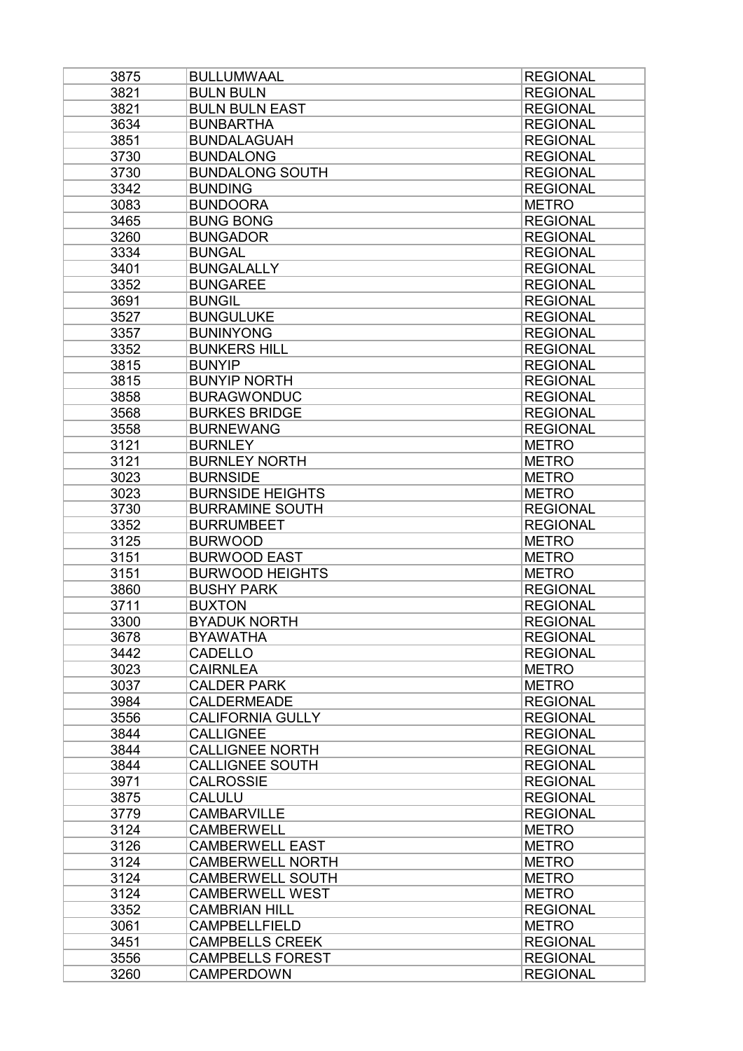| 3875 | BULLUMWAAL | REGIONAL |
|---|---|---|
| 3821 | BULN BULN | REGIONAL |
| 3821 | BULN BULN EAST | REGIONAL |
| 3634 | BUNBARTHA | REGIONAL |
| 3851 | BUNDALAGUAH | REGIONAL |
| 3730 | BUNDALONG | REGIONAL |
| 3730 | BUNDALONG SOUTH | REGIONAL |
| 3342 | BUNDING | REGIONAL |
| 3083 | BUNDOORA | METRO |
| 3465 | BUNG BONG | REGIONAL |
| 3260 | BUNGADOR | REGIONAL |
| 3334 | BUNGAL | REGIONAL |
| 3401 | BUNGALALLY | REGIONAL |
| 3352 | BUNGAREE | REGIONAL |
| 3691 | BUNGIL | REGIONAL |
| 3527 | BUNGULUKE | REGIONAL |
| 3357 | BUNINYONG | REGIONAL |
| 3352 | BUNKERS HILL | REGIONAL |
| 3815 | BUNYIP | REGIONAL |
| 3815 | BUNYIP NORTH | REGIONAL |
| 3858 | BURAGWONDUC | REGIONAL |
| 3568 | BURKES BRIDGE | REGIONAL |
| 3558 | BURNEWANG | REGIONAL |
| 3121 | BURNLEY | METRO |
| 3121 | BURNLEY NORTH | METRO |
| 3023 | BURNSIDE | METRO |
| 3023 | BURNSIDE HEIGHTS | METRO |
| 3730 | BURRAMINE SOUTH | REGIONAL |
| 3352 | BURRUMBEET | REGIONAL |
| 3125 | BURWOOD | METRO |
| 3151 | BURWOOD EAST | METRO |
| 3151 | BURWOOD HEIGHTS | METRO |
| 3860 | BUSHY PARK | REGIONAL |
| 3711 | BUXTON | REGIONAL |
| 3300 | BYADUK NORTH | REGIONAL |
| 3678 | BYAWATHA | REGIONAL |
| 3442 | CADELLO | REGIONAL |
| 3023 | CAIRNLEA | METRO |
| 3037 | CALDER PARK | METRO |
| 3984 | CALDERMEADE | REGIONAL |
| 3556 | CALIFORNIA GULLY | REGIONAL |
| 3844 | CALLIGNEE | REGIONAL |
| 3844 | CALLIGNEE NORTH | REGIONAL |
| 3844 | CALLIGNEE SOUTH | REGIONAL |
| 3971 | CALROSSIE | REGIONAL |
| 3875 | CALULU | REGIONAL |
| 3779 | CAMBARVILLE | REGIONAL |
| 3124 | CAMBERWELL | METRO |
| 3126 | CAMBERWELL EAST | METRO |
| 3124 | CAMBERWELL NORTH | METRO |
| 3124 | CAMBERWELL SOUTH | METRO |
| 3124 | CAMBERWELL WEST | METRO |
| 3352 | CAMBRIAN HILL | REGIONAL |
| 3061 | CAMPBELLFIELD | METRO |
| 3451 | CAMPBELLS CREEK | REGIONAL |
| 3556 | CAMPBELLS FOREST | REGIONAL |
| 3260 | CAMPERDOWN | REGIONAL |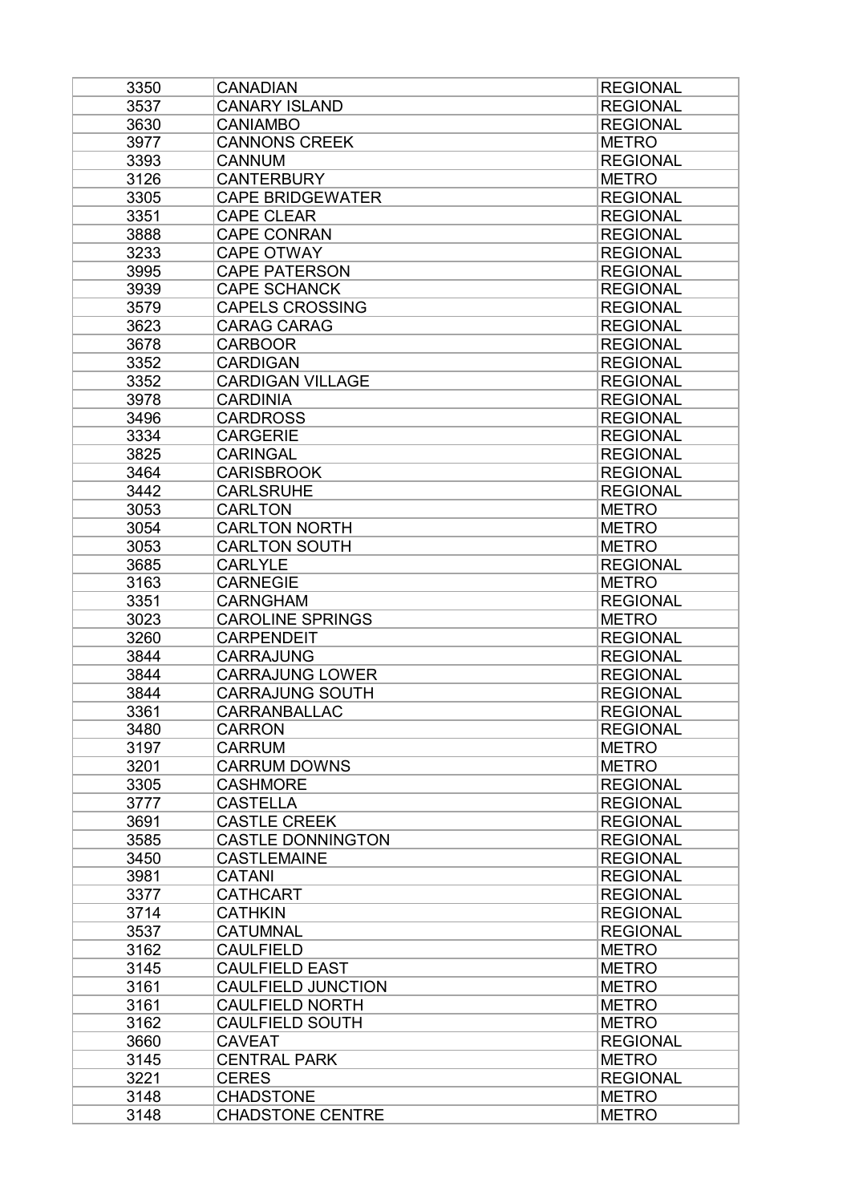| 3350 | CANADIAN | REGIONAL |
|---|---|---|
| 3537 | CANARY ISLAND | REGIONAL |
| 3630 | CANIAMBO | REGIONAL |
| 3977 | CANNONS CREEK | METRO |
| 3393 | CANNUM | REGIONAL |
| 3126 | CANTERBURY | METRO |
| 3305 | CAPE BRIDGEWATER | REGIONAL |
| 3351 | CAPE CLEAR | REGIONAL |
| 3888 | CAPE CONRAN | REGIONAL |
| 3233 | CAPE OTWAY | REGIONAL |
| 3995 | CAPE PATERSON | REGIONAL |
| 3939 | CAPE SCHANCK | REGIONAL |
| 3579 | CAPELS CROSSING | REGIONAL |
| 3623 | CARAG CARAG | REGIONAL |
| 3678 | CARBOOR | REGIONAL |
| 3352 | CARDIGAN | REGIONAL |
| 3352 | CARDIGAN VILLAGE | REGIONAL |
| 3978 | CARDINIA | REGIONAL |
| 3496 | CARDROSS | REGIONAL |
| 3334 | CARGERIE | REGIONAL |
| 3825 | CARINGAL | REGIONAL |
| 3464 | CARISBROOK | REGIONAL |
| 3442 | CARLSRUHE | REGIONAL |
| 3053 | CARLTON | METRO |
| 3054 | CARLTON NORTH | METRO |
| 3053 | CARLTON SOUTH | METRO |
| 3685 | CARLYLE | REGIONAL |
| 3163 | CARNEGIE | METRO |
| 3351 | CARNGHAM | REGIONAL |
| 3023 | CAROLINE SPRINGS | METRO |
| 3260 | CARPENDEIT | REGIONAL |
| 3844 | CARRAJUNG | REGIONAL |
| 3844 | CARRAJUNG LOWER | REGIONAL |
| 3844 | CARRAJUNG SOUTH | REGIONAL |
| 3361 | CARRANBALLAC | REGIONAL |
| 3480 | CARRON | REGIONAL |
| 3197 | CARRUM | METRO |
| 3201 | CARRUM DOWNS | METRO |
| 3305 | CASHMORE | REGIONAL |
| 3777 | CASTELLA | REGIONAL |
| 3691 | CASTLE CREEK | REGIONAL |
| 3585 | CASTLE DONNINGTON | REGIONAL |
| 3450 | CASTLEMAINE | REGIONAL |
| 3981 | CATANI | REGIONAL |
| 3377 | CATHCART | REGIONAL |
| 3714 | CATHKIN | REGIONAL |
| 3537 | CATUMNAL | REGIONAL |
| 3162 | CAULFIELD | METRO |
| 3145 | CAULFIELD EAST | METRO |
| 3161 | CAULFIELD JUNCTION | METRO |
| 3161 | CAULFIELD NORTH | METRO |
| 3162 | CAULFIELD SOUTH | METRO |
| 3660 | CAVEAT | REGIONAL |
| 3145 | CENTRAL PARK | METRO |
| 3221 | CERES | REGIONAL |
| 3148 | CHADSTONE | METRO |
| 3148 | CHADSTONE CENTRE | METRO |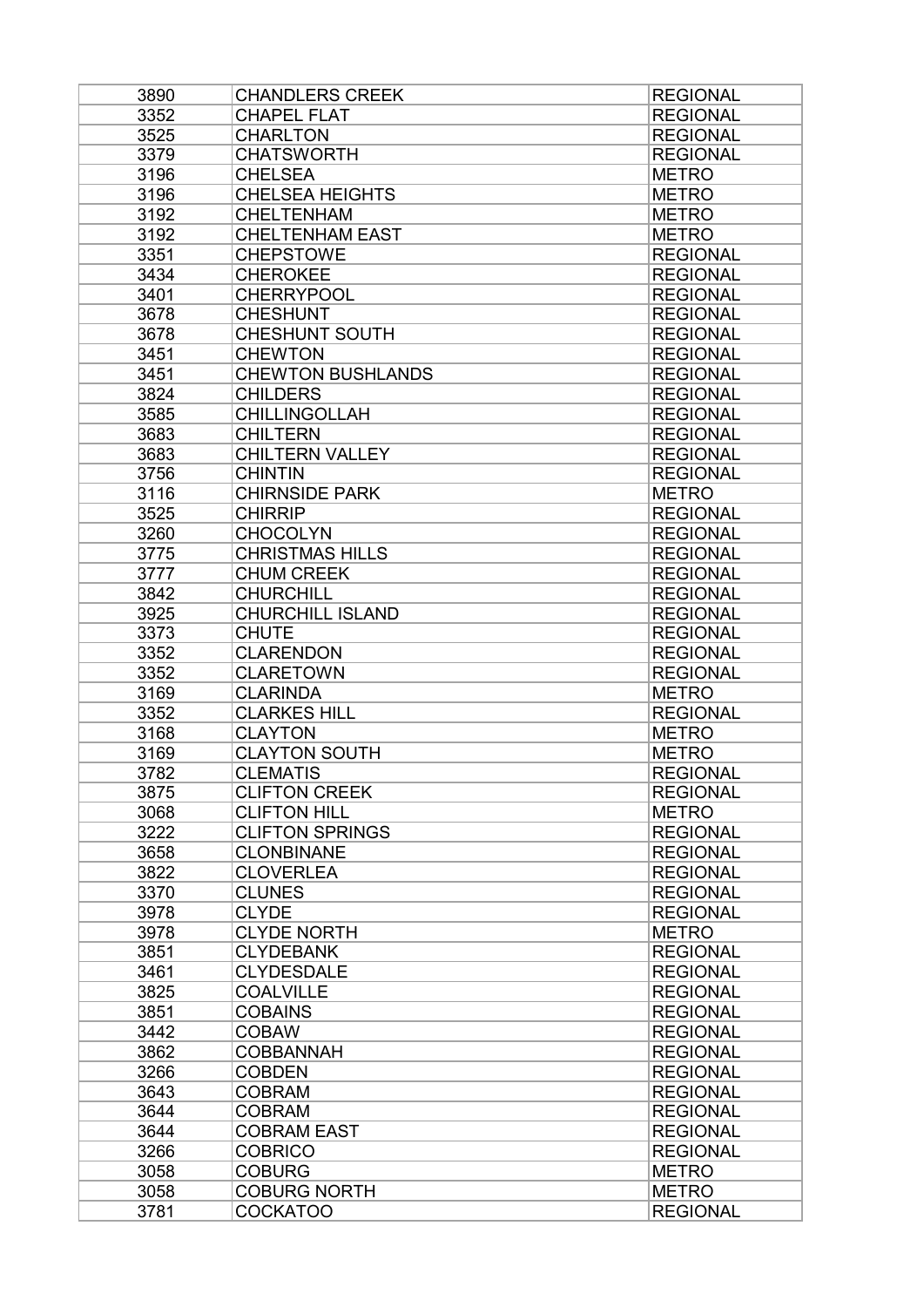| 3890 | CHANDLERS CREEK | REGIONAL |
|---|---|---|
| 3352 | CHAPEL FLAT | REGIONAL |
| 3525 | CHARLTON | REGIONAL |
| 3379 | CHATSWORTH | REGIONAL |
| 3196 | CHELSEA | METRO |
| 3196 | CHELSEA HEIGHTS | METRO |
| 3192 | CHELTENHAM | METRO |
| 3192 | CHELTENHAM EAST | METRO |
| 3351 | CHEPSTOWE | REGIONAL |
| 3434 | CHEROKEE | REGIONAL |
| 3401 | CHERRYPOOL | REGIONAL |
| 3678 | CHESHUNT | REGIONAL |
| 3678 | CHESHUNT SOUTH | REGIONAL |
| 3451 | CHEWTON | REGIONAL |
| 3451 | CHEWTON BUSHLANDS | REGIONAL |
| 3824 | CHILDERS | REGIONAL |
| 3585 | CHILLINGOLLAH | REGIONAL |
| 3683 | CHILTERN | REGIONAL |
| 3683 | CHILTERN VALLEY | REGIONAL |
| 3756 | CHINTIN | REGIONAL |
| 3116 | CHIRNSIDE PARK | METRO |
| 3525 | CHIRRIP | REGIONAL |
| 3260 | CHOCOLYN | REGIONAL |
| 3775 | CHRISTMAS HILLS | REGIONAL |
| 3777 | CHUM CREEK | REGIONAL |
| 3842 | CHURCHILL | REGIONAL |
| 3925 | CHURCHILL ISLAND | REGIONAL |
| 3373 | CHUTE | REGIONAL |
| 3352 | CLARENDON | REGIONAL |
| 3352 | CLARETOWN | REGIONAL |
| 3169 | CLARINDA | METRO |
| 3352 | CLARKES HILL | REGIONAL |
| 3168 | CLAYTON | METRO |
| 3169 | CLAYTON SOUTH | METRO |
| 3782 | CLEMATIS | REGIONAL |
| 3875 | CLIFTON CREEK | REGIONAL |
| 3068 | CLIFTON HILL | METRO |
| 3222 | CLIFTON SPRINGS | REGIONAL |
| 3658 | CLONBINANE | REGIONAL |
| 3822 | CLOVERLEA | REGIONAL |
| 3370 | CLUNES | REGIONAL |
| 3978 | CLYDE | REGIONAL |
| 3978 | CLYDE NORTH | METRO |
| 3851 | CLYDEBANK | REGIONAL |
| 3461 | CLYDESDALE | REGIONAL |
| 3825 | COALVILLE | REGIONAL |
| 3851 | COBAINS | REGIONAL |
| 3442 | COBAW | REGIONAL |
| 3862 | COBBANNAH | REGIONAL |
| 3266 | COBDEN | REGIONAL |
| 3643 | COBRAM | REGIONAL |
| 3644 | COBRAM | REGIONAL |
| 3644 | COBRAM EAST | REGIONAL |
| 3266 | COBRICO | REGIONAL |
| 3058 | COBURG | METRO |
| 3058 | COBURG NORTH | METRO |
| 3781 | COCKATOO | REGIONAL |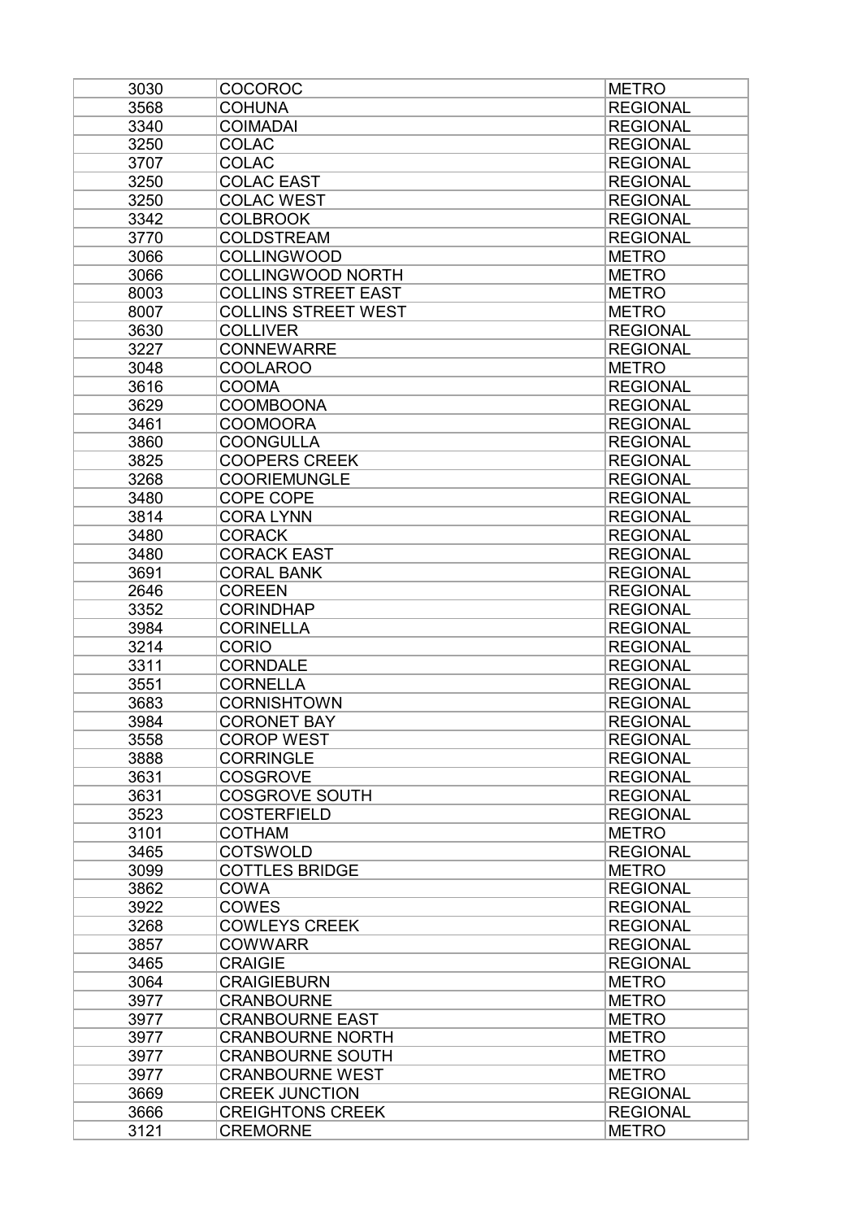| 3030 | COCOROC | METRO |
|---|---|---|
| 3568 | COHUNA | REGIONAL |
| 3340 | COIMADAI | REGIONAL |
| 3250 | COLAC | REGIONAL |
| 3707 | COLAC | REGIONAL |
| 3250 | COLAC EAST | REGIONAL |
| 3250 | COLAC WEST | REGIONAL |
| 3342 | COLBROOK | REGIONAL |
| 3770 | COLDSTREAM | REGIONAL |
| 3066 | COLLINGWOOD | METRO |
| 3066 | COLLINGWOOD NORTH | METRO |
| 8003 | COLLINS STREET EAST | METRO |
| 8007 | COLLINS STREET WEST | METRO |
| 3630 | COLLIVER | REGIONAL |
| 3227 | CONNEWARRE | REGIONAL |
| 3048 | COOLAROO | METRO |
| 3616 | COOMA | REGIONAL |
| 3629 | COOMBOONA | REGIONAL |
| 3461 | COOMOORA | REGIONAL |
| 3860 | COONGULLA | REGIONAL |
| 3825 | COOPERS CREEK | REGIONAL |
| 3268 | COORIEMUNGLE | REGIONAL |
| 3480 | COPE COPE | REGIONAL |
| 3814 | CORA LYNN | REGIONAL |
| 3480 | CORACK | REGIONAL |
| 3480 | CORACK EAST | REGIONAL |
| 3691 | CORAL BANK | REGIONAL |
| 2646 | COREEN | REGIONAL |
| 3352 | CORINDHAP | REGIONAL |
| 3984 | CORINELLA | REGIONAL |
| 3214 | CORIO | REGIONAL |
| 3311 | CORNDALE | REGIONAL |
| 3551 | CORNELLA | REGIONAL |
| 3683 | CORNISHTOWN | REGIONAL |
| 3984 | CORONET BAY | REGIONAL |
| 3558 | COROP WEST | REGIONAL |
| 3888 | CORRINGLE | REGIONAL |
| 3631 | COSGROVE | REGIONAL |
| 3631 | COSGROVE SOUTH | REGIONAL |
| 3523 | COSTERFIELD | REGIONAL |
| 3101 | COTHAM | METRO |
| 3465 | COTSWOLD | REGIONAL |
| 3099 | COTTLES BRIDGE | METRO |
| 3862 | COWA | REGIONAL |
| 3922 | COWES | REGIONAL |
| 3268 | COWLEYS CREEK | REGIONAL |
| 3857 | COWWARR | REGIONAL |
| 3465 | CRAIGIE | REGIONAL |
| 3064 | CRAIGIEBURN | METRO |
| 3977 | CRANBOURNE | METRO |
| 3977 | CRANBOURNE EAST | METRO |
| 3977 | CRANBOURNE NORTH | METRO |
| 3977 | CRANBOURNE SOUTH | METRO |
| 3977 | CRANBOURNE WEST | METRO |
| 3669 | CREEK JUNCTION | REGIONAL |
| 3666 | CREIGHTONS CREEK | REGIONAL |
| 3121 | CREMORNE | METRO |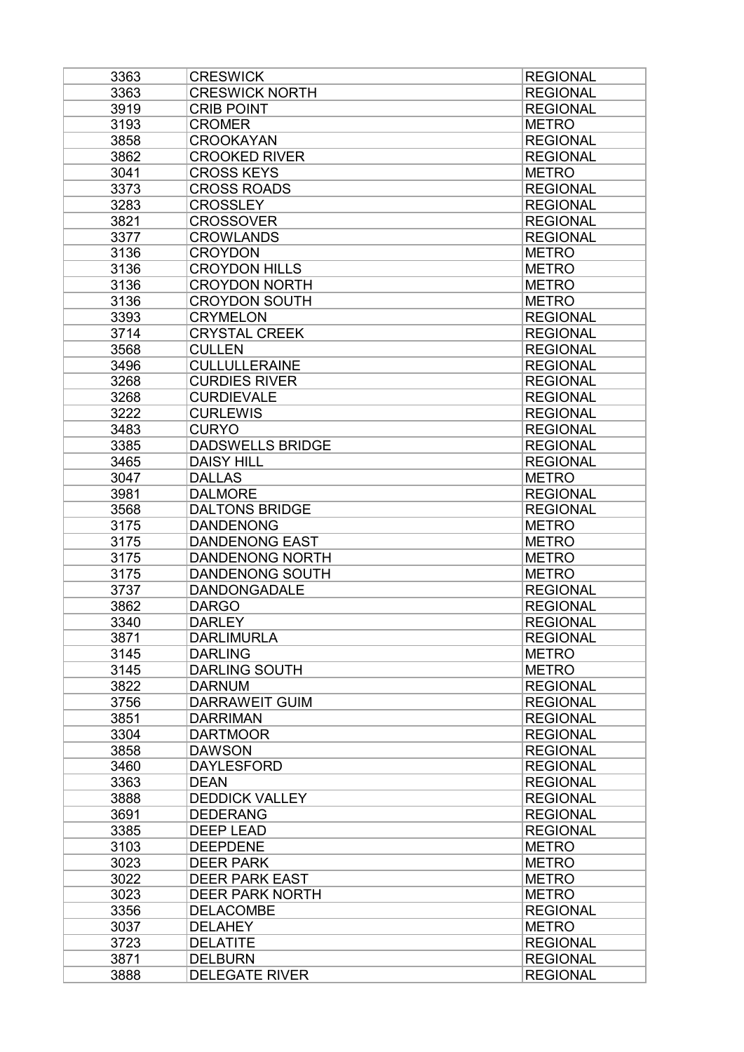| 3363 | CRESWICK | REGIONAL |
|---|---|---|
| 3363 | CRESWICK NORTH | REGIONAL |
| 3919 | CRIB POINT | REGIONAL |
| 3193 | CROMER | METRO |
| 3858 | CROOKAYAN | REGIONAL |
| 3862 | CROOKED RIVER | REGIONAL |
| 3041 | CROSS KEYS | METRO |
| 3373 | CROSS ROADS | REGIONAL |
| 3283 | CROSSLEY | REGIONAL |
| 3821 | CROSSOVER | REGIONAL |
| 3377 | CROWLANDS | REGIONAL |
| 3136 | CROYDON | METRO |
| 3136 | CROYDON HILLS | METRO |
| 3136 | CROYDON NORTH | METRO |
| 3136 | CROYDON SOUTH | METRO |
| 3393 | CRYMELON | REGIONAL |
| 3714 | CRYSTAL CREEK | REGIONAL |
| 3568 | CULLEN | REGIONAL |
| 3496 | CULLULLERAINE | REGIONAL |
| 3268 | CURDIES RIVER | REGIONAL |
| 3268 | CURDIEVALE | REGIONAL |
| 3222 | CURLEWIS | REGIONAL |
| 3483 | CURYO | REGIONAL |
| 3385 | DADSWELLS BRIDGE | REGIONAL |
| 3465 | DAISY HILL | REGIONAL |
| 3047 | DALLAS | METRO |
| 3981 | DALMORE | REGIONAL |
| 3568 | DALTONS BRIDGE | REGIONAL |
| 3175 | DANDENONG | METRO |
| 3175 | DANDENONG EAST | METRO |
| 3175 | DANDENONG NORTH | METRO |
| 3175 | DANDENONG SOUTH | METRO |
| 3737 | DANDONGADALE | REGIONAL |
| 3862 | DARGO | REGIONAL |
| 3340 | DARLEY | REGIONAL |
| 3871 | DARLIMURLA | REGIONAL |
| 3145 | DARLING | METRO |
| 3145 | DARLING SOUTH | METRO |
| 3822 | DARNUM | REGIONAL |
| 3756 | DARRAWEIT GUIM | REGIONAL |
| 3851 | DARRIMAN | REGIONAL |
| 3304 | DARTMOOR | REGIONAL |
| 3858 | DAWSON | REGIONAL |
| 3460 | DAYLESFORD | REGIONAL |
| 3363 | DEAN | REGIONAL |
| 3888 | DEDDICK VALLEY | REGIONAL |
| 3691 | DEDERANG | REGIONAL |
| 3385 | DEEP LEAD | REGIONAL |
| 3103 | DEEPDENE | METRO |
| 3023 | DEER PARK | METRO |
| 3022 | DEER PARK EAST | METRO |
| 3023 | DEER PARK NORTH | METRO |
| 3356 | DELACOMBE | REGIONAL |
| 3037 | DELAHEY | METRO |
| 3723 | DELATITE | REGIONAL |
| 3871 | DELBURN | REGIONAL |
| 3888 | DELEGATE RIVER | REGIONAL |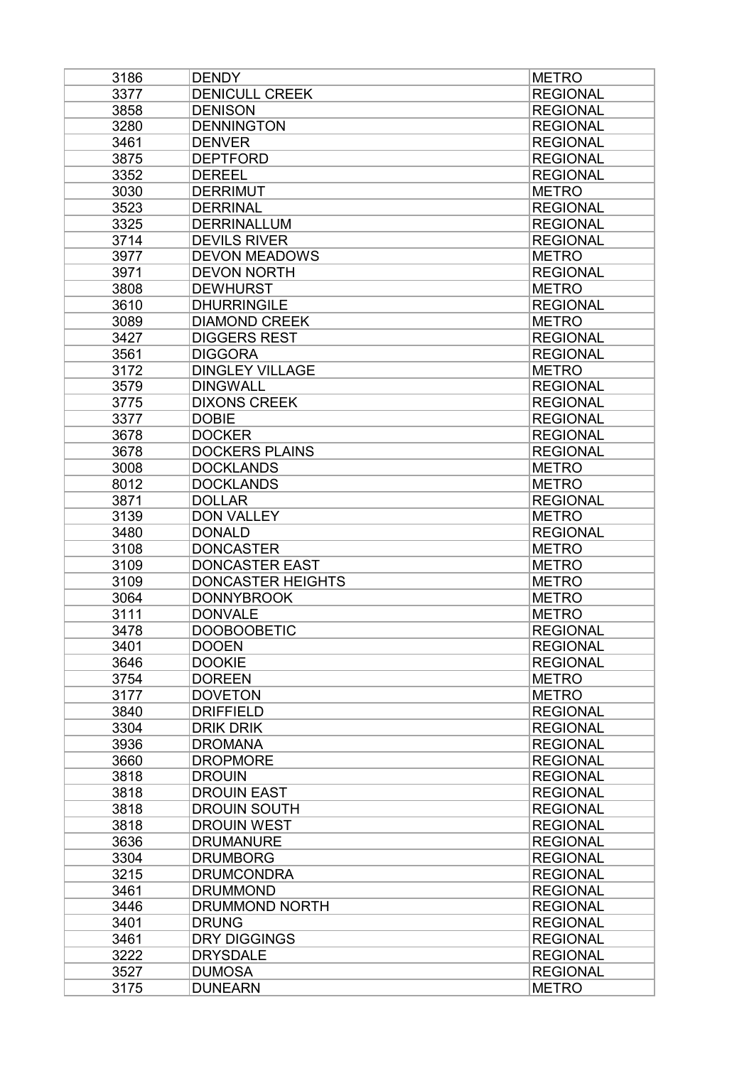| 3186 | DENDY | METRO |
|---|---|---|
| 3377 | DENICULL CREEK | REGIONAL |
| 3858 | DENISON | REGIONAL |
| 3280 | DENNINGTON | REGIONAL |
| 3461 | DENVER | REGIONAL |
| 3875 | DEPTFORD | REGIONAL |
| 3352 | DEREEL | REGIONAL |
| 3030 | DERRIMUT | METRO |
| 3523 | DERRINAL | REGIONAL |
| 3325 | DERRINALLUM | REGIONAL |
| 3714 | DEVILS RIVER | REGIONAL |
| 3977 | DEVON MEADOWS | METRO |
| 3971 | DEVON NORTH | REGIONAL |
| 3808 | DEWHURST | METRO |
| 3610 | DHURRINGILE | REGIONAL |
| 3089 | DIAMOND CREEK | METRO |
| 3427 | DIGGERS REST | REGIONAL |
| 3561 | DIGGORA | REGIONAL |
| 3172 | DINGLEY VILLAGE | METRO |
| 3579 | DINGWALL | REGIONAL |
| 3775 | DIXONS CREEK | REGIONAL |
| 3377 | DOBIE | REGIONAL |
| 3678 | DOCKER | REGIONAL |
| 3678 | DOCKERS PLAINS | REGIONAL |
| 3008 | DOCKLANDS | METRO |
| 8012 | DOCKLANDS | METRO |
| 3871 | DOLLAR | REGIONAL |
| 3139 | DON VALLEY | METRO |
| 3480 | DONALD | REGIONAL |
| 3108 | DONCASTER | METRO |
| 3109 | DONCASTER EAST | METRO |
| 3109 | DONCASTER HEIGHTS | METRO |
| 3064 | DONNYBROOK | METRO |
| 3111 | DONVALE | METRO |
| 3478 | DOOBOOBETIC | REGIONAL |
| 3401 | DOOEN | REGIONAL |
| 3646 | DOOKIE | REGIONAL |
| 3754 | DOREEN | METRO |
| 3177 | DOVETON | METRO |
| 3840 | DRIFFIELD | REGIONAL |
| 3304 | DRIK DRIK | REGIONAL |
| 3936 | DROMANA | REGIONAL |
| 3660 | DROPMORE | REGIONAL |
| 3818 | DROUIN | REGIONAL |
| 3818 | DROUIN EAST | REGIONAL |
| 3818 | DROUIN SOUTH | REGIONAL |
| 3818 | DROUIN WEST | REGIONAL |
| 3636 | DRUMANURE | REGIONAL |
| 3304 | DRUMBORG | REGIONAL |
| 3215 | DRUMCONDRA | REGIONAL |
| 3461 | DRUMMOND | REGIONAL |
| 3446 | DRUMMOND NORTH | REGIONAL |
| 3401 | DRUNG | REGIONAL |
| 3461 | DRY DIGGINGS | REGIONAL |
| 3222 | DRYSDALE | REGIONAL |
| 3527 | DUMOSA | REGIONAL |
| 3175 | DUNEARN | METRO |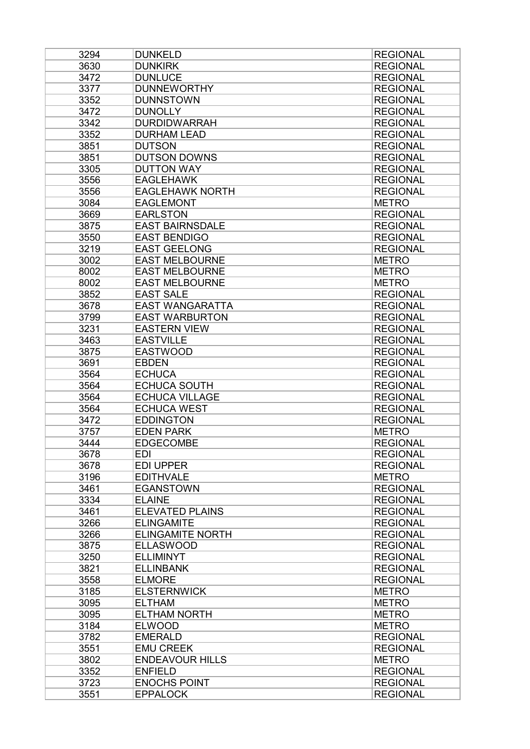| 3294 | DUNKELD | REGIONAL |
|---|---|---|
| 3630 | DUNKIRK | REGIONAL |
| 3472 | DUNLUCE | REGIONAL |
| 3377 | DUNNEWORTHY | REGIONAL |
| 3352 | DUNNSTOWN | REGIONAL |
| 3472 | DUNOLLY | REGIONAL |
| 3342 | DURDIDWARRAH | REGIONAL |
| 3352 | DURHAM LEAD | REGIONAL |
| 3851 | DUTSON | REGIONAL |
| 3851 | DUTSON DOWNS | REGIONAL |
| 3305 | DUTTON WAY | REGIONAL |
| 3556 | EAGLEHAWK | REGIONAL |
| 3556 | EAGLEHAWK NORTH | REGIONAL |
| 3084 | EAGLEMONT | METRO |
| 3669 | EARLSTON | REGIONAL |
| 3875 | EAST BAIRNSDALE | REGIONAL |
| 3550 | EAST BENDIGO | REGIONAL |
| 3219 | EAST GEELONG | REGIONAL |
| 3002 | EAST MELBOURNE | METRO |
| 8002 | EAST MELBOURNE | METRO |
| 8002 | EAST MELBOURNE | METRO |
| 3852 | EAST SALE | REGIONAL |
| 3678 | EAST WANGARATTA | REGIONAL |
| 3799 | EAST WARBURTON | REGIONAL |
| 3231 | EASTERN VIEW | REGIONAL |
| 3463 | EASTVILLE | REGIONAL |
| 3875 | EASTWOOD | REGIONAL |
| 3691 | EBDEN | REGIONAL |
| 3564 | ECHUCA | REGIONAL |
| 3564 | ECHUCA SOUTH | REGIONAL |
| 3564 | ECHUCA VILLAGE | REGIONAL |
| 3564 | ECHUCA WEST | REGIONAL |
| 3472 | EDDINGTON | REGIONAL |
| 3757 | EDEN PARK | METRO |
| 3444 | EDGECOMBE | REGIONAL |
| 3678 | EDI | REGIONAL |
| 3678 | EDI UPPER | REGIONAL |
| 3196 | EDITHVALE | METRO |
| 3461 | EGANSTOWN | REGIONAL |
| 3334 | ELAINE | REGIONAL |
| 3461 | ELEVATED PLAINS | REGIONAL |
| 3266 | ELINGAMITE | REGIONAL |
| 3266 | ELINGAMITE NORTH | REGIONAL |
| 3875 | ELLASWOOD | REGIONAL |
| 3250 | ELLIMINYT | REGIONAL |
| 3821 | ELLINBANK | REGIONAL |
| 3558 | ELMORE | REGIONAL |
| 3185 | ELSTERNWICK | METRO |
| 3095 | ELTHAM | METRO |
| 3095 | ELTHAM NORTH | METRO |
| 3184 | ELWOOD | METRO |
| 3782 | EMERALD | REGIONAL |
| 3551 | EMU CREEK | REGIONAL |
| 3802 | ENDEAVOUR HILLS | METRO |
| 3352 | ENFIELD | REGIONAL |
| 3723 | ENOCHS POINT | REGIONAL |
| 3551 | EPPALOCK | REGIONAL |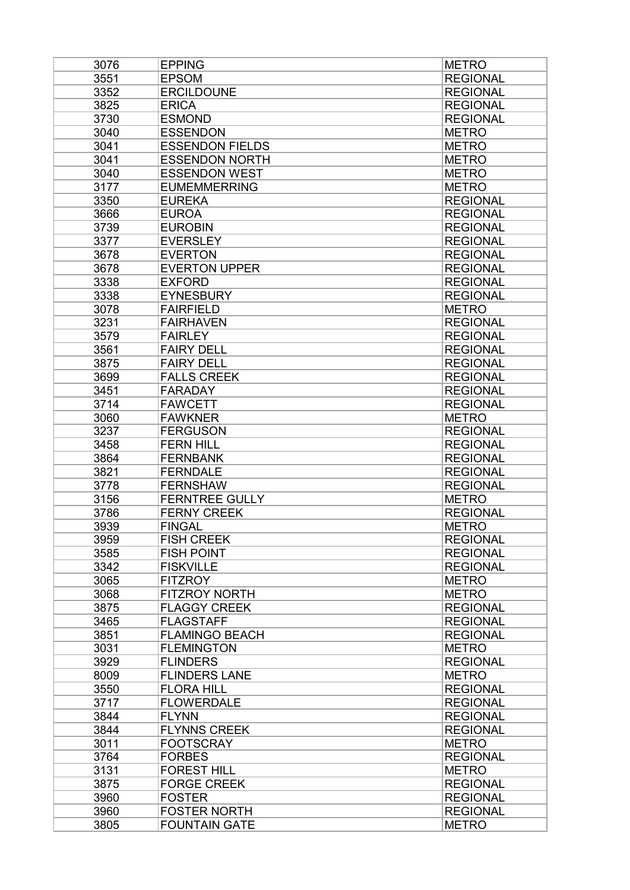| 3076 | EPPING | METRO |
|---|---|---|
| 3551 | EPSOM | REGIONAL |
| 3352 | ERCILDOUNE | REGIONAL |
| 3825 | ERICA | REGIONAL |
| 3730 | ESMOND | REGIONAL |
| 3040 | ESSENDON | METRO |
| 3041 | ESSENDON FIELDS | METRO |
| 3041 | ESSENDON NORTH | METRO |
| 3040 | ESSENDON WEST | METRO |
| 3177 | EUMEMMERRING | METRO |
| 3350 | EUREKA | REGIONAL |
| 3666 | EUROA | REGIONAL |
| 3739 | EUROBIN | REGIONAL |
| 3377 | EVERSLEY | REGIONAL |
| 3678 | EVERTON | REGIONAL |
| 3678 | EVERTON UPPER | REGIONAL |
| 3338 | EXFORD | REGIONAL |
| 3338 | EYNESBURY | REGIONAL |
| 3078 | FAIRFIELD | METRO |
| 3231 | FAIRHAVEN | REGIONAL |
| 3579 | FAIRLEY | REGIONAL |
| 3561 | FAIRY DELL | REGIONAL |
| 3875 | FAIRY DELL | REGIONAL |
| 3699 | FALLS CREEK | REGIONAL |
| 3451 | FARADAY | REGIONAL |
| 3714 | FAWCETT | REGIONAL |
| 3060 | FAWKNER | METRO |
| 3237 | FERGUSON | REGIONAL |
| 3458 | FERN HILL | REGIONAL |
| 3864 | FERNBANK | REGIONAL |
| 3821 | FERNDALE | REGIONAL |
| 3778 | FERNSHAW | REGIONAL |
| 3156 | FERNTREE GULLY | METRO |
| 3786 | FERNY CREEK | REGIONAL |
| 3939 | FINGAL | METRO |
| 3959 | FISH CREEK | REGIONAL |
| 3585 | FISH POINT | REGIONAL |
| 3342 | FISKVILLE | REGIONAL |
| 3065 | FITZROY | METRO |
| 3068 | FITZROY NORTH | METRO |
| 3875 | FLAGGY CREEK | REGIONAL |
| 3465 | FLAGSTAFF | REGIONAL |
| 3851 | FLAMINGO BEACH | REGIONAL |
| 3031 | FLEMINGTON | METRO |
| 3929 | FLINDERS | REGIONAL |
| 8009 | FLINDERS LANE | METRO |
| 3550 | FLORA HILL | REGIONAL |
| 3717 | FLOWERDALE | REGIONAL |
| 3844 | FLYNN | REGIONAL |
| 3844 | FLYNNS CREEK | REGIONAL |
| 3011 | FOOTSCRAY | METRO |
| 3764 | FORBES | REGIONAL |
| 3131 | FOREST HILL | METRO |
| 3875 | FORGE CREEK | REGIONAL |
| 3960 | FOSTER | REGIONAL |
| 3960 | FOSTER NORTH | REGIONAL |
| 3805 | FOUNTAIN GATE | METRO |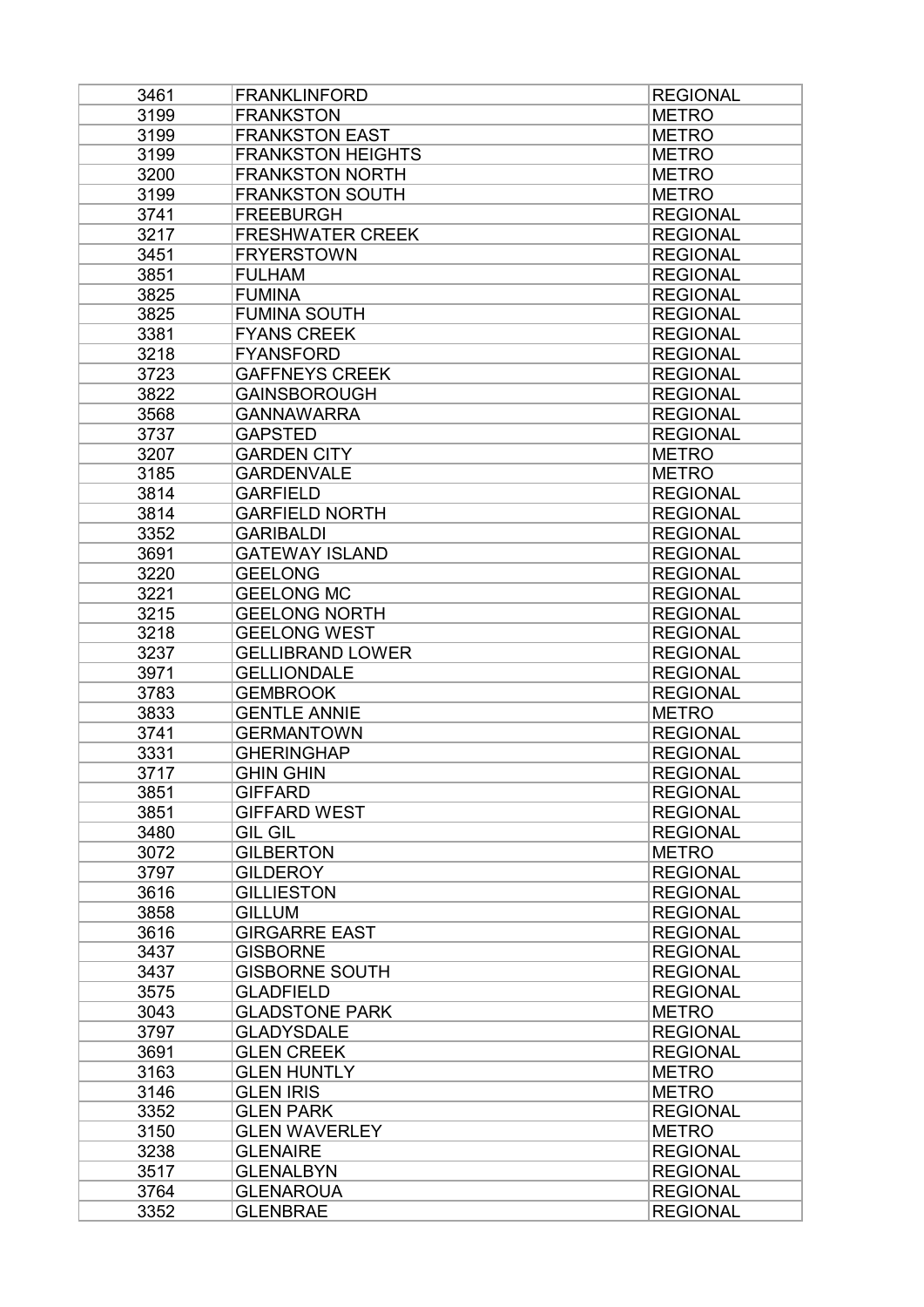| 3461 | FRANKLINFORD | REGIONAL |
|---|---|---|
| 3199 | FRANKSTON | METRO |
| 3199 | FRANKSTON EAST | METRO |
| 3199 | FRANKSTON HEIGHTS | METRO |
| 3200 | FRANKSTON NORTH | METRO |
| 3199 | FRANKSTON SOUTH | METRO |
| 3741 | FREEBURGH | REGIONAL |
| 3217 | FRESHWATER CREEK | REGIONAL |
| 3451 | FRYERSTOWN | REGIONAL |
| 3851 | FULHAM | REGIONAL |
| 3825 | FUMINA | REGIONAL |
| 3825 | FUMINA SOUTH | REGIONAL |
| 3381 | FYANS CREEK | REGIONAL |
| 3218 | FYANSFORD | REGIONAL |
| 3723 | GAFFNEYS CREEK | REGIONAL |
| 3822 | GAINSBOROUGH | REGIONAL |
| 3568 | GANNAWARRA | REGIONAL |
| 3737 | GAPSTED | REGIONAL |
| 3207 | GARDEN CITY | METRO |
| 3185 | GARDENVALE | METRO |
| 3814 | GARFIELD | REGIONAL |
| 3814 | GARFIELD NORTH | REGIONAL |
| 3352 | GARIBALDI | REGIONAL |
| 3691 | GATEWAY ISLAND | REGIONAL |
| 3220 | GEELONG | REGIONAL |
| 3221 | GEELONG MC | REGIONAL |
| 3215 | GEELONG NORTH | REGIONAL |
| 3218 | GEELONG WEST | REGIONAL |
| 3237 | GELLIBRAND LOWER | REGIONAL |
| 3971 | GELLIONDALE | REGIONAL |
| 3783 | GEMBROOK | REGIONAL |
| 3833 | GENTLE ANNIE | METRO |
| 3741 | GERMANTOWN | REGIONAL |
| 3331 | GHERINGHAP | REGIONAL |
| 3717 | GHIN GHIN | REGIONAL |
| 3851 | GIFFARD | REGIONAL |
| 3851 | GIFFARD WEST | REGIONAL |
| 3480 | GIL GIL | REGIONAL |
| 3072 | GILBERTON | METRO |
| 3797 | GILDEROY | REGIONAL |
| 3616 | GILLIESTON | REGIONAL |
| 3858 | GILLUM | REGIONAL |
| 3616 | GIRGARRE EAST | REGIONAL |
| 3437 | GISBORNE | REGIONAL |
| 3437 | GISBORNE SOUTH | REGIONAL |
| 3575 | GLADFIELD | REGIONAL |
| 3043 | GLADSTONE PARK | METRO |
| 3797 | GLADYSDALE | REGIONAL |
| 3691 | GLEN CREEK | REGIONAL |
| 3163 | GLEN HUNTLY | METRO |
| 3146 | GLEN IRIS | METRO |
| 3352 | GLEN PARK | REGIONAL |
| 3150 | GLEN WAVERLEY | METRO |
| 3238 | GLENAIRE | REGIONAL |
| 3517 | GLENALBYN | REGIONAL |
| 3764 | GLENAROUA | REGIONAL |
| 3352 | GLENBRAE | REGIONAL |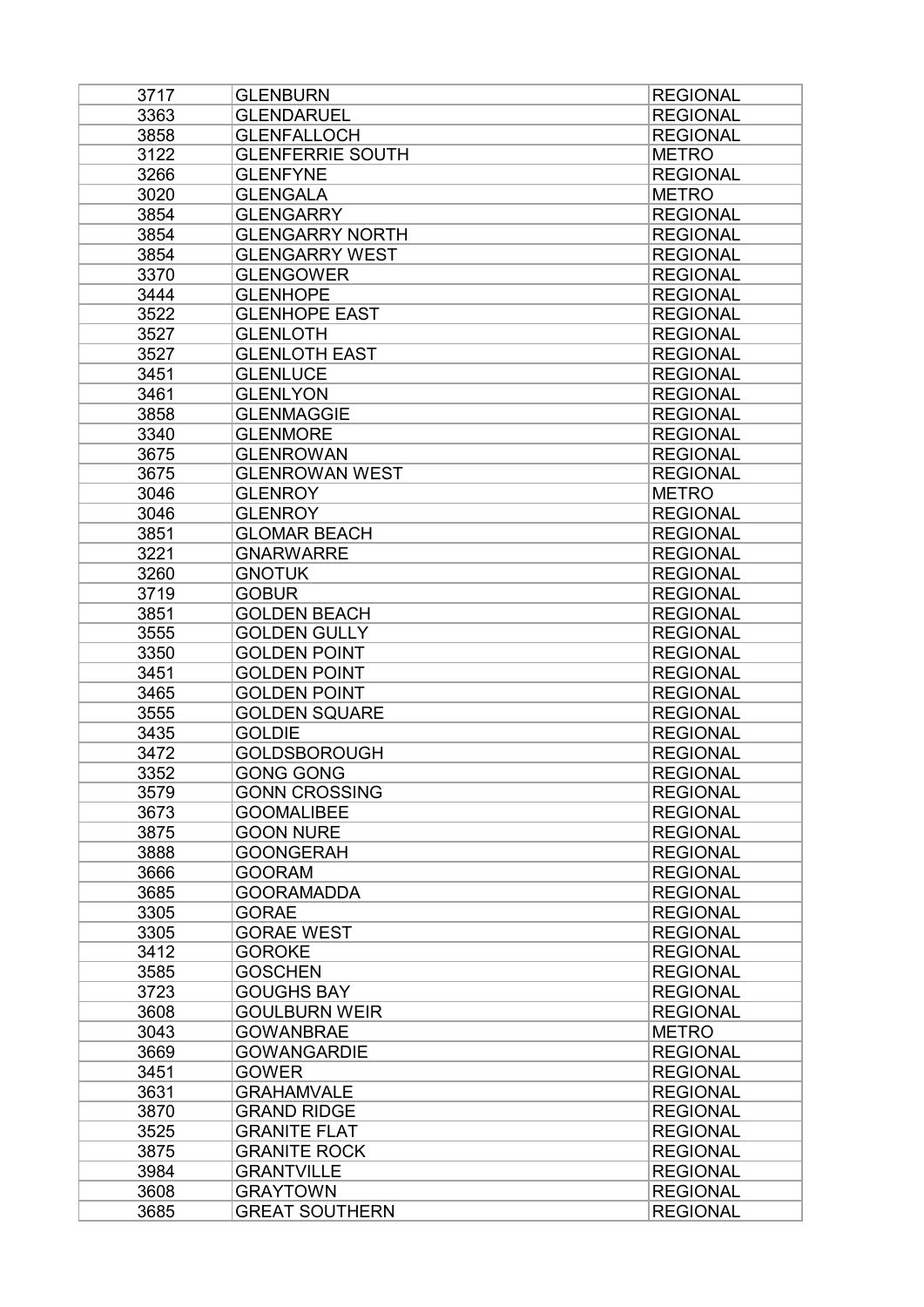| 3717 | GLENBURN | REGIONAL |
|---|---|---|
| 3363 | GLENDARUEL | REGIONAL |
| 3858 | GLENFALLOCH | REGIONAL |
| 3122 | GLENFERRIE SOUTH | METRO |
| 3266 | GLENFYNE | REGIONAL |
| 3020 | GLENGALA | METRO |
| 3854 | GLENGARRY | REGIONAL |
| 3854 | GLENGARRY NORTH | REGIONAL |
| 3854 | GLENGARRY WEST | REGIONAL |
| 3370 | GLENGOWER | REGIONAL |
| 3444 | GLENHOPE | REGIONAL |
| 3522 | GLENHOPE EAST | REGIONAL |
| 3527 | GLENLOTH | REGIONAL |
| 3527 | GLENLOTH EAST | REGIONAL |
| 3451 | GLENLUCE | REGIONAL |
| 3461 | GLENLYON | REGIONAL |
| 3858 | GLENMAGGIE | REGIONAL |
| 3340 | GLENMORE | REGIONAL |
| 3675 | GLENROWAN | REGIONAL |
| 3675 | GLENROWAN WEST | REGIONAL |
| 3046 | GLENROY | METRO |
| 3046 | GLENROY | REGIONAL |
| 3851 | GLOMAR BEACH | REGIONAL |
| 3221 | GNARWARRE | REGIONAL |
| 3260 | GNOTUK | REGIONAL |
| 3719 | GOBUR | REGIONAL |
| 3851 | GOLDEN BEACH | REGIONAL |
| 3555 | GOLDEN GULLY | REGIONAL |
| 3350 | GOLDEN POINT | REGIONAL |
| 3451 | GOLDEN POINT | REGIONAL |
| 3465 | GOLDEN POINT | REGIONAL |
| 3555 | GOLDEN SQUARE | REGIONAL |
| 3435 | GOLDIE | REGIONAL |
| 3472 | GOLDSBOROUGH | REGIONAL |
| 3352 | GONG GONG | REGIONAL |
| 3579 | GONN CROSSING | REGIONAL |
| 3673 | GOOMALIBEE | REGIONAL |
| 3875 | GOON NURE | REGIONAL |
| 3888 | GOONGERAH | REGIONAL |
| 3666 | GOORAM | REGIONAL |
| 3685 | GOORAMADDA | REGIONAL |
| 3305 | GORAE | REGIONAL |
| 3305 | GORAE WEST | REGIONAL |
| 3412 | GOROKE | REGIONAL |
| 3585 | GOSCHEN | REGIONAL |
| 3723 | GOUGHS BAY | REGIONAL |
| 3608 | GOULBURN WEIR | REGIONAL |
| 3043 | GOWANBRAE | METRO |
| 3669 | GOWANGARDIE | REGIONAL |
| 3451 | GOWER | REGIONAL |
| 3631 | GRAHAMVALE | REGIONAL |
| 3870 | GRAND RIDGE | REGIONAL |
| 3525 | GRANITE FLAT | REGIONAL |
| 3875 | GRANITE ROCK | REGIONAL |
| 3984 | GRANTVILLE | REGIONAL |
| 3608 | GRAYTOWN | REGIONAL |
| 3685 | GREAT SOUTHERN | REGIONAL |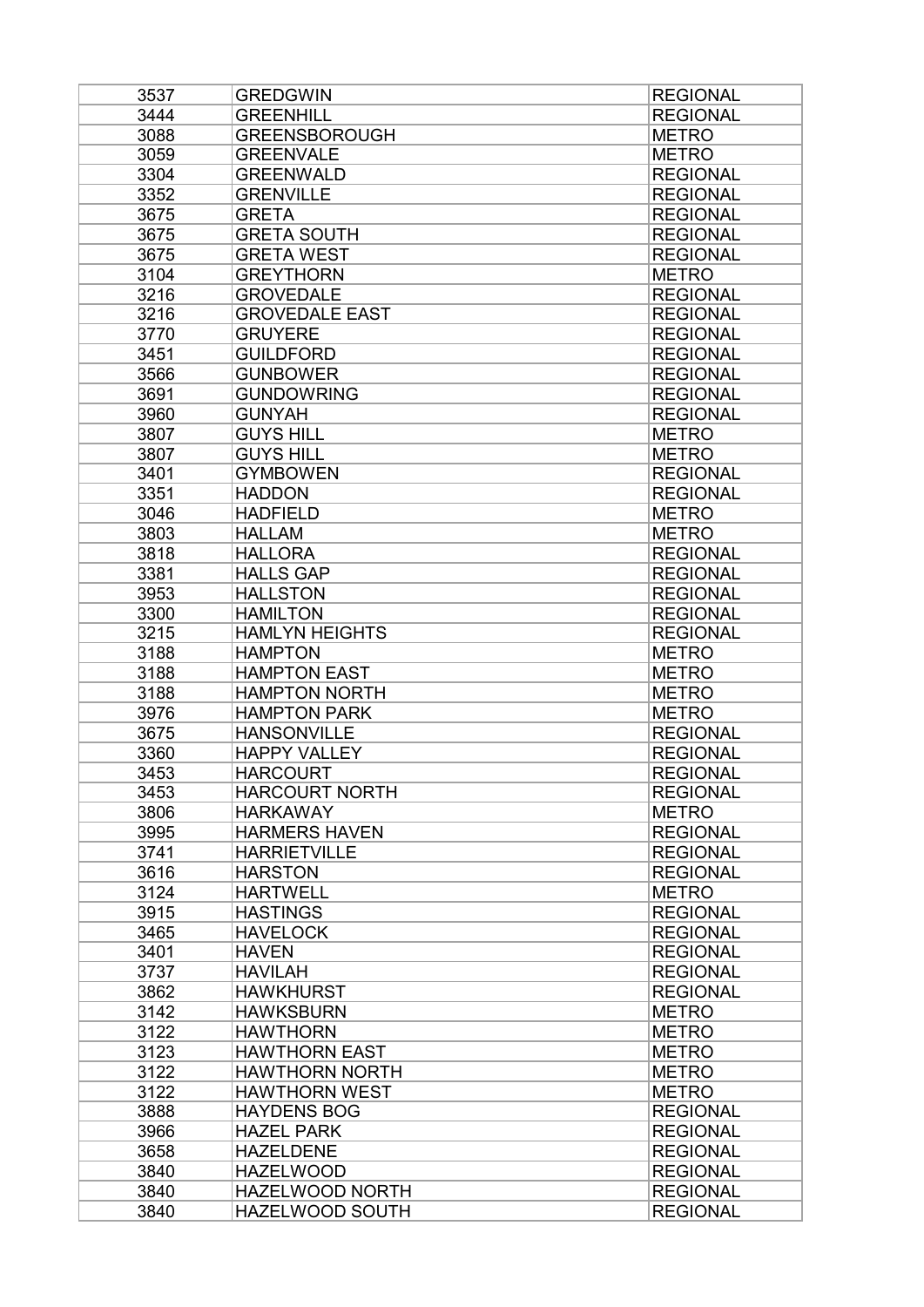| 3537 | GREDGWIN | REGIONAL |
|---|---|---|
| 3444 | GREENHILL | REGIONAL |
| 3088 | GREENSBOROUGH | METRO |
| 3059 | GREENVALE | METRO |
| 3304 | GREENWALD | REGIONAL |
| 3352 | GRENVILLE | REGIONAL |
| 3675 | GRETA | REGIONAL |
| 3675 | GRETA SOUTH | REGIONAL |
| 3675 | GRETA WEST | REGIONAL |
| 3104 | GREYTHORN | METRO |
| 3216 | GROVEDALE | REGIONAL |
| 3216 | GROVEDALE EAST | REGIONAL |
| 3770 | GRUYERE | REGIONAL |
| 3451 | GUILDFORD | REGIONAL |
| 3566 | GUNBOWER | REGIONAL |
| 3691 | GUNDOWRING | REGIONAL |
| 3960 | GUNYAH | REGIONAL |
| 3807 | GUYS HILL | METRO |
| 3807 | GUYS HILL | METRO |
| 3401 | GYMBOWEN | REGIONAL |
| 3351 | HADDON | REGIONAL |
| 3046 | HADFIELD | METRO |
| 3803 | HALLAM | METRO |
| 3818 | HALLORA | REGIONAL |
| 3381 | HALLS GAP | REGIONAL |
| 3953 | HALLSTON | REGIONAL |
| 3300 | HAMILTON | REGIONAL |
| 3215 | HAMLYN HEIGHTS | REGIONAL |
| 3188 | HAMPTON | METRO |
| 3188 | HAMPTON EAST | METRO |
| 3188 | HAMPTON NORTH | METRO |
| 3976 | HAMPTON PARK | METRO |
| 3675 | HANSONVILLE | REGIONAL |
| 3360 | HAPPY VALLEY | REGIONAL |
| 3453 | HARCOURT | REGIONAL |
| 3453 | HARCOURT NORTH | REGIONAL |
| 3806 | HARKAWAY | METRO |
| 3995 | HARMERS HAVEN | REGIONAL |
| 3741 | HARRIETVILLE | REGIONAL |
| 3616 | HARSTON | REGIONAL |
| 3124 | HARTWELL | METRO |
| 3915 | HASTINGS | REGIONAL |
| 3465 | HAVELOCK | REGIONAL |
| 3401 | HAVEN | REGIONAL |
| 3737 | HAVILAH | REGIONAL |
| 3862 | HAWKHURST | REGIONAL |
| 3142 | HAWKSBURN | METRO |
| 3122 | HAWTHORN | METRO |
| 3123 | HAWTHORN EAST | METRO |
| 3122 | HAWTHORN NORTH | METRO |
| 3122 | HAWTHORN WEST | METRO |
| 3888 | HAYDENS BOG | REGIONAL |
| 3966 | HAZEL PARK | REGIONAL |
| 3658 | HAZELDENE | REGIONAL |
| 3840 | HAZELWOOD | REGIONAL |
| 3840 | HAZELWOOD NORTH | REGIONAL |
| 3840 | HAZELWOOD SOUTH | REGIONAL |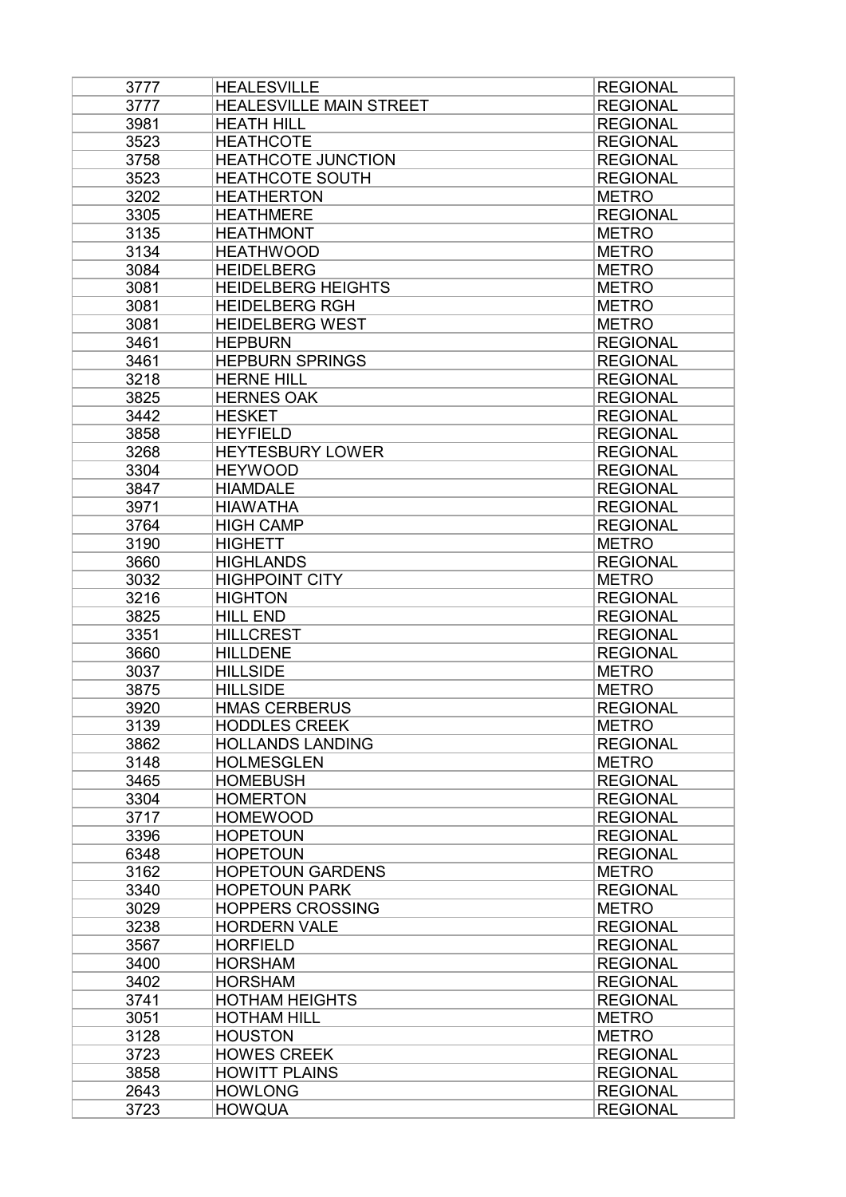| 3777 | HEALESVILLE | REGIONAL |
|---|---|---|
| 3777 | HEALESVILLE MAIN STREET | REGIONAL |
| 3981 | HEATH HILL | REGIONAL |
| 3523 | HEATHCOTE | REGIONAL |
| 3758 | HEATHCOTE JUNCTION | REGIONAL |
| 3523 | HEATHCOTE SOUTH | REGIONAL |
| 3202 | HEATHERTON | METRO |
| 3305 | HEATHMERE | REGIONAL |
| 3135 | HEATHMONT | METRO |
| 3134 | HEATHWOOD | METRO |
| 3084 | HEIDELBERG | METRO |
| 3081 | HEIDELBERG HEIGHTS | METRO |
| 3081 | HEIDELBERG RGH | METRO |
| 3081 | HEIDELBERG WEST | METRO |
| 3461 | HEPBURN | REGIONAL |
| 3461 | HEPBURN SPRINGS | REGIONAL |
| 3218 | HERNE HILL | REGIONAL |
| 3825 | HERNES OAK | REGIONAL |
| 3442 | HESKET | REGIONAL |
| 3858 | HEYFIELD | REGIONAL |
| 3268 | HEYTESBURY LOWER | REGIONAL |
| 3304 | HEYWOOD | REGIONAL |
| 3847 | HIAMDALE | REGIONAL |
| 3971 | HIAWATHA | REGIONAL |
| 3764 | HIGH CAMP | REGIONAL |
| 3190 | HIGHETT | METRO |
| 3660 | HIGHLANDS | REGIONAL |
| 3032 | HIGHPOINT CITY | METRO |
| 3216 | HIGHTON | REGIONAL |
| 3825 | HILL END | REGIONAL |
| 3351 | HILLCREST | REGIONAL |
| 3660 | HILLDENE | REGIONAL |
| 3037 | HILLSIDE | METRO |
| 3875 | HILLSIDE | METRO |
| 3920 | HMAS CERBERUS | REGIONAL |
| 3139 | HODDLES CREEK | METRO |
| 3862 | HOLLANDS LANDING | REGIONAL |
| 3148 | HOLMESGLEN | METRO |
| 3465 | HOMEBUSH | REGIONAL |
| 3304 | HOMERTON | REGIONAL |
| 3717 | HOMEWOOD | REGIONAL |
| 3396 | HOPETOUN | REGIONAL |
| 6348 | HOPETOUN | REGIONAL |
| 3162 | HOPETOUN GARDENS | METRO |
| 3340 | HOPETOUN PARK | REGIONAL |
| 3029 | HOPPERS CROSSING | METRO |
| 3238 | HORDERN VALE | REGIONAL |
| 3567 | HORFIELD | REGIONAL |
| 3400 | HORSHAM | REGIONAL |
| 3402 | HORSHAM | REGIONAL |
| 3741 | HOTHAM HEIGHTS | REGIONAL |
| 3051 | HOTHAM HILL | METRO |
| 3128 | HOUSTON | METRO |
| 3723 | HOWES CREEK | REGIONAL |
| 3858 | HOWITT PLAINS | REGIONAL |
| 2643 | HOWLONG | REGIONAL |
| 3723 | HOWQUA | REGIONAL |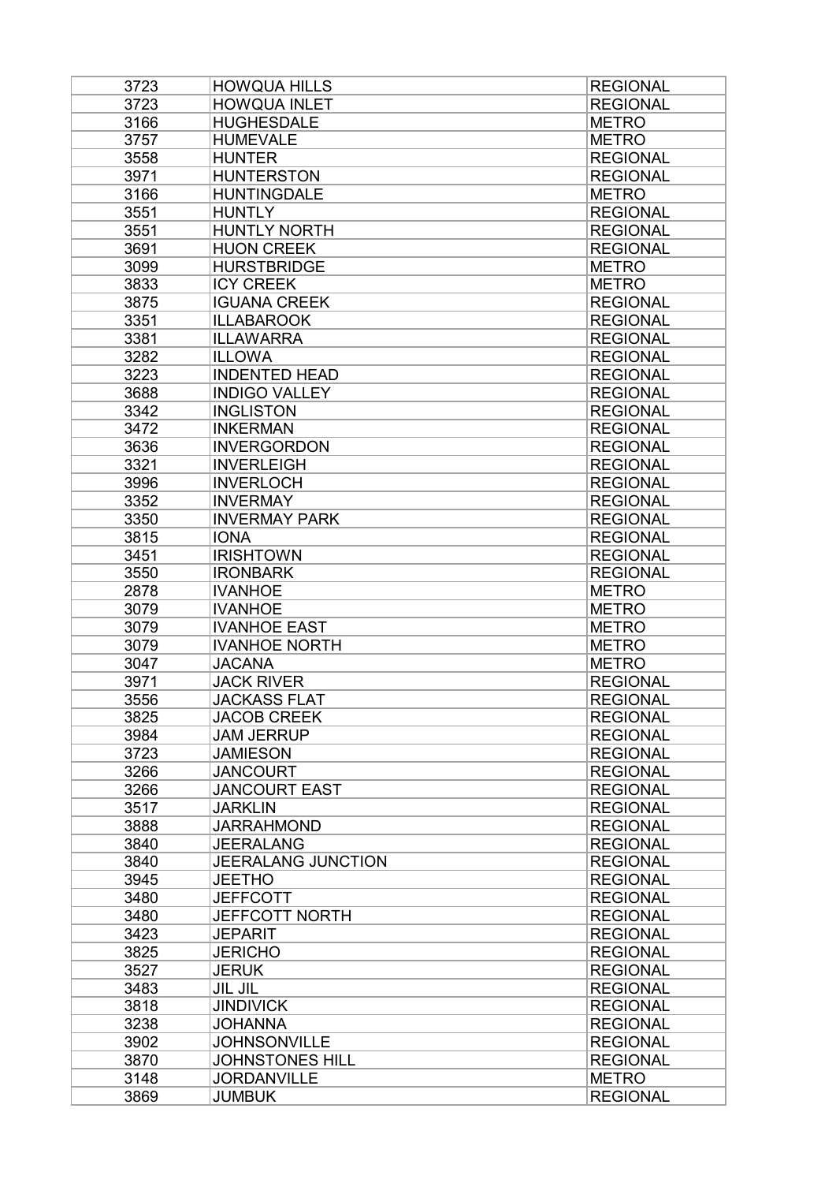| 3723 | HOWQUA HILLS | REGIONAL |
|---|---|---|
| 3723 | HOWQUA INLET | REGIONAL |
| 3166 | HUGHESDALE | METRO |
| 3757 | HUMEVALE | METRO |
| 3558 | HUNTER | REGIONAL |
| 3971 | HUNTERSTON | REGIONAL |
| 3166 | HUNTINGDALE | METRO |
| 3551 | HUNTLY | REGIONAL |
| 3551 | HUNTLY NORTH | REGIONAL |
| 3691 | HUON CREEK | REGIONAL |
| 3099 | HURSTBRIDGE | METRO |
| 3833 | ICY CREEK | METRO |
| 3875 | IGUANA CREEK | REGIONAL |
| 3351 | ILLABAROOK | REGIONAL |
| 3381 | ILLAWARRA | REGIONAL |
| 3282 | ILLOWA | REGIONAL |
| 3223 | INDENTED HEAD | REGIONAL |
| 3688 | INDIGO VALLEY | REGIONAL |
| 3342 | INGLISTON | REGIONAL |
| 3472 | INKERMAN | REGIONAL |
| 3636 | INVERGORDON | REGIONAL |
| 3321 | INVERLEIGH | REGIONAL |
| 3996 | INVERLOCH | REGIONAL |
| 3352 | INVERMAY | REGIONAL |
| 3350 | INVERMAY PARK | REGIONAL |
| 3815 | IONA | REGIONAL |
| 3451 | IRISHTOWN | REGIONAL |
| 3550 | IRONBARK | REGIONAL |
| 2878 | IVANHOE | METRO |
| 3079 | IVANHOE | METRO |
| 3079 | IVANHOE EAST | METRO |
| 3079 | IVANHOE NORTH | METRO |
| 3047 | JACANA | METRO |
| 3971 | JACK RIVER | REGIONAL |
| 3556 | JACKASS FLAT | REGIONAL |
| 3825 | JACOB CREEK | REGIONAL |
| 3984 | JAM JERRUP | REGIONAL |
| 3723 | JAMIESON | REGIONAL |
| 3266 | JANCOURT | REGIONAL |
| 3266 | JANCOURT EAST | REGIONAL |
| 3517 | JARKLIN | REGIONAL |
| 3888 | JARRAHMOND | REGIONAL |
| 3840 | JEERALANG | REGIONAL |
| 3840 | JEERALANG JUNCTION | REGIONAL |
| 3945 | JEETHO | REGIONAL |
| 3480 | JEFFCOTT | REGIONAL |
| 3480 | JEFFCOTT NORTH | REGIONAL |
| 3423 | JEPARIT | REGIONAL |
| 3825 | JERICHO | REGIONAL |
| 3527 | JERUK | REGIONAL |
| 3483 | JIL JIL | REGIONAL |
| 3818 | JINDIVICK | REGIONAL |
| 3238 | JOHANNA | REGIONAL |
| 3902 | JOHNSONVILLE | REGIONAL |
| 3870 | JOHNSTONES HILL | REGIONAL |
| 3148 | JORDANVILLE | METRO |
| 3869 | JUMBUK | REGIONAL |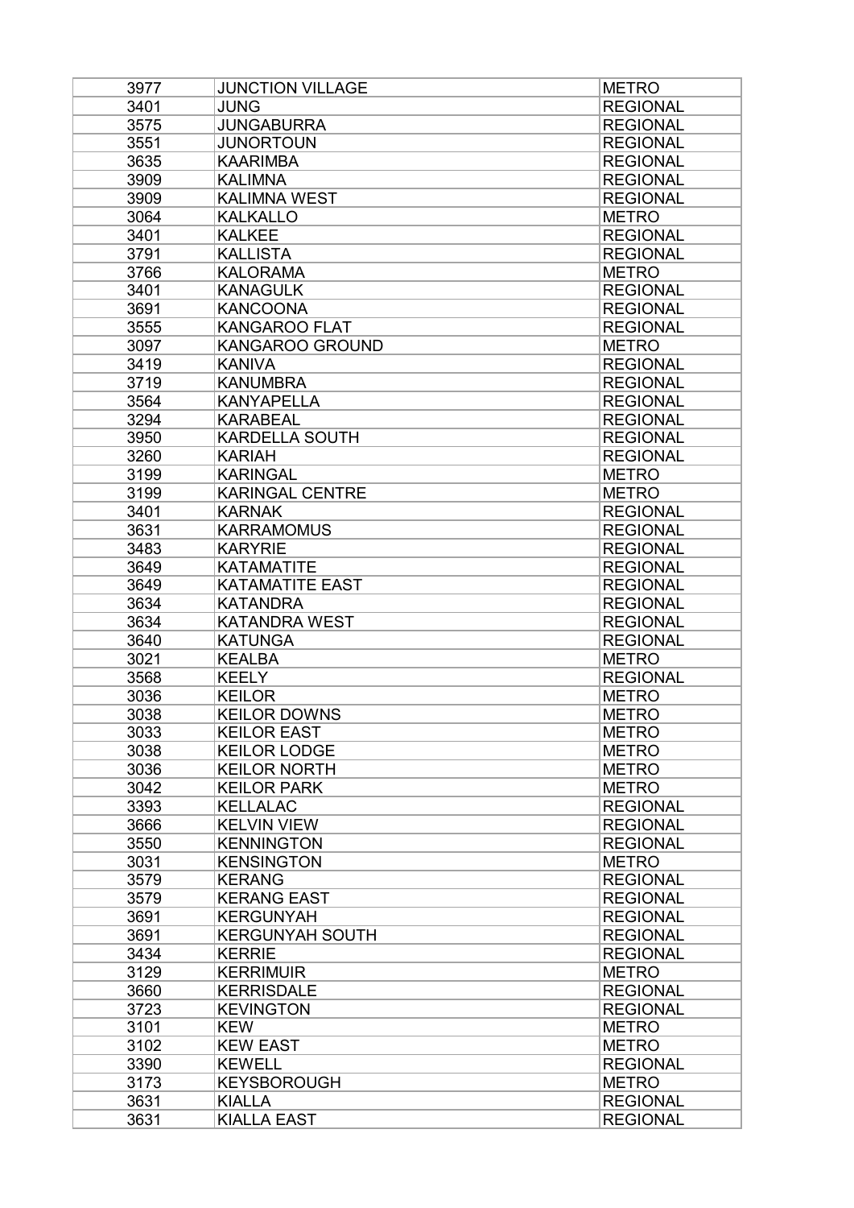| 3977 | JUNCTION VILLAGE | METRO |
|---|---|---|
| 3401 | JUNG | REGIONAL |
| 3575 | JUNGABURRA | REGIONAL |
| 3551 | JUNORTOUN | REGIONAL |
| 3635 | KAARIMBA | REGIONAL |
| 3909 | KALIMNA | REGIONAL |
| 3909 | KALIMNA WEST | REGIONAL |
| 3064 | KALKALLO | METRO |
| 3401 | KALKEE | REGIONAL |
| 3791 | KALLISTA | REGIONAL |
| 3766 | KALORAMA | METRO |
| 3401 | KANAGULK | REGIONAL |
| 3691 | KANCOONA | REGIONAL |
| 3555 | KANGAROO FLAT | REGIONAL |
| 3097 | KANGAROO GROUND | METRO |
| 3419 | KANIVA | REGIONAL |
| 3719 | KANUMBRA | REGIONAL |
| 3564 | KANYAPELLA | REGIONAL |
| 3294 | KARABEAL | REGIONAL |
| 3950 | KARDELLA SOUTH | REGIONAL |
| 3260 | KARIAH | REGIONAL |
| 3199 | KARINGAL | METRO |
| 3199 | KARINGAL CENTRE | METRO |
| 3401 | KARNAK | REGIONAL |
| 3631 | KARRAMOMUS | REGIONAL |
| 3483 | KARYRIE | REGIONAL |
| 3649 | KATAMATITE | REGIONAL |
| 3649 | KATAMATITE EAST | REGIONAL |
| 3634 | KATANDRA | REGIONAL |
| 3634 | KATANDRA WEST | REGIONAL |
| 3640 | KATUNGA | REGIONAL |
| 3021 | KEALBA | METRO |
| 3568 | KEELY | REGIONAL |
| 3036 | KEILOR | METRO |
| 3038 | KEILOR DOWNS | METRO |
| 3033 | KEILOR EAST | METRO |
| 3038 | KEILOR LODGE | METRO |
| 3036 | KEILOR NORTH | METRO |
| 3042 | KEILOR PARK | METRO |
| 3393 | KELLALAC | REGIONAL |
| 3666 | KELVIN VIEW | REGIONAL |
| 3550 | KENNINGTON | REGIONAL |
| 3031 | KENSINGTON | METRO |
| 3579 | KERANG | REGIONAL |
| 3579 | KERANG EAST | REGIONAL |
| 3691 | KERGUNYAH | REGIONAL |
| 3691 | KERGUNYAH SOUTH | REGIONAL |
| 3434 | KERRIE | REGIONAL |
| 3129 | KERRIMUIR | METRO |
| 3660 | KERRISDALE | REGIONAL |
| 3723 | KEVINGTON | REGIONAL |
| 3101 | KEW | METRO |
| 3102 | KEW EAST | METRO |
| 3390 | KEWELL | REGIONAL |
| 3173 | KEYSBOROUGH | METRO |
| 3631 | KIALLA | REGIONAL |
| 3631 | KIALLA EAST | REGIONAL |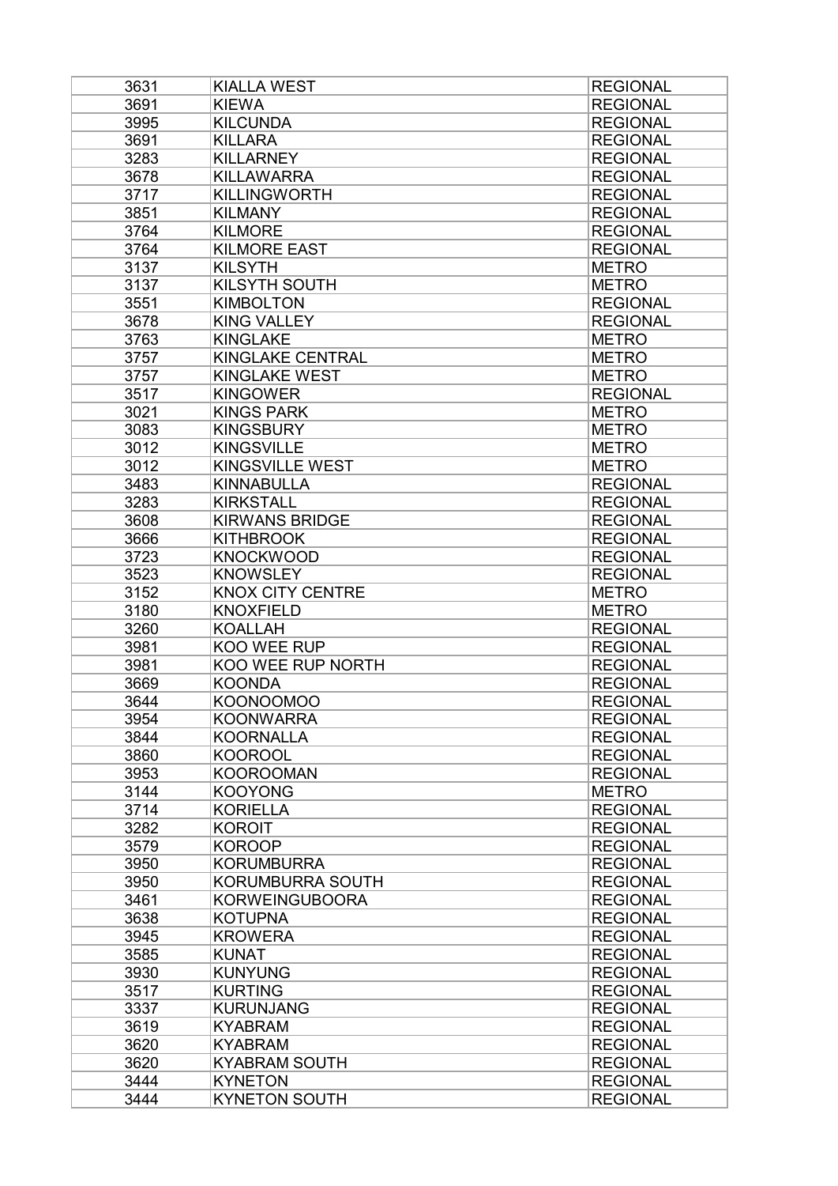| 3631 | KIALLA WEST | REGIONAL |
|---|---|---|
| 3691 | KIEWA | REGIONAL |
| 3995 | KILCUNDA | REGIONAL |
| 3691 | KILLARA | REGIONAL |
| 3283 | KILLARNEY | REGIONAL |
| 3678 | KILLAWARRA | REGIONAL |
| 3717 | KILLINGWORTH | REGIONAL |
| 3851 | KILMANY | REGIONAL |
| 3764 | KILMORE | REGIONAL |
| 3764 | KILMORE EAST | REGIONAL |
| 3137 | KILSYTH | METRO |
| 3137 | KILSYTH SOUTH | METRO |
| 3551 | KIMBOLTON | REGIONAL |
| 3678 | KING VALLEY | REGIONAL |
| 3763 | KINGLAKE | METRO |
| 3757 | KINGLAKE CENTRAL | METRO |
| 3757 | KINGLAKE WEST | METRO |
| 3517 | KINGOWER | REGIONAL |
| 3021 | KINGS PARK | METRO |
| 3083 | KINGSBURY | METRO |
| 3012 | KINGSVILLE | METRO |
| 3012 | KINGSVILLE WEST | METRO |
| 3483 | KINNABULLA | REGIONAL |
| 3283 | KIRKSTALL | REGIONAL |
| 3608 | KIRWANS BRIDGE | REGIONAL |
| 3666 | KITHBROOK | REGIONAL |
| 3723 | KNOCKWOOD | REGIONAL |
| 3523 | KNOWSLEY | REGIONAL |
| 3152 | KNOX CITY CENTRE | METRO |
| 3180 | KNOXFIELD | METRO |
| 3260 | KOALLAH | REGIONAL |
| 3981 | KOO WEE RUP | REGIONAL |
| 3981 | KOO WEE RUP NORTH | REGIONAL |
| 3669 | KOONDA | REGIONAL |
| 3644 | KOONOOMOO | REGIONAL |
| 3954 | KOONWARRA | REGIONAL |
| 3844 | KOORNALLA | REGIONAL |
| 3860 | KOOROOL | REGIONAL |
| 3953 | KOOROOMAN | REGIONAL |
| 3144 | KOOYONG | METRO |
| 3714 | KORIELLA | REGIONAL |
| 3282 | KOROIT | REGIONAL |
| 3579 | KOROOP | REGIONAL |
| 3950 | KORUMBURRA | REGIONAL |
| 3950 | KORUMBURRA SOUTH | REGIONAL |
| 3461 | KORWEINGUBOORA | REGIONAL |
| 3638 | KOTUPNA | REGIONAL |
| 3945 | KROWERA | REGIONAL |
| 3585 | KUNAT | REGIONAL |
| 3930 | KUNYUNG | REGIONAL |
| 3517 | KURTING | REGIONAL |
| 3337 | KURUNJANG | REGIONAL |
| 3619 | KYABRAM | REGIONAL |
| 3620 | KYABRAM | REGIONAL |
| 3620 | KYABRAM SOUTH | REGIONAL |
| 3444 | KYNETON | REGIONAL |
| 3444 | KYNETON SOUTH | REGIONAL |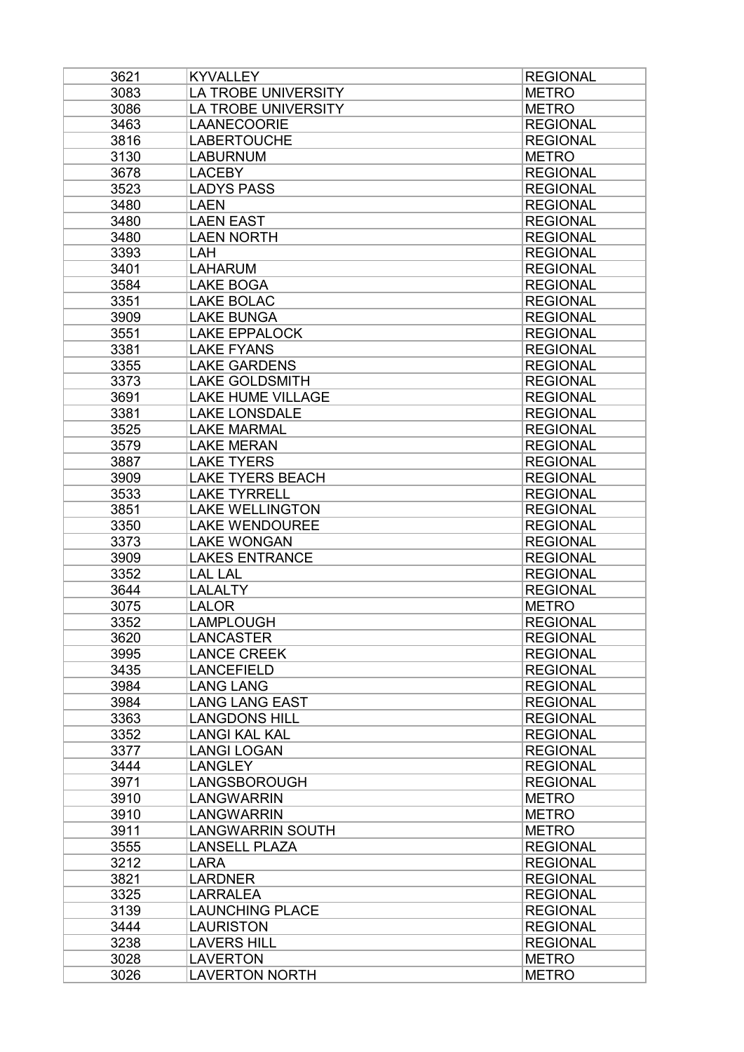| 3621 | KYVALLEY | REGIONAL |
|---|---|---|
| 3083 | LA TROBE UNIVERSITY | METRO |
| 3086 | LA TROBE UNIVERSITY | METRO |
| 3463 | LAANECOORIE | REGIONAL |
| 3816 | LABERTOUCHE | REGIONAL |
| 3130 | LABURNUM | METRO |
| 3678 | LACEBY | REGIONAL |
| 3523 | LADYS PASS | REGIONAL |
| 3480 | LAEN | REGIONAL |
| 3480 | LAEN EAST | REGIONAL |
| 3480 | LAEN NORTH | REGIONAL |
| 3393 | LAH | REGIONAL |
| 3401 | LAHARUM | REGIONAL |
| 3584 | LAKE BOGA | REGIONAL |
| 3351 | LAKE BOLAC | REGIONAL |
| 3909 | LAKE BUNGA | REGIONAL |
| 3551 | LAKE EPPALOCK | REGIONAL |
| 3381 | LAKE FYANS | REGIONAL |
| 3355 | LAKE GARDENS | REGIONAL |
| 3373 | LAKE GOLDSMITH | REGIONAL |
| 3691 | LAKE HUME VILLAGE | REGIONAL |
| 3381 | LAKE LONSDALE | REGIONAL |
| 3525 | LAKE MARMAL | REGIONAL |
| 3579 | LAKE MERAN | REGIONAL |
| 3887 | LAKE TYERS | REGIONAL |
| 3909 | LAKE TYERS BEACH | REGIONAL |
| 3533 | LAKE TYRRELL | REGIONAL |
| 3851 | LAKE WELLINGTON | REGIONAL |
| 3350 | LAKE WENDOUREE | REGIONAL |
| 3373 | LAKE WONGAN | REGIONAL |
| 3909 | LAKES ENTRANCE | REGIONAL |
| 3352 | LAL LAL | REGIONAL |
| 3644 | LALALTY | REGIONAL |
| 3075 | LALOR | METRO |
| 3352 | LAMPLOUGH | REGIONAL |
| 3620 | LANCASTER | REGIONAL |
| 3995 | LANCE CREEK | REGIONAL |
| 3435 | LANCEFIELD | REGIONAL |
| 3984 | LANG LANG | REGIONAL |
| 3984 | LANG LANG EAST | REGIONAL |
| 3363 | LANGDONS HILL | REGIONAL |
| 3352 | LANGI KAL KAL | REGIONAL |
| 3377 | LANGI LOGAN | REGIONAL |
| 3444 | LANGLEY | REGIONAL |
| 3971 | LANGSBOROUGH | REGIONAL |
| 3910 | LANGWARRIN | METRO |
| 3910 | LANGWARRIN | METRO |
| 3911 | LANGWARRIN SOUTH | METRO |
| 3555 | LANSELL PLAZA | REGIONAL |
| 3212 | LARA | REGIONAL |
| 3821 | LARDNER | REGIONAL |
| 3325 | LARRALEA | REGIONAL |
| 3139 | LAUNCHING PLACE | REGIONAL |
| 3444 | LAURISTON | REGIONAL |
| 3238 | LAVERS HILL | REGIONAL |
| 3028 | LAVERTON | METRO |
| 3026 | LAVERTON NORTH | METRO |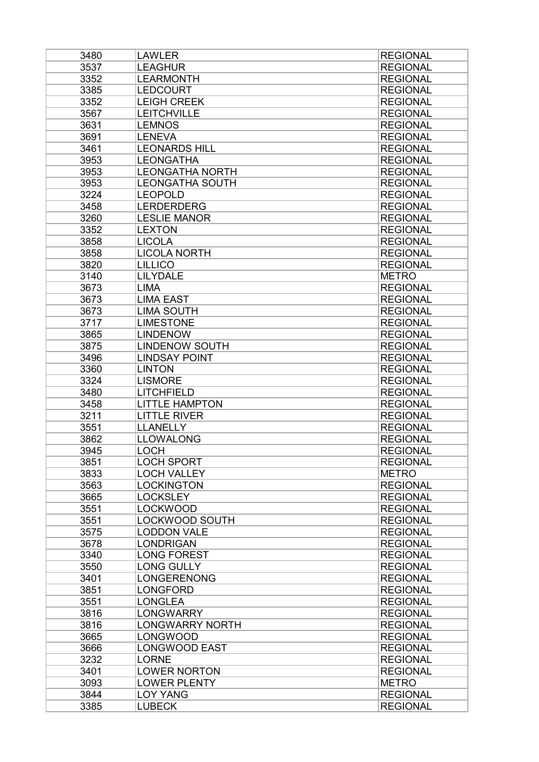| 3480 | LAWLER | REGIONAL |
| --- | --- | --- |
| 3537 | LEAGHUR | REGIONAL |
| 3352 | LEARMONTH | REGIONAL |
| 3385 | LEDCOURT | REGIONAL |
| 3352 | LEIGH CREEK | REGIONAL |
| 3567 | LEITCHVILLE | REGIONAL |
| 3631 | LEMNOS | REGIONAL |
| 3691 | LENEVA | REGIONAL |
| 3461 | LEONARDS HILL | REGIONAL |
| 3953 | LEONGATHA | REGIONAL |
| 3953 | LEONGATHA NORTH | REGIONAL |
| 3953 | LEONGATHA SOUTH | REGIONAL |
| 3224 | LEOPOLD | REGIONAL |
| 3458 | LERDERDERG | REGIONAL |
| 3260 | LESLIE MANOR | REGIONAL |
| 3352 | LEXTON | REGIONAL |
| 3858 | LICOLA | REGIONAL |
| 3858 | LICOLA NORTH | REGIONAL |
| 3820 | LILLICO | REGIONAL |
| 3140 | LILYDALE | METRO |
| 3673 | LIMA | REGIONAL |
| 3673 | LIMA EAST | REGIONAL |
| 3673 | LIMA SOUTH | REGIONAL |
| 3717 | LIMESTONE | REGIONAL |
| 3865 | LINDENOW | REGIONAL |
| 3875 | LINDENOW SOUTH | REGIONAL |
| 3496 | LINDSAY POINT | REGIONAL |
| 3360 | LINTON | REGIONAL |
| 3324 | LISMORE | REGIONAL |
| 3480 | LITCHFIELD | REGIONAL |
| 3458 | LITTLE HAMPTON | REGIONAL |
| 3211 | LITTLE RIVER | REGIONAL |
| 3551 | LLANELLY | REGIONAL |
| 3862 | LLOWALONG | REGIONAL |
| 3945 | LOCH | REGIONAL |
| 3851 | LOCH SPORT | REGIONAL |
| 3833 | LOCH VALLEY | METRO |
| 3563 | LOCKINGTON | REGIONAL |
| 3665 | LOCKSLEY | REGIONAL |
| 3551 | LOCKWOOD | REGIONAL |
| 3551 | LOCKWOOD SOUTH | REGIONAL |
| 3575 | LODDON VALE | REGIONAL |
| 3678 | LONDRIGAN | REGIONAL |
| 3340 | LONG FOREST | REGIONAL |
| 3550 | LONG GULLY | REGIONAL |
| 3401 | LONGERENONG | REGIONAL |
| 3851 | LONGFORD | REGIONAL |
| 3551 | LONGLEA | REGIONAL |
| 3816 | LONGWARRY | REGIONAL |
| 3816 | LONGWARRY NORTH | REGIONAL |
| 3665 | LONGWOOD | REGIONAL |
| 3666 | LONGWOOD EAST | REGIONAL |
| 3232 | LORNE | REGIONAL |
| 3401 | LOWER NORTON | REGIONAL |
| 3093 | LOWER PLENTY | METRO |
| 3844 | LOY YANG | REGIONAL |
| 3385 | LUBECK | REGIONAL |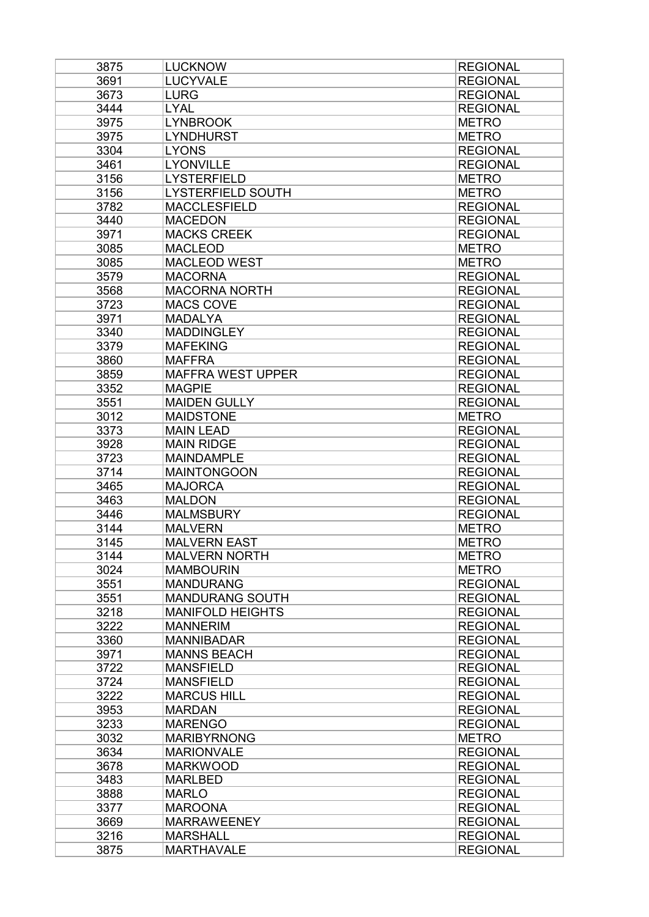| 3875 | LUCKNOW | REGIONAL |
|---|---|---|
| 3691 | LUCYVALE | REGIONAL |
| 3673 | LURG | REGIONAL |
| 3444 | LYAL | REGIONAL |
| 3975 | LYNBROOK | METRO |
| 3975 | LYNDHURST | METRO |
| 3304 | LYONS | REGIONAL |
| 3461 | LYONVILLE | REGIONAL |
| 3156 | LYSTERFIELD | METRO |
| 3156 | LYSTERFIELD SOUTH | METRO |
| 3782 | MACCLESFIELD | REGIONAL |
| 3440 | MACEDON | REGIONAL |
| 3971 | MACKS CREEK | REGIONAL |
| 3085 | MACLEOD | METRO |
| 3085 | MACLEOD WEST | METRO |
| 3579 | MACORNA | REGIONAL |
| 3568 | MACORNA NORTH | REGIONAL |
| 3723 | MACS COVE | REGIONAL |
| 3971 | MADALYA | REGIONAL |
| 3340 | MADDINGLEY | REGIONAL |
| 3379 | MAFEKING | REGIONAL |
| 3860 | MAFFRA | REGIONAL |
| 3859 | MAFFRA WEST UPPER | REGIONAL |
| 3352 | MAGPIE | REGIONAL |
| 3551 | MAIDEN GULLY | REGIONAL |
| 3012 | MAIDSTONE | METRO |
| 3373 | MAIN LEAD | REGIONAL |
| 3928 | MAIN RIDGE | REGIONAL |
| 3723 | MAINDAMPLE | REGIONAL |
| 3714 | MAINTONGOON | REGIONAL |
| 3465 | MAJORCA | REGIONAL |
| 3463 | MALDON | REGIONAL |
| 3446 | MALMSBURY | REGIONAL |
| 3144 | MALVERN | METRO |
| 3145 | MALVERN EAST | METRO |
| 3144 | MALVERN NORTH | METRO |
| 3024 | MAMBOURIN | METRO |
| 3551 | MANDURANG | REGIONAL |
| 3551 | MANDURANG SOUTH | REGIONAL |
| 3218 | MANIFOLD HEIGHTS | REGIONAL |
| 3222 | MANNERIM | REGIONAL |
| 3360 | MANNIBADAR | REGIONAL |
| 3971 | MANNS BEACH | REGIONAL |
| 3722 | MANSFIELD | REGIONAL |
| 3724 | MANSFIELD | REGIONAL |
| 3222 | MARCUS HILL | REGIONAL |
| 3953 | MARDAN | REGIONAL |
| 3233 | MARENGO | REGIONAL |
| 3032 | MARIBYRNONG | METRO |
| 3634 | MARIONVALE | REGIONAL |
| 3678 | MARKWOOD | REGIONAL |
| 3483 | MARLBED | REGIONAL |
| 3888 | MARLO | REGIONAL |
| 3377 | MAROONA | REGIONAL |
| 3669 | MARRAWEENEY | REGIONAL |
| 3216 | MARSHALL | REGIONAL |
| 3875 | MARTHAVALE | REGIONAL |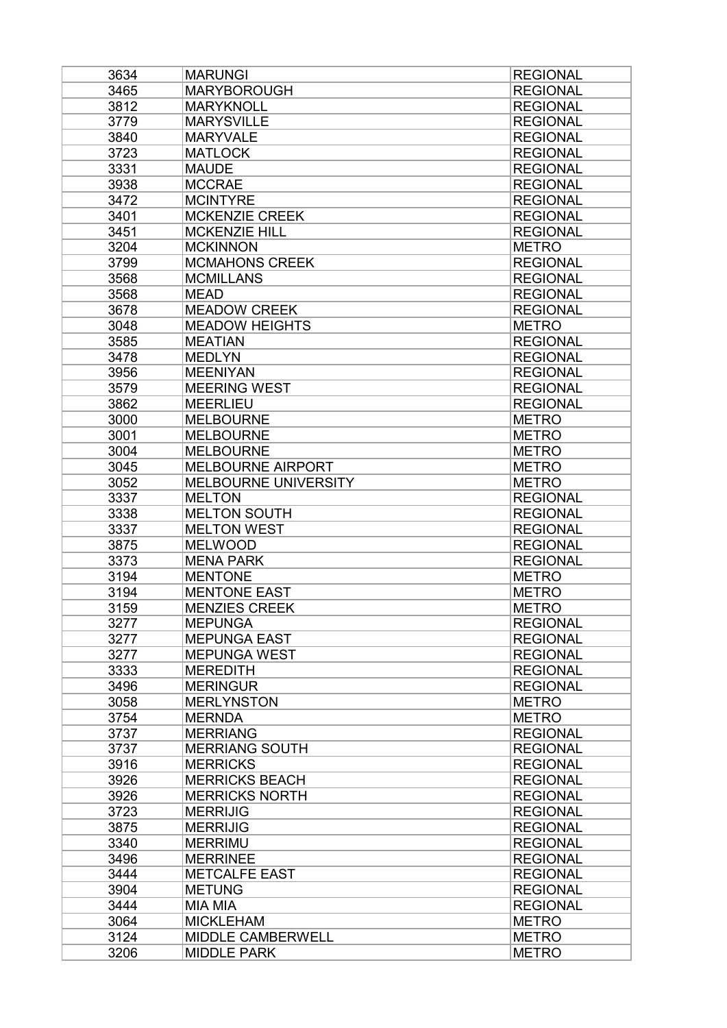| 3634 | MARUNGI | REGIONAL |
|---|---|---|
| 3465 | MARYBOROUGH | REGIONAL |
| 3812 | MARYKNOLL | REGIONAL |
| 3779 | MARYSVILLE | REGIONAL |
| 3840 | MARYVALE | REGIONAL |
| 3723 | MATLOCK | REGIONAL |
| 3331 | MAUDE | REGIONAL |
| 3938 | MCCRAE | REGIONAL |
| 3472 | MCINTYRE | REGIONAL |
| 3401 | MCKENZIE CREEK | REGIONAL |
| 3451 | MCKENZIE HILL | REGIONAL |
| 3204 | MCKINNON | METRO |
| 3799 | MCMAHONS CREEK | REGIONAL |
| 3568 | MCMILLANS | REGIONAL |
| 3568 | MEAD | REGIONAL |
| 3678 | MEADOW CREEK | REGIONAL |
| 3048 | MEADOW HEIGHTS | METRO |
| 3585 | MEATIAN | REGIONAL |
| 3478 | MEDLYN | REGIONAL |
| 3956 | MEENIYAN | REGIONAL |
| 3579 | MEERING WEST | REGIONAL |
| 3862 | MEERLIEU | REGIONAL |
| 3000 | MELBOURNE | METRO |
| 3001 | MELBOURNE | METRO |
| 3004 | MELBOURNE | METRO |
| 3045 | MELBOURNE AIRPORT | METRO |
| 3052 | MELBOURNE UNIVERSITY | METRO |
| 3337 | MELTON | REGIONAL |
| 3338 | MELTON SOUTH | REGIONAL |
| 3337 | MELTON WEST | REGIONAL |
| 3875 | MELWOOD | REGIONAL |
| 3373 | MENA PARK | REGIONAL |
| 3194 | MENTONE | METRO |
| 3194 | MENTONE EAST | METRO |
| 3159 | MENZIES CREEK | METRO |
| 3277 | MEPUNGA | REGIONAL |
| 3277 | MEPUNGA EAST | REGIONAL |
| 3277 | MEPUNGA WEST | REGIONAL |
| 3333 | MEREDITH | REGIONAL |
| 3496 | MERINGUR | REGIONAL |
| 3058 | MERLYNSTON | METRO |
| 3754 | MERNDA | METRO |
| 3737 | MERRIANG | REGIONAL |
| 3737 | MERRIANG SOUTH | REGIONAL |
| 3916 | MERRICKS | REGIONAL |
| 3926 | MERRICKS BEACH | REGIONAL |
| 3926 | MERRICKS NORTH | REGIONAL |
| 3723 | MERRIJIG | REGIONAL |
| 3875 | MERRIJIG | REGIONAL |
| 3340 | MERRIMU | REGIONAL |
| 3496 | MERRINEE | REGIONAL |
| 3444 | METCALFE EAST | REGIONAL |
| 3904 | METUNG | REGIONAL |
| 3444 | MIA MIA | REGIONAL |
| 3064 | MICKLEHAM | METRO |
| 3124 | MIDDLE CAMBERWELL | METRO |
| 3206 | MIDDLE PARK | METRO |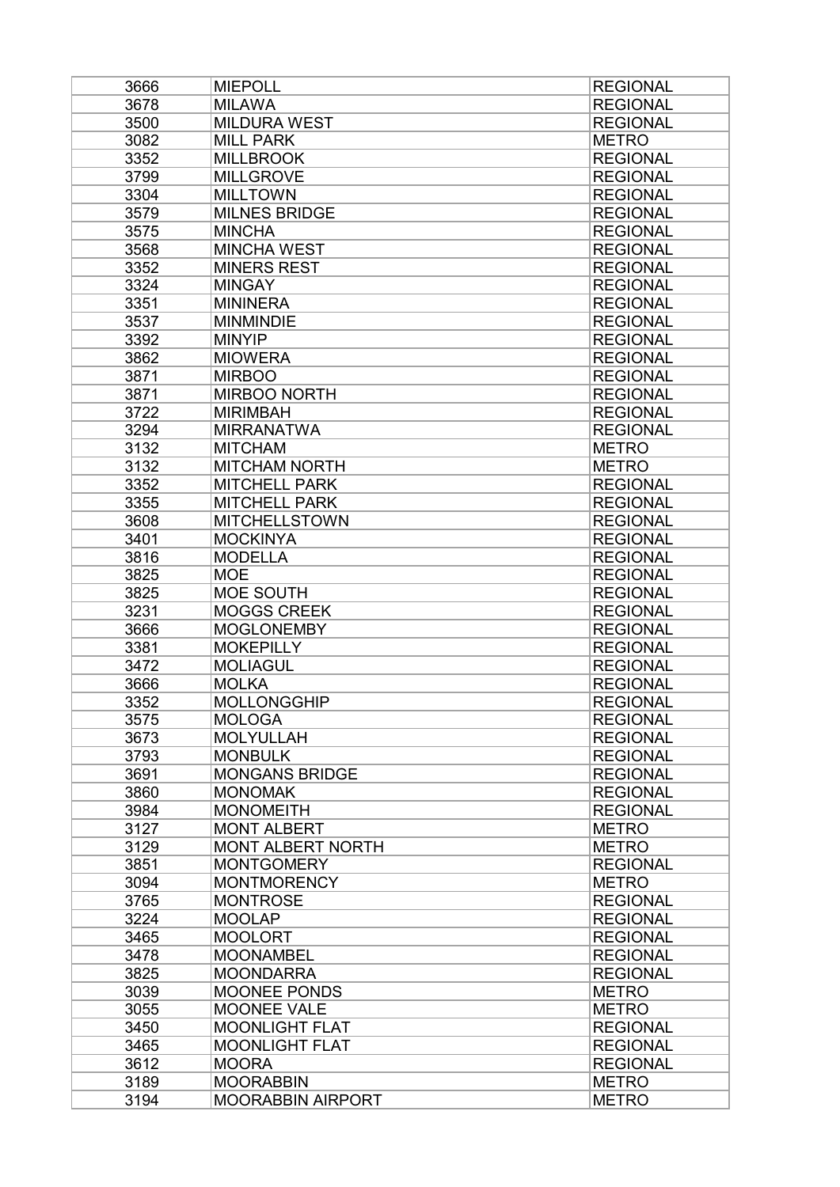| 3666 | MIEPOLL | REGIONAL |
|---|---|---|
| 3678 | MILAWA | REGIONAL |
| 3500 | MILDURA WEST | REGIONAL |
| 3082 | MILL PARK | METRO |
| 3352 | MILLBROOK | REGIONAL |
| 3799 | MILLGROVE | REGIONAL |
| 3304 | MILLTOWN | REGIONAL |
| 3579 | MILNES BRIDGE | REGIONAL |
| 3575 | MINCHA | REGIONAL |
| 3568 | MINCHA WEST | REGIONAL |
| 3352 | MINERS REST | REGIONAL |
| 3324 | MINGAY | REGIONAL |
| 3351 | MININERA | REGIONAL |
| 3537 | MINMINDIE | REGIONAL |
| 3392 | MINYIP | REGIONAL |
| 3862 | MIOWERA | REGIONAL |
| 3871 | MIRBOO | REGIONAL |
| 3871 | MIRBOO NORTH | REGIONAL |
| 3722 | MIRIMBAH | REGIONAL |
| 3294 | MIRRANATWA | REGIONAL |
| 3132 | MITCHAM | METRO |
| 3132 | MITCHAM NORTH | METRO |
| 3352 | MITCHELL PARK | REGIONAL |
| 3355 | MITCHELL PARK | REGIONAL |
| 3608 | MITCHELLSTOWN | REGIONAL |
| 3401 | MOCKINYA | REGIONAL |
| 3816 | MODELLA | REGIONAL |
| 3825 | MOE | REGIONAL |
| 3825 | MOE SOUTH | REGIONAL |
| 3231 | MOGGS CREEK | REGIONAL |
| 3666 | MOGLONEMBY | REGIONAL |
| 3381 | MOKEPILLY | REGIONAL |
| 3472 | MOLIAGUL | REGIONAL |
| 3666 | MOLKA | REGIONAL |
| 3352 | MOLLONGGHIP | REGIONAL |
| 3575 | MOLOGA | REGIONAL |
| 3673 | MOLYULLAH | REGIONAL |
| 3793 | MONBULK | REGIONAL |
| 3691 | MONGANS BRIDGE | REGIONAL |
| 3860 | MONOMAK | REGIONAL |
| 3984 | MONOMEITH | REGIONAL |
| 3127 | MONT ALBERT | METRO |
| 3129 | MONT ALBERT NORTH | METRO |
| 3851 | MONTGOMERY | REGIONAL |
| 3094 | MONTMORENCY | METRO |
| 3765 | MONTROSE | REGIONAL |
| 3224 | MOOLAP | REGIONAL |
| 3465 | MOOLORT | REGIONAL |
| 3478 | MOONAMBEL | REGIONAL |
| 3825 | MOONDARRA | REGIONAL |
| 3039 | MOONEE PONDS | METRO |
| 3055 | MOONEE VALE | METRO |
| 3450 | MOONLIGHT FLAT | REGIONAL |
| 3465 | MOONLIGHT FLAT | REGIONAL |
| 3612 | MOORA | REGIONAL |
| 3189 | MOORABBIN | METRO |
| 3194 | MOORABBIN AIRPORT | METRO |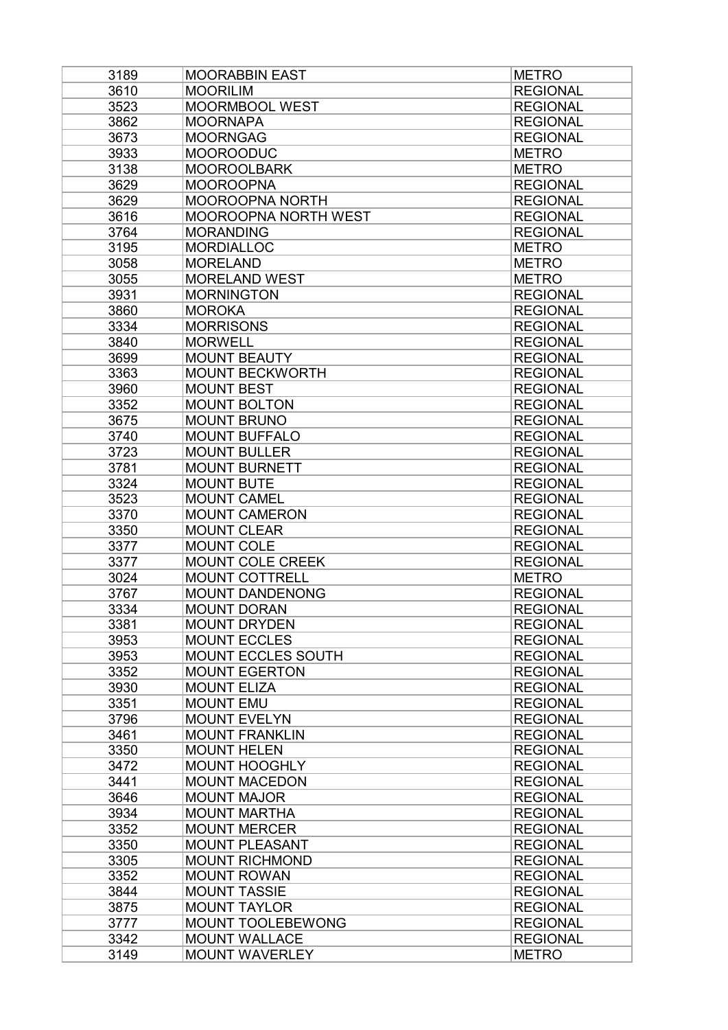| 3189 | MOORABBIN EAST | METRO |
|---|---|---|
| 3610 | MOORILIM | REGIONAL |
| 3523 | MOORMBOOL WEST | REGIONAL |
| 3862 | MOORNAPA | REGIONAL |
| 3673 | MOORNGAG | REGIONAL |
| 3933 | MOOROODUC | METRO |
| 3138 | MOOROOLBARK | METRO |
| 3629 | MOOROOPNA | REGIONAL |
| 3629 | MOOROOPNA NORTH | REGIONAL |
| 3616 | MOOROOPNA NORTH WEST | REGIONAL |
| 3764 | MORANDING | REGIONAL |
| 3195 | MORDIALLOC | METRO |
| 3058 | MORELAND | METRO |
| 3055 | MORELAND WEST | METRO |
| 3931 | MORNINGTON | REGIONAL |
| 3860 | MOROKA | REGIONAL |
| 3334 | MORRISONS | REGIONAL |
| 3840 | MORWELL | REGIONAL |
| 3699 | MOUNT BEAUTY | REGIONAL |
| 3363 | MOUNT BECKWORTH | REGIONAL |
| 3960 | MOUNT BEST | REGIONAL |
| 3352 | MOUNT BOLTON | REGIONAL |
| 3675 | MOUNT BRUNO | REGIONAL |
| 3740 | MOUNT BUFFALO | REGIONAL |
| 3723 | MOUNT BULLER | REGIONAL |
| 3781 | MOUNT BURNETT | REGIONAL |
| 3324 | MOUNT BUTE | REGIONAL |
| 3523 | MOUNT CAMEL | REGIONAL |
| 3370 | MOUNT CAMERON | REGIONAL |
| 3350 | MOUNT CLEAR | REGIONAL |
| 3377 | MOUNT COLE | REGIONAL |
| 3377 | MOUNT COLE CREEK | REGIONAL |
| 3024 | MOUNT COTTRELL | METRO |
| 3767 | MOUNT DANDENONG | REGIONAL |
| 3334 | MOUNT DORAN | REGIONAL |
| 3381 | MOUNT DRYDEN | REGIONAL |
| 3953 | MOUNT ECCLES | REGIONAL |
| 3953 | MOUNT ECCLES SOUTH | REGIONAL |
| 3352 | MOUNT EGERTON | REGIONAL |
| 3930 | MOUNT ELIZA | REGIONAL |
| 3351 | MOUNT EMU | REGIONAL |
| 3796 | MOUNT EVELYN | REGIONAL |
| 3461 | MOUNT FRANKLIN | REGIONAL |
| 3350 | MOUNT HELEN | REGIONAL |
| 3472 | MOUNT HOOGHLY | REGIONAL |
| 3441 | MOUNT MACEDON | REGIONAL |
| 3646 | MOUNT MAJOR | REGIONAL |
| 3934 | MOUNT MARTHA | REGIONAL |
| 3352 | MOUNT MERCER | REGIONAL |
| 3350 | MOUNT PLEASANT | REGIONAL |
| 3305 | MOUNT RICHMOND | REGIONAL |
| 3352 | MOUNT ROWAN | REGIONAL |
| 3844 | MOUNT TASSIE | REGIONAL |
| 3875 | MOUNT TAYLOR | REGIONAL |
| 3777 | MOUNT TOOLEBEWONG | REGIONAL |
| 3342 | MOUNT WALLACE | REGIONAL |
| 3149 | MOUNT WAVERLEY | METRO |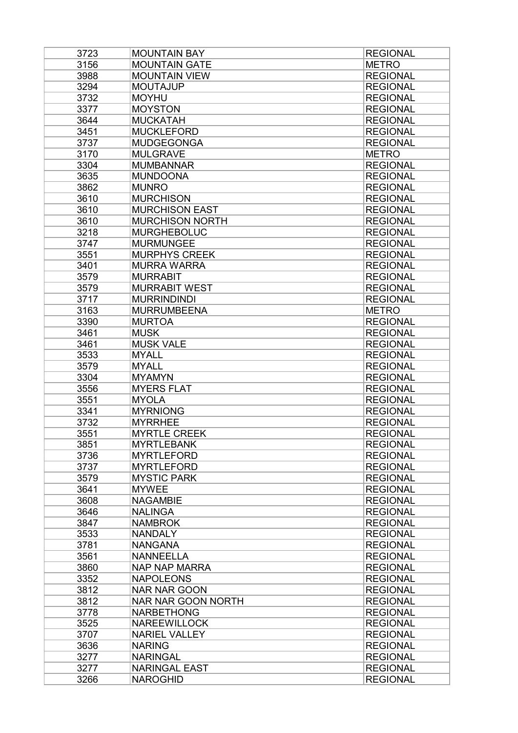| 3723 | MOUNTAIN BAY | REGIONAL |
|---|---|---|
| 3156 | MOUNTAIN GATE | METRO |
| 3988 | MOUNTAIN VIEW | REGIONAL |
| 3294 | MOUTAJUP | REGIONAL |
| 3732 | MOYHU | REGIONAL |
| 3377 | MOYSTON | REGIONAL |
| 3644 | MUCKATAH | REGIONAL |
| 3451 | MUCKLEFORD | REGIONAL |
| 3737 | MUDGEGONGA | REGIONAL |
| 3170 | MULGRAVE | METRO |
| 3304 | MUMBANNAR | REGIONAL |
| 3635 | MUNDOONA | REGIONAL |
| 3862 | MUNRO | REGIONAL |
| 3610 | MURCHISON | REGIONAL |
| 3610 | MURCHISON EAST | REGIONAL |
| 3610 | MURCHISON NORTH | REGIONAL |
| 3218 | MURGHEBOLUC | REGIONAL |
| 3747 | MURMUNGEE | REGIONAL |
| 3551 | MURPHYS CREEK | REGIONAL |
| 3401 | MURRA WARRA | REGIONAL |
| 3579 | MURRABIT | REGIONAL |
| 3579 | MURRABIT WEST | REGIONAL |
| 3717 | MURRINDINDI | REGIONAL |
| 3163 | MURRUMBEENA | METRO |
| 3390 | MURTOA | REGIONAL |
| 3461 | MUSK | REGIONAL |
| 3461 | MUSK VALE | REGIONAL |
| 3533 | MYALL | REGIONAL |
| 3579 | MYALL | REGIONAL |
| 3304 | MYAMYN | REGIONAL |
| 3556 | MYERS FLAT | REGIONAL |
| 3551 | MYOLA | REGIONAL |
| 3341 | MYRNIONG | REGIONAL |
| 3732 | MYRRHEE | REGIONAL |
| 3551 | MYRTLE CREEK | REGIONAL |
| 3851 | MYRTLEBANK | REGIONAL |
| 3736 | MYRTLEFORD | REGIONAL |
| 3737 | MYRTLEFORD | REGIONAL |
| 3579 | MYSTIC PARK | REGIONAL |
| 3641 | MYWEE | REGIONAL |
| 3608 | NAGAMBIE | REGIONAL |
| 3646 | NALINGA | REGIONAL |
| 3847 | NAMBROK | REGIONAL |
| 3533 | NANDALY | REGIONAL |
| 3781 | NANGANA | REGIONAL |
| 3561 | NANNEELLA | REGIONAL |
| 3860 | NAP NAP MARRA | REGIONAL |
| 3352 | NAPOLEONS | REGIONAL |
| 3812 | NAR NAR GOON | REGIONAL |
| 3812 | NAR NAR GOON NORTH | REGIONAL |
| 3778 | NARBETHONG | REGIONAL |
| 3525 | NAREEWILLOCK | REGIONAL |
| 3707 | NARIEL VALLEY | REGIONAL |
| 3636 | NARING | REGIONAL |
| 3277 | NARINGAL | REGIONAL |
| 3277 | NARINGAL EAST | REGIONAL |
| 3266 | NAROGHID | REGIONAL |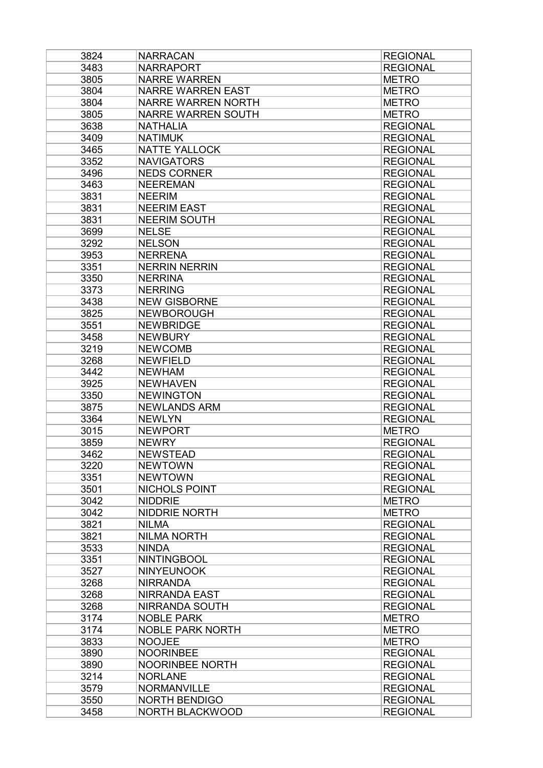| | | |
|---|---|---|
| 3824 | NARRACAN | REGIONAL |
| 3483 | NARRAPORT | REGIONAL |
| 3805 | NARRE WARREN | METRO |
| 3804 | NARRE WARREN EAST | METRO |
| 3804 | NARRE WARREN NORTH | METRO |
| 3805 | NARRE WARREN SOUTH | METRO |
| 3638 | NATHALIA | REGIONAL |
| 3409 | NATIMUK | REGIONAL |
| 3465 | NATTE YALLOCK | REGIONAL |
| 3352 | NAVIGATORS | REGIONAL |
| 3496 | NEDS CORNER | REGIONAL |
| 3463 | NEEREMAN | REGIONAL |
| 3831 | NEERIM | REGIONAL |
| 3831 | NEERIM EAST | REGIONAL |
| 3831 | NEERIM SOUTH | REGIONAL |
| 3699 | NELSE | REGIONAL |
| 3292 | NELSON | REGIONAL |
| 3953 | NERRENA | REGIONAL |
| 3351 | NERRIN NERRIN | REGIONAL |
| 3350 | NERRINA | REGIONAL |
| 3373 | NERRING | REGIONAL |
| 3438 | NEW GISBORNE | REGIONAL |
| 3825 | NEWBOROUGH | REGIONAL |
| 3551 | NEWBRIDGE | REGIONAL |
| 3458 | NEWBURY | REGIONAL |
| 3219 | NEWCOMB | REGIONAL |
| 3268 | NEWFIELD | REGIONAL |
| 3442 | NEWHAM | REGIONAL |
| 3925 | NEWHAVEN | REGIONAL |
| 3350 | NEWINGTON | REGIONAL |
| 3875 | NEWLANDS ARM | REGIONAL |
| 3364 | NEWLYN | REGIONAL |
| 3015 | NEWPORT | METRO |
| 3859 | NEWRY | REGIONAL |
| 3462 | NEWSTEAD | REGIONAL |
| 3220 | NEWTOWN | REGIONAL |
| 3351 | NEWTOWN | REGIONAL |
| 3501 | NICHOLS POINT | REGIONAL |
| 3042 | NIDDRIE | METRO |
| 3042 | NIDDRIE NORTH | METRO |
| 3821 | NILMA | REGIONAL |
| 3821 | NILMA NORTH | REGIONAL |
| 3533 | NINDA | REGIONAL |
| 3351 | NINTINGBOOL | REGIONAL |
| 3527 | NINYEUNOOK | REGIONAL |
| 3268 | NIRRANDA | REGIONAL |
| 3268 | NIRRANDA EAST | REGIONAL |
| 3268 | NIRRANDA SOUTH | REGIONAL |
| 3174 | NOBLE PARK | METRO |
| 3174 | NOBLE PARK NORTH | METRO |
| 3833 | NOOJEE | METRO |
| 3890 | NOORINBEE | REGIONAL |
| 3890 | NOORINBEE NORTH | REGIONAL |
| 3214 | NORLANE | REGIONAL |
| 3579 | NORMANVILLE | REGIONAL |
| 3550 | NORTH BENDIGO | REGIONAL |
| 3458 | NORTH BLACKWOOD | REGIONAL |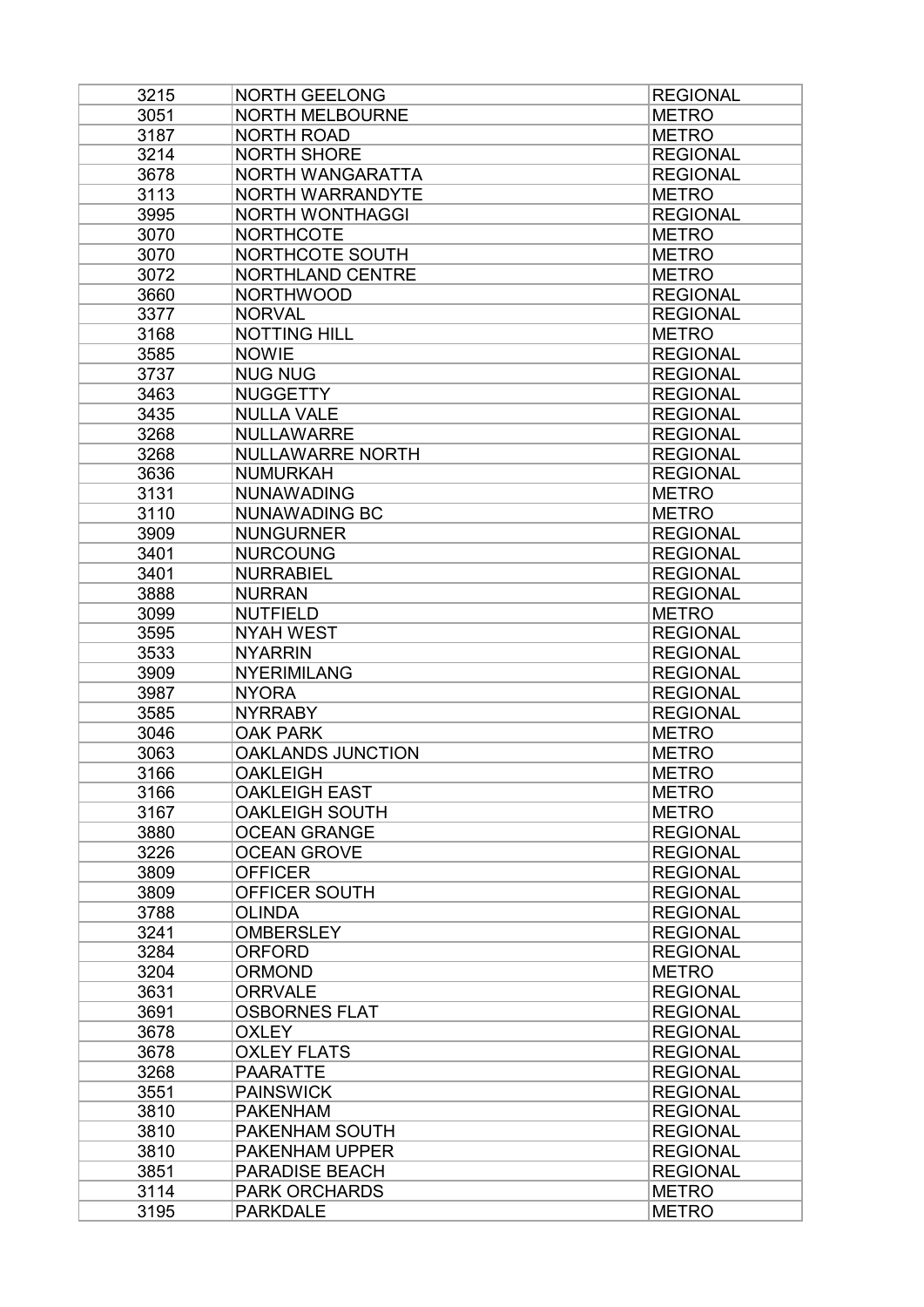| 3215 | NORTH GEELONG | REGIONAL |
|---|---|---|
| 3051 | NORTH MELBOURNE | METRO |
| 3187 | NORTH ROAD | METRO |
| 3214 | NORTH SHORE | REGIONAL |
| 3678 | NORTH WANGARATTA | REGIONAL |
| 3113 | NORTH WARRANDYTE | METRO |
| 3995 | NORTH WONTHAGGI | REGIONAL |
| 3070 | NORTHCOTE | METRO |
| 3070 | NORTHCOTE SOUTH | METRO |
| 3072 | NORTHLAND CENTRE | METRO |
| 3660 | NORTHWOOD | REGIONAL |
| 3377 | NORVAL | REGIONAL |
| 3168 | NOTTING HILL | METRO |
| 3585 | NOWIE | REGIONAL |
| 3737 | NUG NUG | REGIONAL |
| 3463 | NUGGETTY | REGIONAL |
| 3435 | NULLA VALE | REGIONAL |
| 3268 | NULLAWARRE | REGIONAL |
| 3268 | NULLAWARRE NORTH | REGIONAL |
| 3636 | NUMURKAH | REGIONAL |
| 3131 | NUNAWADING | METRO |
| 3110 | NUNAWADING BC | METRO |
| 3909 | NUNGURNER | REGIONAL |
| 3401 | NURCOUNG | REGIONAL |
| 3401 | NURRABIEL | REGIONAL |
| 3888 | NURRAN | REGIONAL |
| 3099 | NUTFIELD | METRO |
| 3595 | NYAH WEST | REGIONAL |
| 3533 | NYARRIN | REGIONAL |
| 3909 | NYERIMILANG | REGIONAL |
| 3987 | NYORA | REGIONAL |
| 3585 | NYRRABY | REGIONAL |
| 3046 | OAK PARK | METRO |
| 3063 | OAKLANDS JUNCTION | METRO |
| 3166 | OAKLEIGH | METRO |
| 3166 | OAKLEIGH EAST | METRO |
| 3167 | OAKLEIGH SOUTH | METRO |
| 3880 | OCEAN GRANGE | REGIONAL |
| 3226 | OCEAN GROVE | REGIONAL |
| 3809 | OFFICER | REGIONAL |
| 3809 | OFFICER SOUTH | REGIONAL |
| 3788 | OLINDA | REGIONAL |
| 3241 | OMBERSLEY | REGIONAL |
| 3284 | ORFORD | REGIONAL |
| 3204 | ORMOND | METRO |
| 3631 | ORRVALE | REGIONAL |
| 3691 | OSBORNES FLAT | REGIONAL |
| 3678 | OXLEY | REGIONAL |
| 3678 | OXLEY FLATS | REGIONAL |
| 3268 | PAARATTE | REGIONAL |
| 3551 | PAINSWICK | REGIONAL |
| 3810 | PAKENHAM | REGIONAL |
| 3810 | PAKENHAM SOUTH | REGIONAL |
| 3810 | PAKENHAM UPPER | REGIONAL |
| 3851 | PARADISE BEACH | REGIONAL |
| 3114 | PARK ORCHARDS | METRO |
| 3195 | PARKDALE | METRO |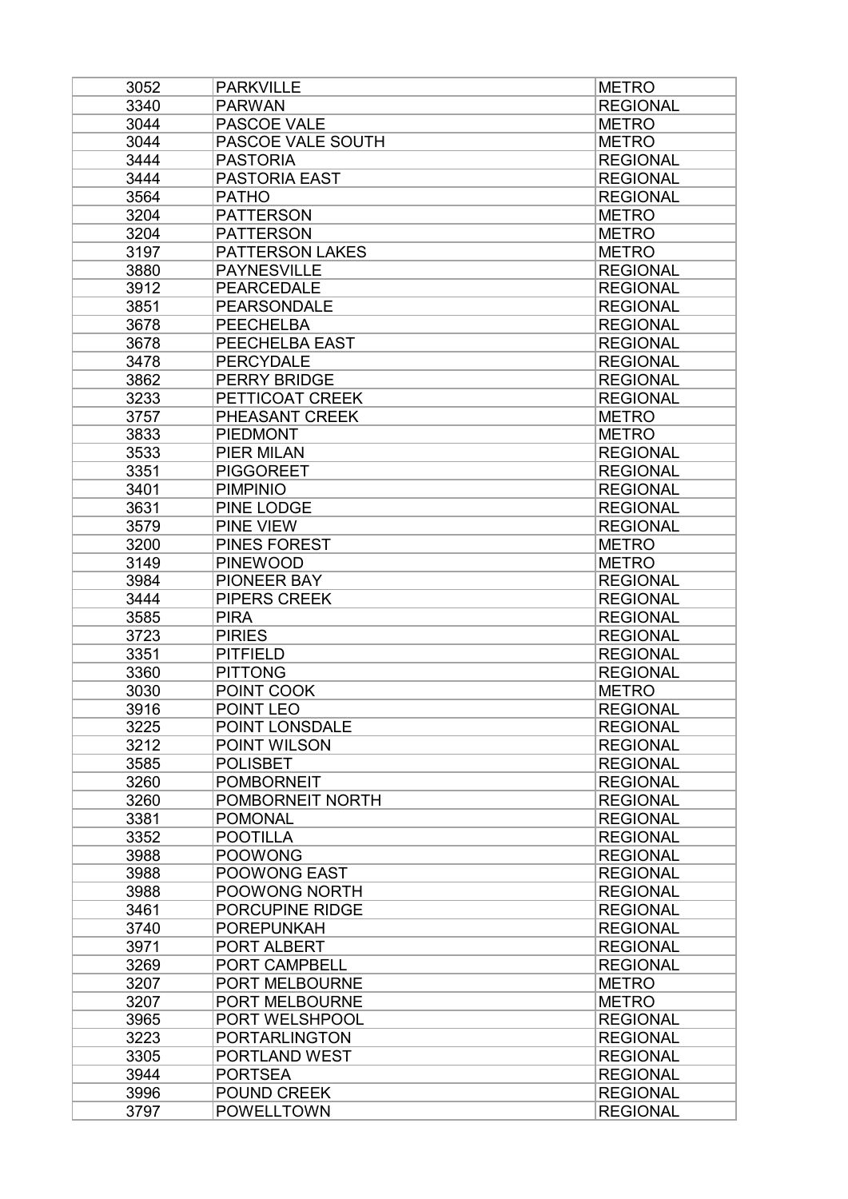| | | |
|---|---|---|
| 3052 | PARKVILLE | METRO |
| 3340 | PARWAN | REGIONAL |
| 3044 | PASCOE VALE | METRO |
| 3044 | PASCOE VALE SOUTH | METRO |
| 3444 | PASTORIA | REGIONAL |
| 3444 | PASTORIA EAST | REGIONAL |
| 3564 | PATHO | REGIONAL |
| 3204 | PATTERSON | METRO |
| 3204 | PATTERSON | METRO |
| 3197 | PATTERSON LAKES | METRO |
| 3880 | PAYNESVILLE | REGIONAL |
| 3912 | PEARCEDALE | REGIONAL |
| 3851 | PEARSONDALE | REGIONAL |
| 3678 | PEECHELBA | REGIONAL |
| 3678 | PEECHELBA EAST | REGIONAL |
| 3478 | PERCYDALE | REGIONAL |
| 3862 | PERRY BRIDGE | REGIONAL |
| 3233 | PETTICOAT CREEK | REGIONAL |
| 3757 | PHEASANT CREEK | METRO |
| 3833 | PIEDMONT | METRO |
| 3533 | PIER MILAN | REGIONAL |
| 3351 | PIGGOREET | REGIONAL |
| 3401 | PIMPINIO | REGIONAL |
| 3631 | PINE LODGE | REGIONAL |
| 3579 | PINE VIEW | REGIONAL |
| 3200 | PINES FOREST | METRO |
| 3149 | PINEWOOD | METRO |
| 3984 | PIONEER BAY | REGIONAL |
| 3444 | PIPERS CREEK | REGIONAL |
| 3585 | PIRA | REGIONAL |
| 3723 | PIRIES | REGIONAL |
| 3351 | PITFIELD | REGIONAL |
| 3360 | PITTONG | REGIONAL |
| 3030 | POINT COOK | METRO |
| 3916 | POINT LEO | REGIONAL |
| 3225 | POINT LONSDALE | REGIONAL |
| 3212 | POINT WILSON | REGIONAL |
| 3585 | POLISBET | REGIONAL |
| 3260 | POMBORNEIT | REGIONAL |
| 3260 | POMBORNEIT NORTH | REGIONAL |
| 3381 | POMONAL | REGIONAL |
| 3352 | POOTILLA | REGIONAL |
| 3988 | POOWONG | REGIONAL |
| 3988 | POOWONG EAST | REGIONAL |
| 3988 | POOWONG NORTH | REGIONAL |
| 3461 | PORCUPINE RIDGE | REGIONAL |
| 3740 | POREPUNKAH | REGIONAL |
| 3971 | PORT ALBERT | REGIONAL |
| 3269 | PORT CAMPBELL | REGIONAL |
| 3207 | PORT MELBOURNE | METRO |
| 3207 | PORT MELBOURNE | METRO |
| 3965 | PORT WELSHPOOL | REGIONAL |
| 3223 | PORTARLINGTON | REGIONAL |
| 3305 | PORTLAND WEST | REGIONAL |
| 3944 | PORTSEA | REGIONAL |
| 3996 | POUND CREEK | REGIONAL |
| 3797 | POWELLTOWN | REGIONAL |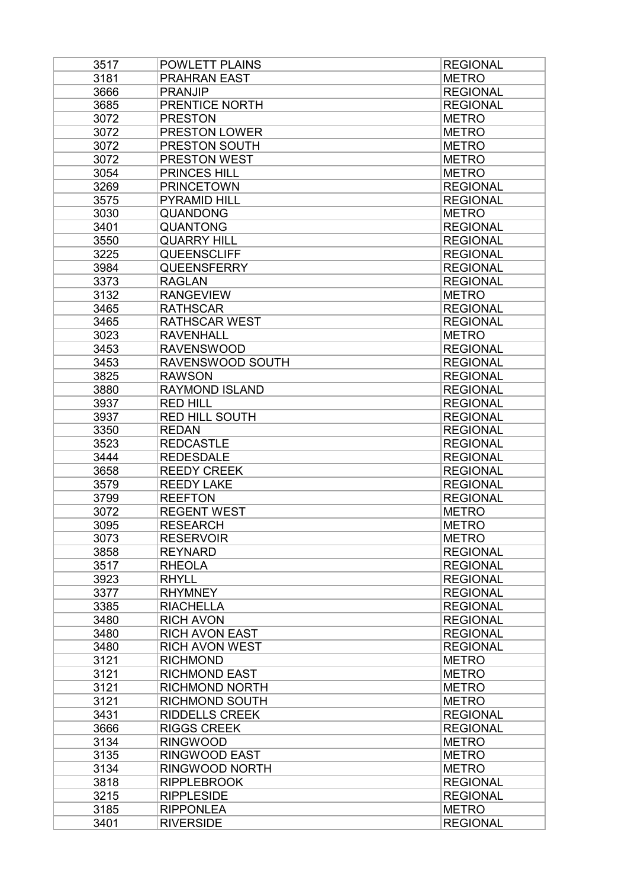| 3517 | POWLETT PLAINS | REGIONAL |
|---|---|---|
| 3181 | PRAHRAN EAST | METRO |
| 3666 | PRANJIP | REGIONAL |
| 3685 | PRENTICE NORTH | REGIONAL |
| 3072 | PRESTON | METRO |
| 3072 | PRESTON LOWER | METRO |
| 3072 | PRESTON SOUTH | METRO |
| 3072 | PRESTON WEST | METRO |
| 3054 | PRINCES HILL | METRO |
| 3269 | PRINCETOWN | REGIONAL |
| 3575 | PYRAMID HILL | REGIONAL |
| 3030 | QUANDONG | METRO |
| 3401 | QUANTONG | REGIONAL |
| 3550 | QUARRY HILL | REGIONAL |
| 3225 | QUEENSCLIFF | REGIONAL |
| 3984 | QUEENSFERRY | REGIONAL |
| 3373 | RAGLAN | REGIONAL |
| 3132 | RANGEVIEW | METRO |
| 3465 | RATHSCAR | REGIONAL |
| 3465 | RATHSCAR WEST | REGIONAL |
| 3023 | RAVENHALL | METRO |
| 3453 | RAVENSWOOD | REGIONAL |
| 3453 | RAVENSWOOD SOUTH | REGIONAL |
| 3825 | RAWSON | REGIONAL |
| 3880 | RAYMOND ISLAND | REGIONAL |
| 3937 | RED HILL | REGIONAL |
| 3937 | RED HILL SOUTH | REGIONAL |
| 3350 | REDAN | REGIONAL |
| 3523 | REDCASTLE | REGIONAL |
| 3444 | REDESDALE | REGIONAL |
| 3658 | REEDY CREEK | REGIONAL |
| 3579 | REEDY LAKE | REGIONAL |
| 3799 | REEFTON | REGIONAL |
| 3072 | REGENT WEST | METRO |
| 3095 | RESEARCH | METRO |
| 3073 | RESERVOIR | METRO |
| 3858 | REYNARD | REGIONAL |
| 3517 | RHEOLA | REGIONAL |
| 3923 | RHYLL | REGIONAL |
| 3377 | RHYMNEY | REGIONAL |
| 3385 | RIACHELLA | REGIONAL |
| 3480 | RICH AVON | REGIONAL |
| 3480 | RICH AVON EAST | REGIONAL |
| 3480 | RICH AVON WEST | REGIONAL |
| 3121 | RICHMOND | METRO |
| 3121 | RICHMOND EAST | METRO |
| 3121 | RICHMOND NORTH | METRO |
| 3121 | RICHMOND SOUTH | METRO |
| 3431 | RIDDELLS CREEK | REGIONAL |
| 3666 | RIGGS CREEK | REGIONAL |
| 3134 | RINGWOOD | METRO |
| 3135 | RINGWOOD EAST | METRO |
| 3134 | RINGWOOD NORTH | METRO |
| 3818 | RIPPLEBROOK | REGIONAL |
| 3215 | RIPPLESIDE | REGIONAL |
| 3185 | RIPPONLEA | METRO |
| 3401 | RIVERSIDE | REGIONAL |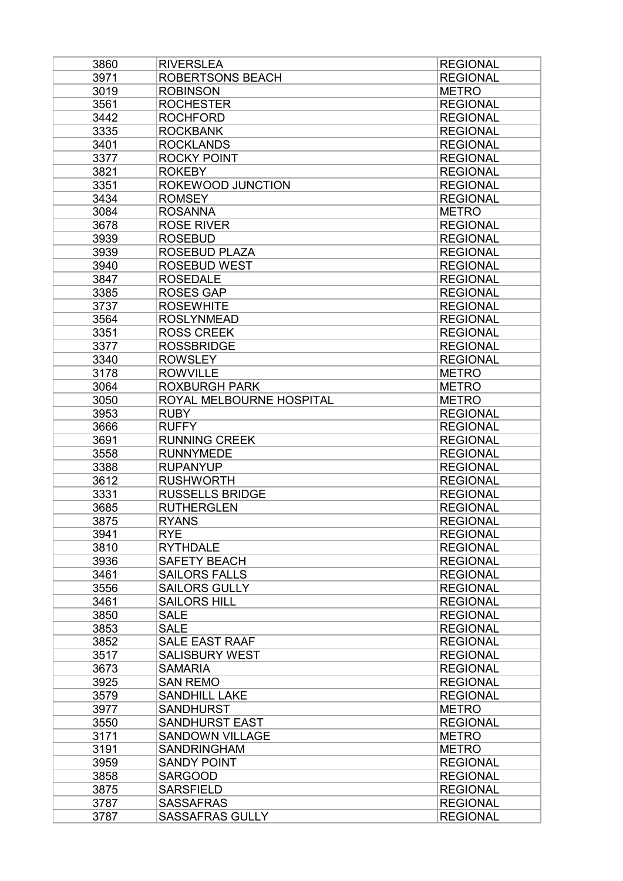| 3860 | RIVERSLEA | REGIONAL |
|---|---|---|
| 3971 | ROBERTSONS BEACH | REGIONAL |
| 3019 | ROBINSON | METRO |
| 3561 | ROCHESTER | REGIONAL |
| 3442 | ROCHFORD | REGIONAL |
| 3335 | ROCKBANK | REGIONAL |
| 3401 | ROCKLANDS | REGIONAL |
| 3377 | ROCKY POINT | REGIONAL |
| 3821 | ROKEBY | REGIONAL |
| 3351 | ROKEWOOD JUNCTION | REGIONAL |
| 3434 | ROMSEY | REGIONAL |
| 3084 | ROSANNA | METRO |
| 3678 | ROSE RIVER | REGIONAL |
| 3939 | ROSEBUD | REGIONAL |
| 3939 | ROSEBUD PLAZA | REGIONAL |
| 3940 | ROSEBUD WEST | REGIONAL |
| 3847 | ROSEDALE | REGIONAL |
| 3385 | ROSES GAP | REGIONAL |
| 3737 | ROSEWHITE | REGIONAL |
| 3564 | ROSLYNMEAD | REGIONAL |
| 3351 | ROSS CREEK | REGIONAL |
| 3377 | ROSSBRIDGE | REGIONAL |
| 3340 | ROWSLEY | REGIONAL |
| 3178 | ROWVILLE | METRO |
| 3064 | ROXBURGH PARK | METRO |
| 3050 | ROYAL MELBOURNE HOSPITAL | METRO |
| 3953 | RUBY | REGIONAL |
| 3666 | RUFFY | REGIONAL |
| 3691 | RUNNING CREEK | REGIONAL |
| 3558 | RUNNYMEDE | REGIONAL |
| 3388 | RUPANYUP | REGIONAL |
| 3612 | RUSHWORTH | REGIONAL |
| 3331 | RUSSELLS BRIDGE | REGIONAL |
| 3685 | RUTHERGLEN | REGIONAL |
| 3875 | RYANS | REGIONAL |
| 3941 | RYE | REGIONAL |
| 3810 | RYTHDALE | REGIONAL |
| 3936 | SAFETY BEACH | REGIONAL |
| 3461 | SAILORS FALLS | REGIONAL |
| 3556 | SAILORS GULLY | REGIONAL |
| 3461 | SAILORS HILL | REGIONAL |
| 3850 | SALE | REGIONAL |
| 3853 | SALE | REGIONAL |
| 3852 | SALE EAST RAAF | REGIONAL |
| 3517 | SALISBURY WEST | REGIONAL |
| 3673 | SAMARIA | REGIONAL |
| 3925 | SAN REMO | REGIONAL |
| 3579 | SANDHILL LAKE | REGIONAL |
| 3977 | SANDHURST | METRO |
| 3550 | SANDHURST EAST | REGIONAL |
| 3171 | SANDOWN VILLAGE | METRO |
| 3191 | SANDRINGHAM | METRO |
| 3959 | SANDY POINT | REGIONAL |
| 3858 | SARGOOD | REGIONAL |
| 3875 | SARSFIELD | REGIONAL |
| 3787 | SASSAFRAS | REGIONAL |
| 3787 | SASSAFRAS GULLY | REGIONAL |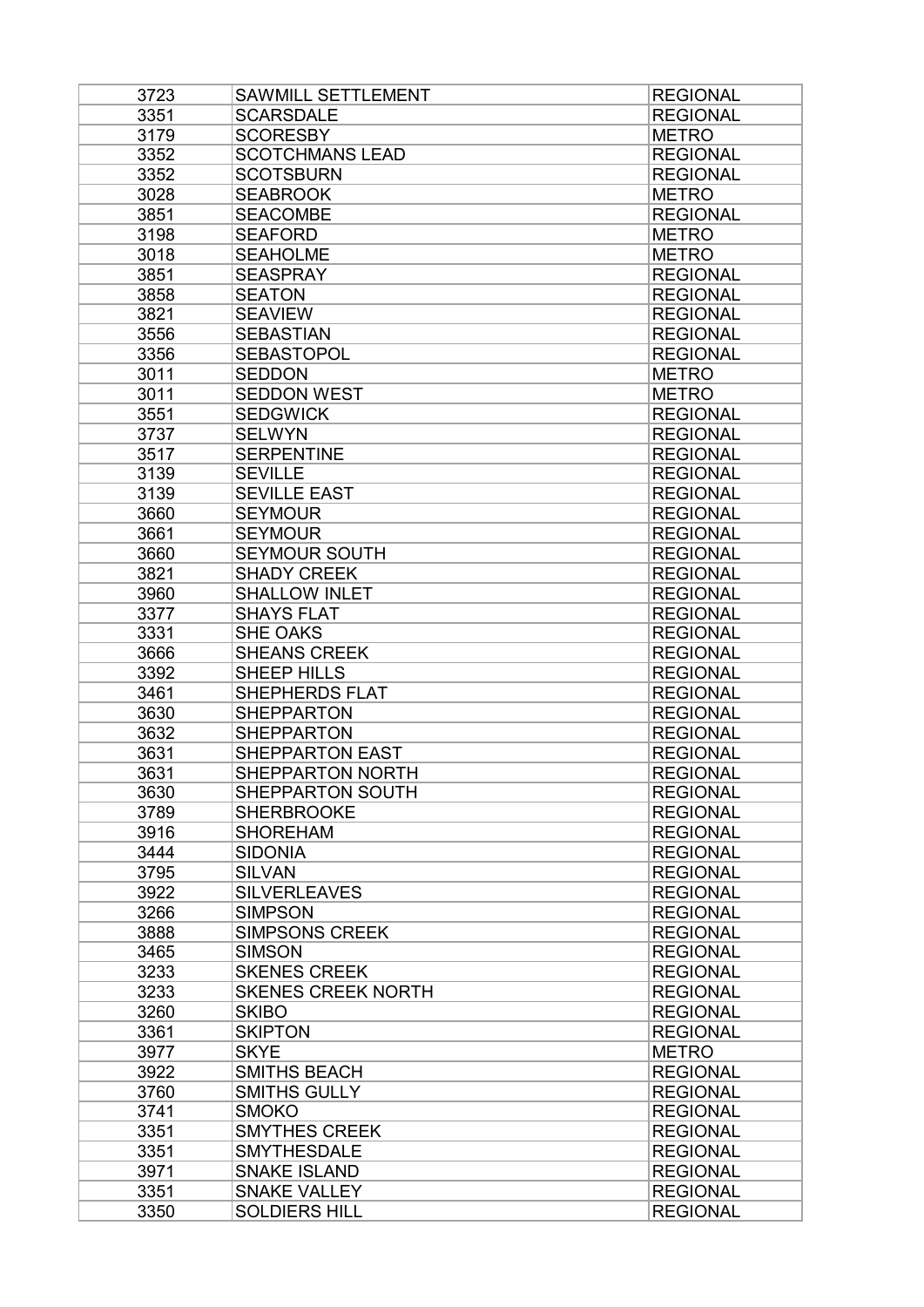| 3723 | SAWMILL SETTLEMENT | REGIONAL |
|---|---|---|
| 3351 | SCARSDALE | REGIONAL |
| 3179 | SCORESBY | METRO |
| 3352 | SCOTCHMANS LEAD | REGIONAL |
| 3352 | SCOTSBURN | REGIONAL |
| 3028 | SEABROOK | METRO |
| 3851 | SEACOMBE | REGIONAL |
| 3198 | SEAFORD | METRO |
| 3018 | SEAHOLME | METRO |
| 3851 | SEASPRAY | REGIONAL |
| 3858 | SEATON | REGIONAL |
| 3821 | SEAVIEW | REGIONAL |
| 3556 | SEBASTIAN | REGIONAL |
| 3356 | SEBASTOPOL | REGIONAL |
| 3011 | SEDDON | METRO |
| 3011 | SEDDON WEST | METRO |
| 3551 | SEDGWICK | REGIONAL |
| 3737 | SELWYN | REGIONAL |
| 3517 | SERPENTINE | REGIONAL |
| 3139 | SEVILLE | REGIONAL |
| 3139 | SEVILLE EAST | REGIONAL |
| 3660 | SEYMOUR | REGIONAL |
| 3661 | SEYMOUR | REGIONAL |
| 3660 | SEYMOUR SOUTH | REGIONAL |
| 3821 | SHADY CREEK | REGIONAL |
| 3960 | SHALLOW INLET | REGIONAL |
| 3377 | SHAYS FLAT | REGIONAL |
| 3331 | SHE OAKS | REGIONAL |
| 3666 | SHEANS CREEK | REGIONAL |
| 3392 | SHEEP HILLS | REGIONAL |
| 3461 | SHEPHERDS FLAT | REGIONAL |
| 3630 | SHEPPARTON | REGIONAL |
| 3632 | SHEPPARTON | REGIONAL |
| 3631 | SHEPPARTON EAST | REGIONAL |
| 3631 | SHEPPARTON NORTH | REGIONAL |
| 3630 | SHEPPARTON SOUTH | REGIONAL |
| 3789 | SHERBROOKE | REGIONAL |
| 3916 | SHOREHAM | REGIONAL |
| 3444 | SIDONIA | REGIONAL |
| 3795 | SILVAN | REGIONAL |
| 3922 | SILVERLEAVES | REGIONAL |
| 3266 | SIMPSON | REGIONAL |
| 3888 | SIMPSONS CREEK | REGIONAL |
| 3465 | SIMSON | REGIONAL |
| 3233 | SKENES CREEK | REGIONAL |
| 3233 | SKENES CREEK NORTH | REGIONAL |
| 3260 | SKIBO | REGIONAL |
| 3361 | SKIPTON | REGIONAL |
| 3977 | SKYE | METRO |
| 3922 | SMITHS BEACH | REGIONAL |
| 3760 | SMITHS GULLY | REGIONAL |
| 3741 | SMOKO | REGIONAL |
| 3351 | SMYTHES CREEK | REGIONAL |
| 3351 | SMYTHESDALE | REGIONAL |
| 3971 | SNAKE ISLAND | REGIONAL |
| 3351 | SNAKE VALLEY | REGIONAL |
| 3350 | SOLDIERS HILL | REGIONAL |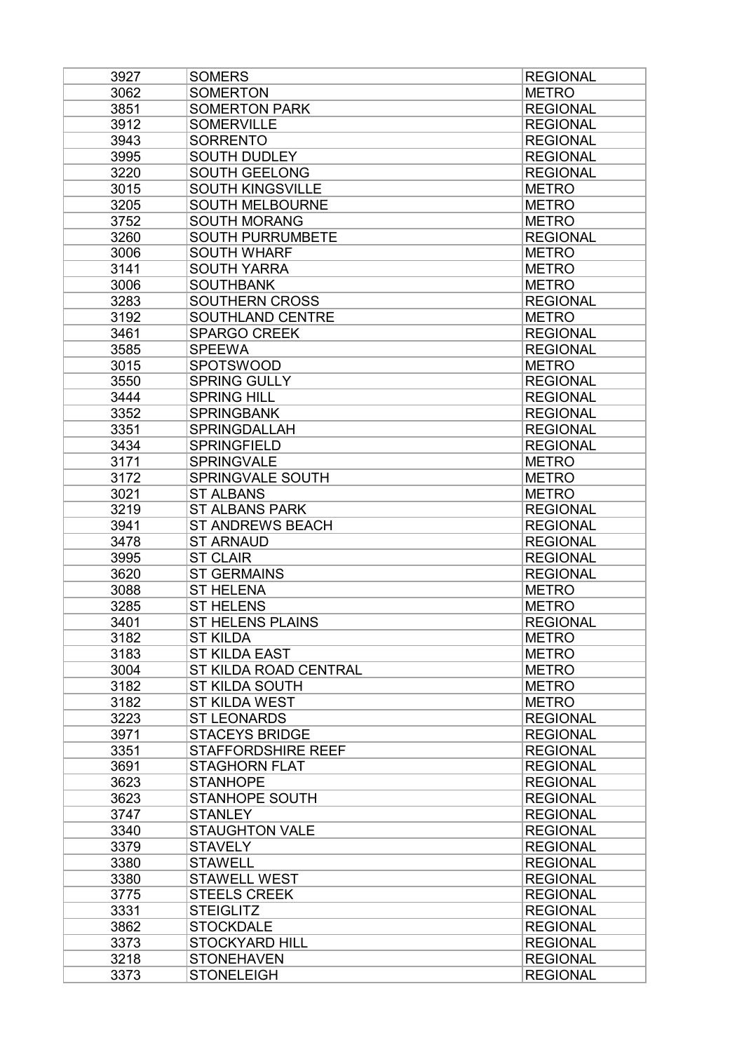| 3927 | SOMERS | REGIONAL |
|---|---|---|
| 3062 | SOMERTON | METRO |
| 3851 | SOMERTON PARK | REGIONAL |
| 3912 | SOMERVILLE | REGIONAL |
| 3943 | SORRENTO | REGIONAL |
| 3995 | SOUTH DUDLEY | REGIONAL |
| 3220 | SOUTH GEELONG | REGIONAL |
| 3015 | SOUTH KINGSVILLE | METRO |
| 3205 | SOUTH MELBOURNE | METRO |
| 3752 | SOUTH MORANG | METRO |
| 3260 | SOUTH PURRUMBETE | REGIONAL |
| 3006 | SOUTH WHARF | METRO |
| 3141 | SOUTH YARRA | METRO |
| 3006 | SOUTHBANK | METRO |
| 3283 | SOUTHERN CROSS | REGIONAL |
| 3192 | SOUTHLAND CENTRE | METRO |
| 3461 | SPARGO CREEK | REGIONAL |
| 3585 | SPEEWA | REGIONAL |
| 3015 | SPOTSWOOD | METRO |
| 3550 | SPRING GULLY | REGIONAL |
| 3444 | SPRING HILL | REGIONAL |
| 3352 | SPRINGBANK | REGIONAL |
| 3351 | SPRINGDALLAH | REGIONAL |
| 3434 | SPRINGFIELD | REGIONAL |
| 3171 | SPRINGVALE | METRO |
| 3172 | SPRINGVALE SOUTH | METRO |
| 3021 | ST ALBANS | METRO |
| 3219 | ST ALBANS PARK | REGIONAL |
| 3941 | ST ANDREWS BEACH | REGIONAL |
| 3478 | ST ARNAUD | REGIONAL |
| 3995 | ST CLAIR | REGIONAL |
| 3620 | ST GERMAINS | REGIONAL |
| 3088 | ST HELENA | METRO |
| 3285 | ST HELENS | METRO |
| 3401 | ST HELENS PLAINS | REGIONAL |
| 3182 | ST KILDA | METRO |
| 3183 | ST KILDA EAST | METRO |
| 3004 | ST KILDA ROAD CENTRAL | METRO |
| 3182 | ST KILDA SOUTH | METRO |
| 3182 | ST KILDA WEST | METRO |
| 3223 | ST LEONARDS | REGIONAL |
| 3971 | STACEYS BRIDGE | REGIONAL |
| 3351 | STAFFORDSHIRE REEF | REGIONAL |
| 3691 | STAGHORN FLAT | REGIONAL |
| 3623 | STANHOPE | REGIONAL |
| 3623 | STANHOPE SOUTH | REGIONAL |
| 3747 | STANLEY | REGIONAL |
| 3340 | STAUGHTON VALE | REGIONAL |
| 3379 | STAVELY | REGIONAL |
| 3380 | STAWELL | REGIONAL |
| 3380 | STAWELL WEST | REGIONAL |
| 3775 | STEELS CREEK | REGIONAL |
| 3331 | STEIGLITZ | REGIONAL |
| 3862 | STOCKDALE | REGIONAL |
| 3373 | STOCKYARD HILL | REGIONAL |
| 3218 | STONEHAVEN | REGIONAL |
| 3373 | STONELEIGH | REGIONAL |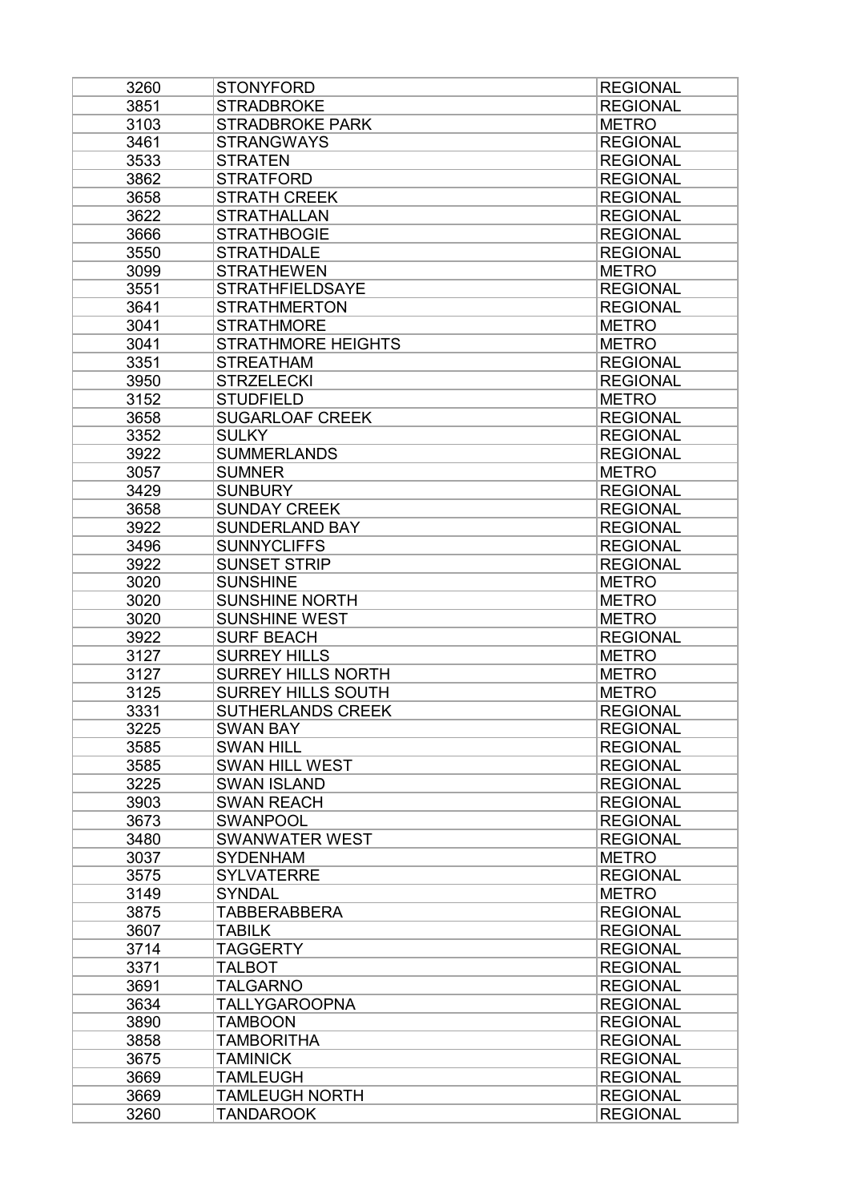| 3260 | STONYFORD | REGIONAL |
|---|---|---|
| 3851 | STRADBROKE | REGIONAL |
| 3103 | STRADBROKE PARK | METRO |
| 3461 | STRANGWAYS | REGIONAL |
| 3533 | STRATEN | REGIONAL |
| 3862 | STRATFORD | REGIONAL |
| 3658 | STRATH CREEK | REGIONAL |
| 3622 | STRATHALLAN | REGIONAL |
| 3666 | STRATHBOGIE | REGIONAL |
| 3550 | STRATHDALE | REGIONAL |
| 3099 | STRATHEWEN | METRO |
| 3551 | STRATHFIELDSAYE | REGIONAL |
| 3641 | STRATHMERTON | REGIONAL |
| 3041 | STRATHMORE | METRO |
| 3041 | STRATHMORE HEIGHTS | METRO |
| 3351 | STREATHAM | REGIONAL |
| 3950 | STRZELECKI | REGIONAL |
| 3152 | STUDFIELD | METRO |
| 3658 | SUGARLOAF CREEK | REGIONAL |
| 3352 | SULKY | REGIONAL |
| 3922 | SUMMERLANDS | REGIONAL |
| 3057 | SUMNER | METRO |
| 3429 | SUNBURY | REGIONAL |
| 3658 | SUNDAY CREEK | REGIONAL |
| 3922 | SUNDERLAND BAY | REGIONAL |
| 3496 | SUNNYCLIFFS | REGIONAL |
| 3922 | SUNSET STRIP | REGIONAL |
| 3020 | SUNSHINE | METRO |
| 3020 | SUNSHINE NORTH | METRO |
| 3020 | SUNSHINE WEST | METRO |
| 3922 | SURF BEACH | REGIONAL |
| 3127 | SURREY HILLS | METRO |
| 3127 | SURREY HILLS NORTH | METRO |
| 3125 | SURREY HILLS SOUTH | METRO |
| 3331 | SUTHERLANDS CREEK | REGIONAL |
| 3225 | SWAN BAY | REGIONAL |
| 3585 | SWAN HILL | REGIONAL |
| 3585 | SWAN HILL WEST | REGIONAL |
| 3225 | SWAN ISLAND | REGIONAL |
| 3903 | SWAN REACH | REGIONAL |
| 3673 | SWANPOOL | REGIONAL |
| 3480 | SWANWATER WEST | REGIONAL |
| 3037 | SYDENHAM | METRO |
| 3575 | SYLVATERRE | REGIONAL |
| 3149 | SYNDAL | METRO |
| 3875 | TABBERABBERA | REGIONAL |
| 3607 | TABILK | REGIONAL |
| 3714 | TAGGERTY | REGIONAL |
| 3371 | TALBOT | REGIONAL |
| 3691 | TALGARNO | REGIONAL |
| 3634 | TALLYGAROOPNA | REGIONAL |
| 3890 | TAMBOON | REGIONAL |
| 3858 | TAMBORITHA | REGIONAL |
| 3675 | TAMINICK | REGIONAL |
| 3669 | TAMLEUGH | REGIONAL |
| 3669 | TAMLEUGH NORTH | REGIONAL |
| 3260 | TANDAROOK | REGIONAL |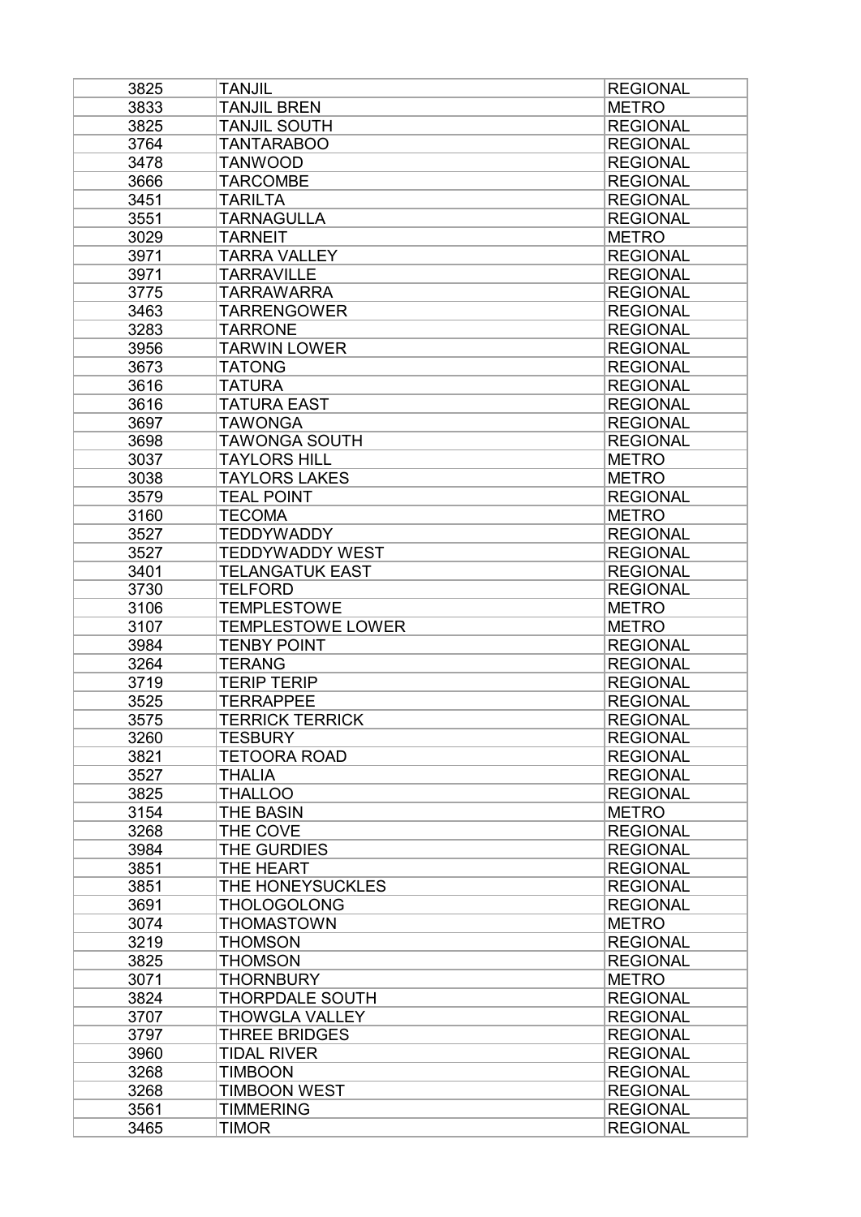| 3825 | TANJIL | REGIONAL |
|---|---|---|
| 3833 | TANJIL BREN | METRO |
| 3825 | TANJIL SOUTH | REGIONAL |
| 3764 | TANTARABOO | REGIONAL |
| 3478 | TANWOOD | REGIONAL |
| 3666 | TARCOMBE | REGIONAL |
| 3451 | TARILTA | REGIONAL |
| 3551 | TARNAGULLA | REGIONAL |
| 3029 | TARNEIT | METRO |
| 3971 | TARRA VALLEY | REGIONAL |
| 3971 | TARRAVILLE | REGIONAL |
| 3775 | TARRAWARRA | REGIONAL |
| 3463 | TARRENGOWER | REGIONAL |
| 3283 | TARRONE | REGIONAL |
| 3956 | TARWIN LOWER | REGIONAL |
| 3673 | TATONG | REGIONAL |
| 3616 | TATURA | REGIONAL |
| 3616 | TATURA EAST | REGIONAL |
| 3697 | TAWONGA | REGIONAL |
| 3698 | TAWONGA SOUTH | REGIONAL |
| 3037 | TAYLORS HILL | METRO |
| 3038 | TAYLORS LAKES | METRO |
| 3579 | TEAL POINT | REGIONAL |
| 3160 | TECOMA | METRO |
| 3527 | TEDDYWADDY | REGIONAL |
| 3527 | TEDDYWADDY WEST | REGIONAL |
| 3401 | TELANGATUK EAST | REGIONAL |
| 3730 | TELFORD | REGIONAL |
| 3106 | TEMPLESTOWE | METRO |
| 3107 | TEMPLESTOWE LOWER | METRO |
| 3984 | TENBY POINT | REGIONAL |
| 3264 | TERANG | REGIONAL |
| 3719 | TERIP TERIP | REGIONAL |
| 3525 | TERRAPPEE | REGIONAL |
| 3575 | TERRICK TERRICK | REGIONAL |
| 3260 | TESBURY | REGIONAL |
| 3821 | TETOORA ROAD | REGIONAL |
| 3527 | THALIA | REGIONAL |
| 3825 | THALLOO | REGIONAL |
| 3154 | THE BASIN | METRO |
| 3268 | THE COVE | REGIONAL |
| 3984 | THE GURDIES | REGIONAL |
| 3851 | THE HEART | REGIONAL |
| 3851 | THE HONEYSUCKLES | REGIONAL |
| 3691 | THOLOGOLONG | REGIONAL |
| 3074 | THOMASTOWN | METRO |
| 3219 | THOMSON | REGIONAL |
| 3825 | THOMSON | REGIONAL |
| 3071 | THORNBURY | METRO |
| 3824 | THORPDALE SOUTH | REGIONAL |
| 3707 | THOWGLA VALLEY | REGIONAL |
| 3797 | THREE BRIDGES | REGIONAL |
| 3960 | TIDAL RIVER | REGIONAL |
| 3268 | TIMBOON | REGIONAL |
| 3268 | TIMBOON WEST | REGIONAL |
| 3561 | TIMMERING | REGIONAL |
| 3465 | TIMOR | REGIONAL |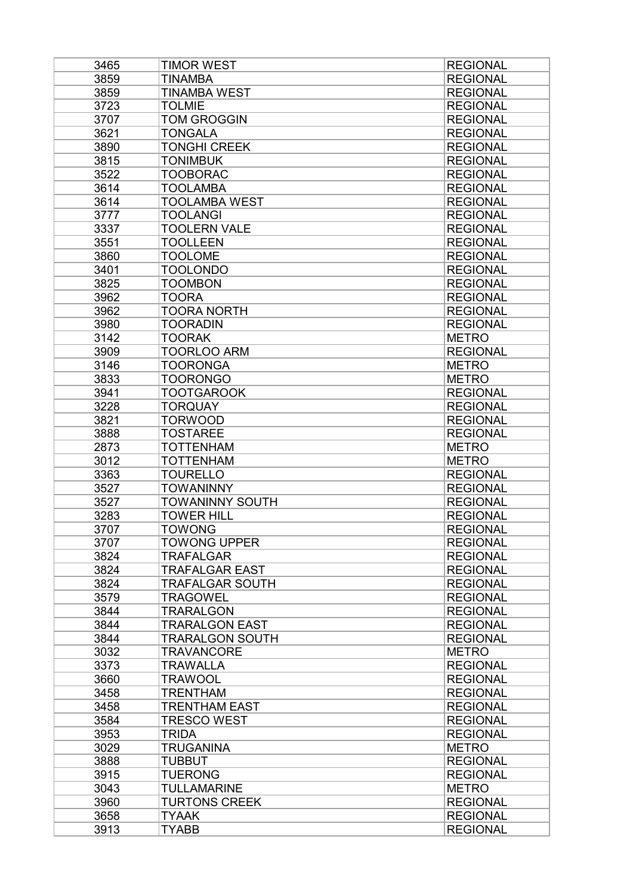| 3465 | TIMOR WEST | REGIONAL |
|---|---|---|
| 3859 | TINAMBA | REGIONAL |
| 3859 | TINAMBA WEST | REGIONAL |
| 3723 | TOLMIE | REGIONAL |
| 3707 | TOM GROGGIN | REGIONAL |
| 3621 | TONGALA | REGIONAL |
| 3890 | TONGHI CREEK | REGIONAL |
| 3815 | TONIMBUK | REGIONAL |
| 3522 | TOOBORAC | REGIONAL |
| 3614 | TOOLAMBA | REGIONAL |
| 3614 | TOOLAMBA WEST | REGIONAL |
| 3777 | TOOLANGI | REGIONAL |
| 3337 | TOOLERN VALE | REGIONAL |
| 3551 | TOOLLEEN | REGIONAL |
| 3860 | TOOLOME | REGIONAL |
| 3401 | TOOLONDO | REGIONAL |
| 3825 | TOOMBON | REGIONAL |
| 3962 | TOORA | REGIONAL |
| 3962 | TOORA NORTH | REGIONAL |
| 3980 | TOORADIN | REGIONAL |
| 3142 | TOORAK | METRO |
| 3909 | TOORLOO ARM | REGIONAL |
| 3146 | TOORONGA | METRO |
| 3833 | TOORONGO | METRO |
| 3941 | TOOTGAROOK | REGIONAL |
| 3228 | TORQUAY | REGIONAL |
| 3821 | TORWOOD | REGIONAL |
| 3888 | TOSTAREE | REGIONAL |
| 2873 | TOTTENHAM | METRO |
| 3012 | TOTTENHAM | METRO |
| 3363 | TOURELLO | REGIONAL |
| 3527 | TOWANINNY | REGIONAL |
| 3527 | TOWANINNY SOUTH | REGIONAL |
| 3283 | TOWER HILL | REGIONAL |
| 3707 | TOWONG | REGIONAL |
| 3707 | TOWONG UPPER | REGIONAL |
| 3824 | TRAFALGAR | REGIONAL |
| 3824 | TRAFALGAR EAST | REGIONAL |
| 3824 | TRAFALGAR SOUTH | REGIONAL |
| 3579 | TRAGOWEL | REGIONAL |
| 3844 | TRARALGON | REGIONAL |
| 3844 | TRARALGON EAST | REGIONAL |
| 3844 | TRARALGON SOUTH | REGIONAL |
| 3032 | TRAVANCORE | METRO |
| 3373 | TRAWALLA | REGIONAL |
| 3660 | TRAWOOL | REGIONAL |
| 3458 | TRENTHAM | REGIONAL |
| 3458 | TRENTHAM EAST | REGIONAL |
| 3584 | TRESCO WEST | REGIONAL |
| 3953 | TRIDA | REGIONAL |
| 3029 | TRUGANINA | METRO |
| 3888 | TUBBUT | REGIONAL |
| 3915 | TUERONG | REGIONAL |
| 3043 | TULLAMARINE | METRO |
| 3960 | TURTONS CREEK | REGIONAL |
| 3658 | TYAAK | REGIONAL |
| 3913 | TYABB | REGIONAL |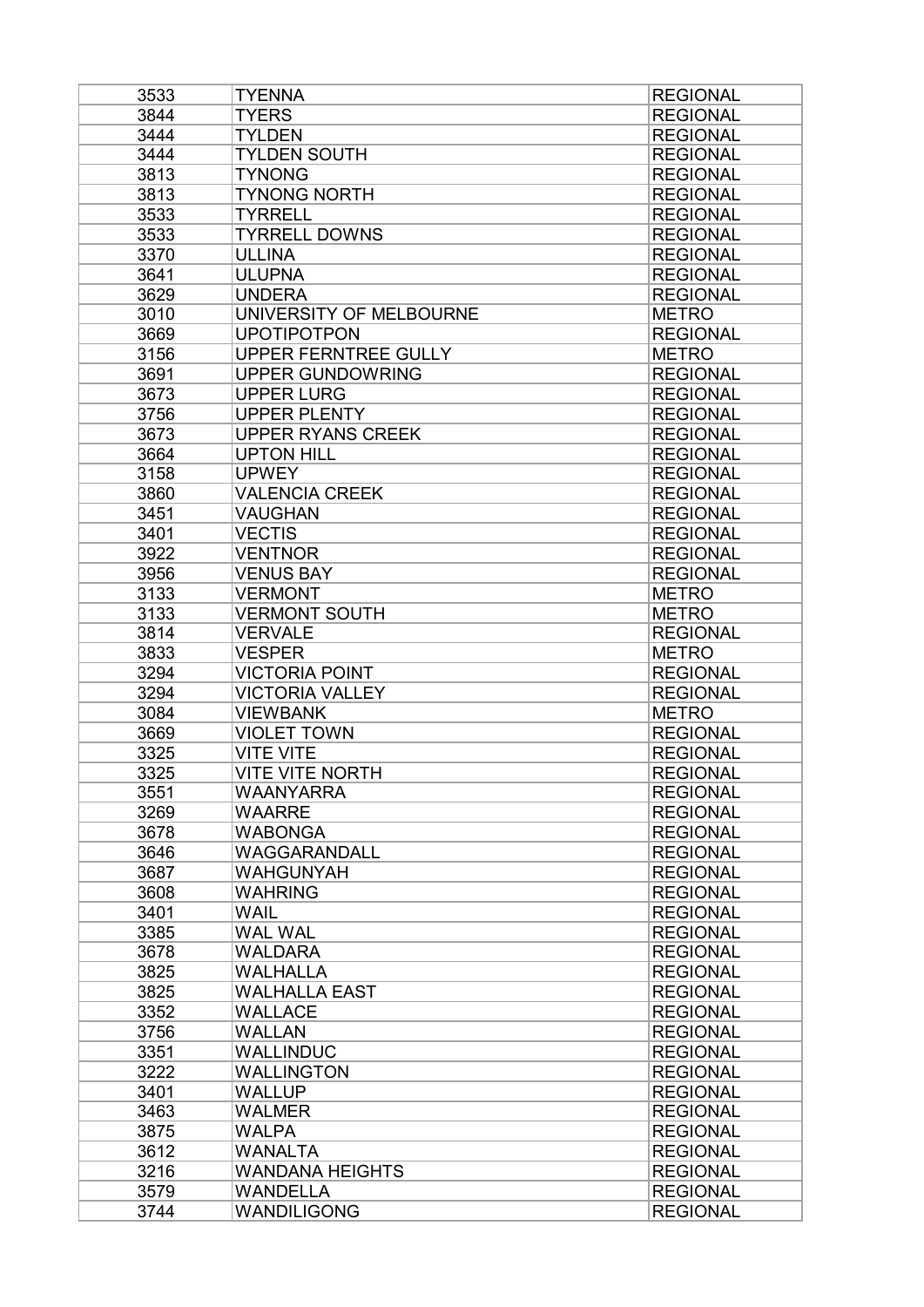| 3533 | TYENNA | REGIONAL |
|---|---|---|
| 3844 | TYERS | REGIONAL |
| 3444 | TYLDEN | REGIONAL |
| 3444 | TYLDEN SOUTH | REGIONAL |
| 3813 | TYNONG | REGIONAL |
| 3813 | TYNONG NORTH | REGIONAL |
| 3533 | TYRRELL | REGIONAL |
| 3533 | TYRRELL DOWNS | REGIONAL |
| 3370 | ULLINA | REGIONAL |
| 3641 | ULUPNA | REGIONAL |
| 3629 | UNDERA | REGIONAL |
| 3010 | UNIVERSITY OF MELBOURNE | METRO |
| 3669 | UPOTIPOTPON | REGIONAL |
| 3156 | UPPER FERNTREE GULLY | METRO |
| 3691 | UPPER GUNDOWRING | REGIONAL |
| 3673 | UPPER LURG | REGIONAL |
| 3756 | UPPER PLENTY | REGIONAL |
| 3673 | UPPER RYANS CREEK | REGIONAL |
| 3664 | UPTON HILL | REGIONAL |
| 3158 | UPWEY | REGIONAL |
| 3860 | VALENCIA CREEK | REGIONAL |
| 3451 | VAUGHAN | REGIONAL |
| 3401 | VECTIS | REGIONAL |
| 3922 | VENTNOR | REGIONAL |
| 3956 | VENUS BAY | REGIONAL |
| 3133 | VERMONT | METRO |
| 3133 | VERMONT SOUTH | METRO |
| 3814 | VERVALE | REGIONAL |
| 3833 | VESPER | METRO |
| 3294 | VICTORIA POINT | REGIONAL |
| 3294 | VICTORIA VALLEY | REGIONAL |
| 3084 | VIEWBANK | METRO |
| 3669 | VIOLET TOWN | REGIONAL |
| 3325 | VITE VITE | REGIONAL |
| 3325 | VITE VITE NORTH | REGIONAL |
| 3551 | WAANYARRA | REGIONAL |
| 3269 | WAARRE | REGIONAL |
| 3678 | WABONGA | REGIONAL |
| 3646 | WAGGARANDALL | REGIONAL |
| 3687 | WAHGUNYAH | REGIONAL |
| 3608 | WAHRING | REGIONAL |
| 3401 | WAIL | REGIONAL |
| 3385 | WAL WAL | REGIONAL |
| 3678 | WALDARA | REGIONAL |
| 3825 | WALHALLA | REGIONAL |
| 3825 | WALHALLA EAST | REGIONAL |
| 3352 | WALLACE | REGIONAL |
| 3756 | WALLAN | REGIONAL |
| 3351 | WALLINDUC | REGIONAL |
| 3222 | WALLINGTON | REGIONAL |
| 3401 | WALLUP | REGIONAL |
| 3463 | WALMER | REGIONAL |
| 3875 | WALPA | REGIONAL |
| 3612 | WANALTA | REGIONAL |
| 3216 | WANDANA HEIGHTS | REGIONAL |
| 3579 | WANDELLA | REGIONAL |
| 3744 | WANDILIGONG | REGIONAL |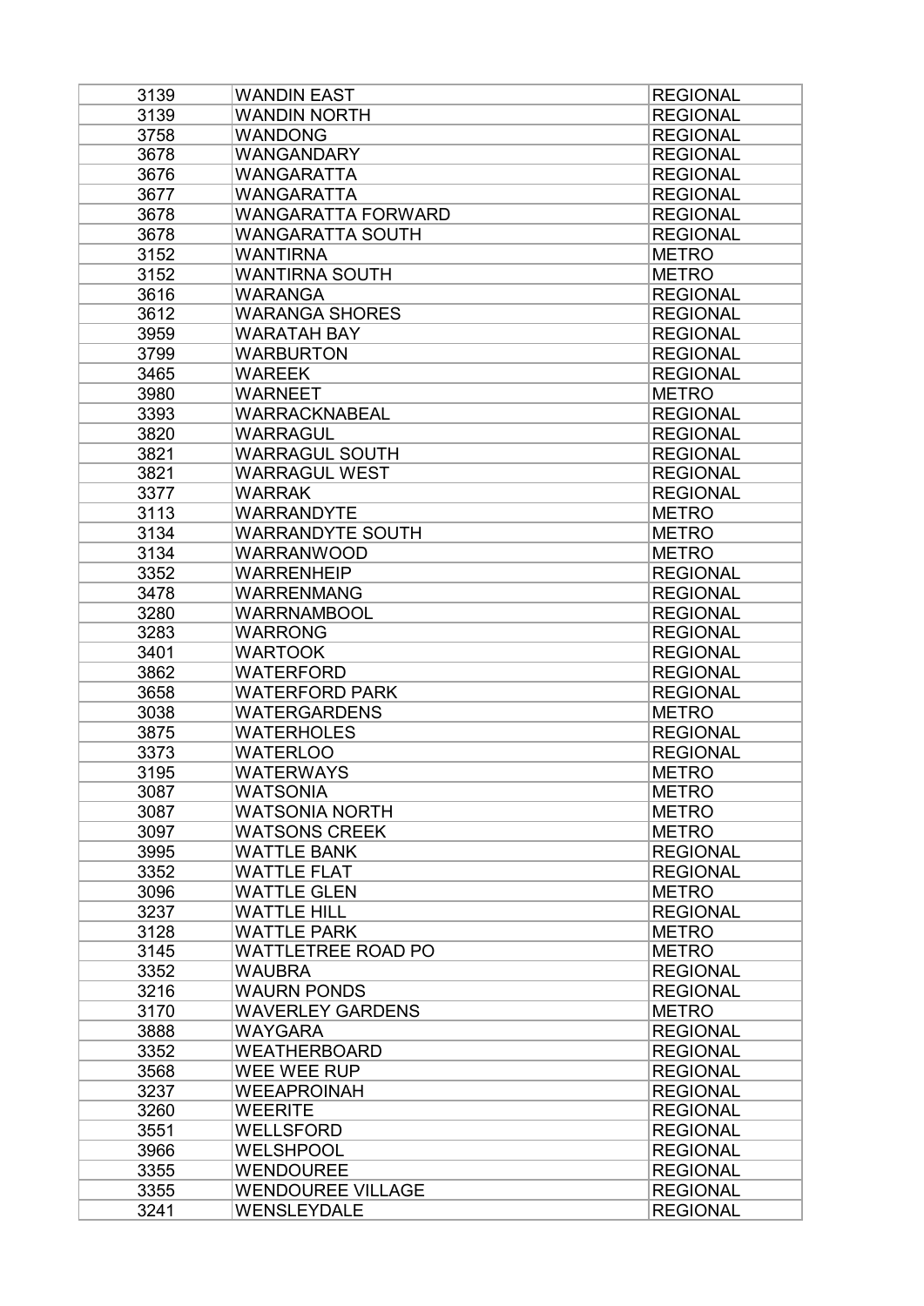| 3139 | WANDIN EAST | REGIONAL |
|---|---|---|
| 3139 | WANDIN NORTH | REGIONAL |
| 3758 | WANDONG | REGIONAL |
| 3678 | WANGANDARY | REGIONAL |
| 3676 | WANGARATTA | REGIONAL |
| 3677 | WANGARATTA | REGIONAL |
| 3678 | WANGARATTA FORWARD | REGIONAL |
| 3678 | WANGARATTA SOUTH | REGIONAL |
| 3152 | WANTIRNA | METRO |
| 3152 | WANTIRNA SOUTH | METRO |
| 3616 | WARANGA | REGIONAL |
| 3612 | WARANGA SHORES | REGIONAL |
| 3959 | WARATAH BAY | REGIONAL |
| 3799 | WARBURTON | REGIONAL |
| 3465 | WAREEK | REGIONAL |
| 3980 | WARNEET | METRO |
| 3393 | WARRACKNABEAL | REGIONAL |
| 3820 | WARRAGUL | REGIONAL |
| 3821 | WARRAGUL SOUTH | REGIONAL |
| 3821 | WARRAGUL WEST | REGIONAL |
| 3377 | WARRAK | REGIONAL |
| 3113 | WARRANDYTE | METRO |
| 3134 | WARRANDYTE SOUTH | METRO |
| 3134 | WARRANWOOD | METRO |
| 3352 | WARRENHEIP | REGIONAL |
| 3478 | WARRENMANG | REGIONAL |
| 3280 | WARRNAMBOOL | REGIONAL |
| 3283 | WARRONG | REGIONAL |
| 3401 | WARTOOK | REGIONAL |
| 3862 | WATERFORD | REGIONAL |
| 3658 | WATERFORD PARK | REGIONAL |
| 3038 | WATERGARDENS | METRO |
| 3875 | WATERHOLES | REGIONAL |
| 3373 | WATERLOO | REGIONAL |
| 3195 | WATERWAYS | METRO |
| 3087 | WATSONIA | METRO |
| 3087 | WATSONIA NORTH | METRO |
| 3097 | WATSONS CREEK | METRO |
| 3995 | WATTLE BANK | REGIONAL |
| 3352 | WATTLE FLAT | REGIONAL |
| 3096 | WATTLE GLEN | METRO |
| 3237 | WATTLE HILL | REGIONAL |
| 3128 | WATTLE PARK | METRO |
| 3145 | WATTLETREE ROAD PO | METRO |
| 3352 | WAUBRA | REGIONAL |
| 3216 | WAURN PONDS | REGIONAL |
| 3170 | WAVERLEY GARDENS | METRO |
| 3888 | WAYGARA | REGIONAL |
| 3352 | WEATHERBOARD | REGIONAL |
| 3568 | WEE WEE RUP | REGIONAL |
| 3237 | WEEAPROINAH | REGIONAL |
| 3260 | WEERITE | REGIONAL |
| 3551 | WELLSFORD | REGIONAL |
| 3966 | WELSHPOOL | REGIONAL |
| 3355 | WENDOUREE | REGIONAL |
| 3355 | WENDOUREE VILLAGE | REGIONAL |
| 3241 | WENSLEYDALE | REGIONAL |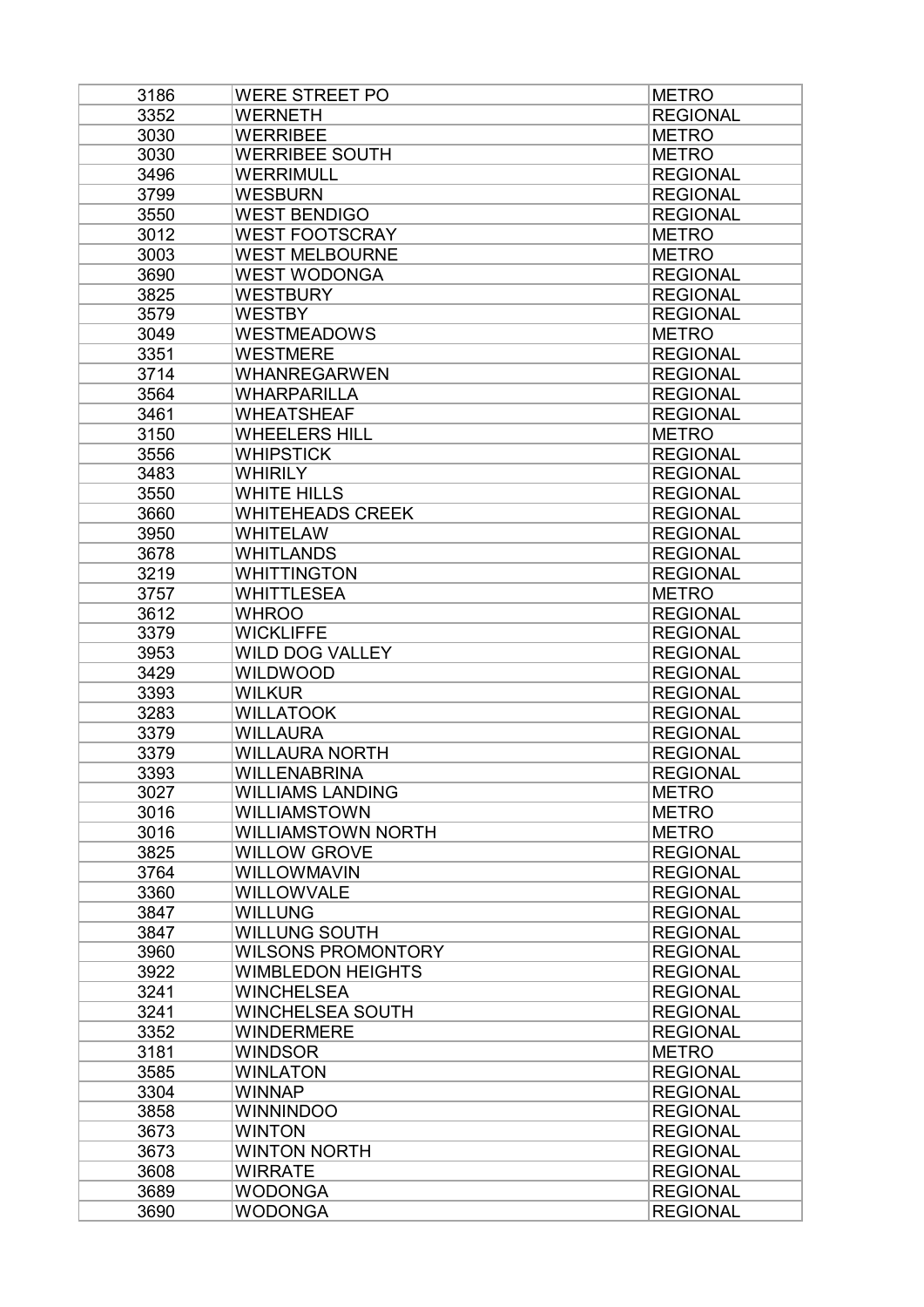| 3186 | WERE STREET PO | METRO |
|---|---|---|
| 3352 | WERNETH | REGIONAL |
| 3030 | WERRIBEE | METRO |
| 3030 | WERRIBEE SOUTH | METRO |
| 3496 | WERRIMULL | REGIONAL |
| 3799 | WESBURN | REGIONAL |
| 3550 | WEST BENDIGO | REGIONAL |
| 3012 | WEST FOOTSCRAY | METRO |
| 3003 | WEST MELBOURNE | METRO |
| 3690 | WEST WODONGA | REGIONAL |
| 3825 | WESTBURY | REGIONAL |
| 3579 | WESTBY | REGIONAL |
| 3049 | WESTMEADOWS | METRO |
| 3351 | WESTMERE | REGIONAL |
| 3714 | WHANREGARWEN | REGIONAL |
| 3564 | WHARPARILLA | REGIONAL |
| 3461 | WHEATSHEAF | REGIONAL |
| 3150 | WHEELERS HILL | METRO |
| 3556 | WHIPSTICK | REGIONAL |
| 3483 | WHIRILY | REGIONAL |
| 3550 | WHITE HILLS | REGIONAL |
| 3660 | WHITEHEADS CREEK | REGIONAL |
| 3950 | WHITELAW | REGIONAL |
| 3678 | WHITLANDS | REGIONAL |
| 3219 | WHITTINGTON | REGIONAL |
| 3757 | WHITTLESEA | METRO |
| 3612 | WHROO | REGIONAL |
| 3379 | WICKLIFFE | REGIONAL |
| 3953 | WILD DOG VALLEY | REGIONAL |
| 3429 | WILDWOOD | REGIONAL |
| 3393 | WILKUR | REGIONAL |
| 3283 | WILLATOOK | REGIONAL |
| 3379 | WILLAURA | REGIONAL |
| 3379 | WILLAURA NORTH | REGIONAL |
| 3393 | WILLENABRINA | REGIONAL |
| 3027 | WILLIAMS LANDING | METRO |
| 3016 | WILLIAMSTOWN | METRO |
| 3016 | WILLIAMSTOWN NORTH | METRO |
| 3825 | WILLOW GROVE | REGIONAL |
| 3764 | WILLOWMAVIN | REGIONAL |
| 3360 | WILLOWVALE | REGIONAL |
| 3847 | WILLUNG | REGIONAL |
| 3847 | WILLUNG SOUTH | REGIONAL |
| 3960 | WILSONS PROMONTORY | REGIONAL |
| 3922 | WIMBLEDON HEIGHTS | REGIONAL |
| 3241 | WINCHELSEA | REGIONAL |
| 3241 | WINCHELSEA SOUTH | REGIONAL |
| 3352 | WINDERMERE | REGIONAL |
| 3181 | WINDSOR | METRO |
| 3585 | WINLATON | REGIONAL |
| 3304 | WINNAP | REGIONAL |
| 3858 | WINNINDOO | REGIONAL |
| 3673 | WINTON | REGIONAL |
| 3673 | WINTON NORTH | REGIONAL |
| 3608 | WIRRATE | REGIONAL |
| 3689 | WODONGA | REGIONAL |
| 3690 | WODONGA | REGIONAL |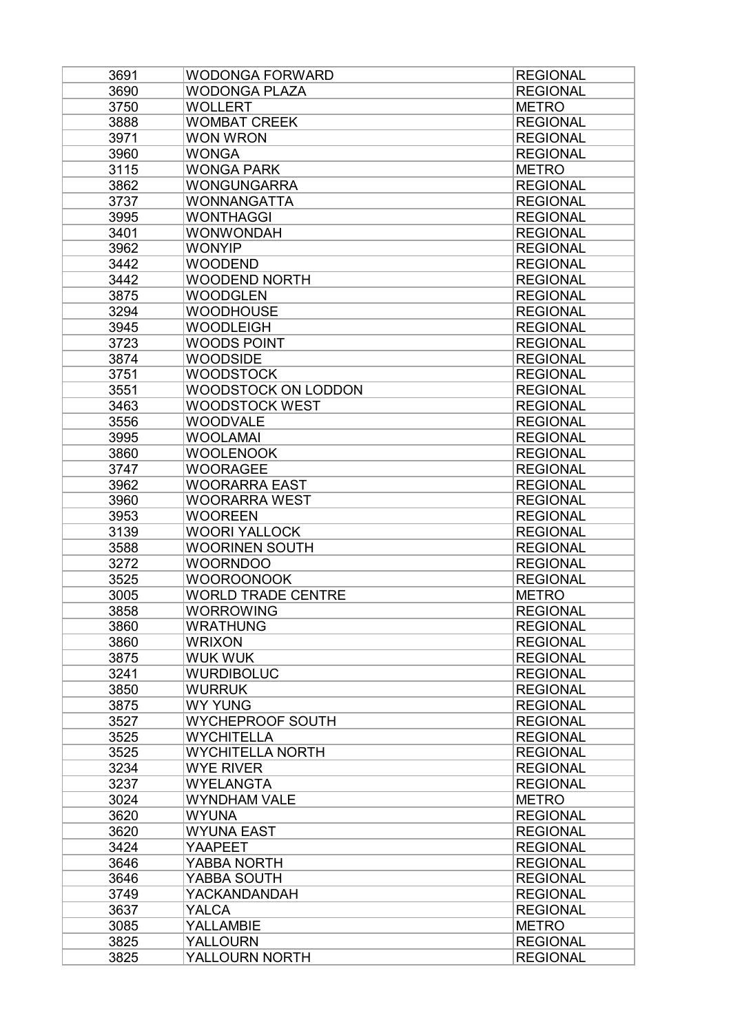| 3691 | WODONGA FORWARD | REGIONAL |
|---|---|---|
| 3690 | WODONGA PLAZA | REGIONAL |
| 3750 | WOLLERT | METRO |
| 3888 | WOMBAT CREEK | REGIONAL |
| 3971 | WON WRON | REGIONAL |
| 3960 | WONGA | REGIONAL |
| 3115 | WONGA PARK | METRO |
| 3862 | WONGUNGARRA | REGIONAL |
| 3737 | WONNANGATTA | REGIONAL |
| 3995 | WONTHAGGI | REGIONAL |
| 3401 | WONWONDAH | REGIONAL |
| 3962 | WONYIP | REGIONAL |
| 3442 | WOODEND | REGIONAL |
| 3442 | WOODEND NORTH | REGIONAL |
| 3875 | WOODGLEN | REGIONAL |
| 3294 | WOODHOUSE | REGIONAL |
| 3945 | WOODLEIGH | REGIONAL |
| 3723 | WOODS POINT | REGIONAL |
| 3874 | WOODSIDE | REGIONAL |
| 3751 | WOODSTOCK | REGIONAL |
| 3551 | WOODSTOCK ON LODDON | REGIONAL |
| 3463 | WOODSTOCK WEST | REGIONAL |
| 3556 | WOODVALE | REGIONAL |
| 3995 | WOOLAMAI | REGIONAL |
| 3860 | WOOLENOOK | REGIONAL |
| 3747 | WOORAGEE | REGIONAL |
| 3962 | WOORARRA EAST | REGIONAL |
| 3960 | WOORARRA WEST | REGIONAL |
| 3953 | WOOREEN | REGIONAL |
| 3139 | WOORI YALLOCK | REGIONAL |
| 3588 | WOORINEN SOUTH | REGIONAL |
| 3272 | WOORNDOO | REGIONAL |
| 3525 | WOOROONOOK | REGIONAL |
| 3005 | WORLD TRADE CENTRE | METRO |
| 3858 | WORROWING | REGIONAL |
| 3860 | WRATHUNG | REGIONAL |
| 3860 | WRIXON | REGIONAL |
| 3875 | WUK WUK | REGIONAL |
| 3241 | WURDIBOLUC | REGIONAL |
| 3850 | WURRUK | REGIONAL |
| 3875 | WY YUNG | REGIONAL |
| 3527 | WYCHEPROOF SOUTH | REGIONAL |
| 3525 | WYCHITELLA | REGIONAL |
| 3525 | WYCHITELLA NORTH | REGIONAL |
| 3234 | WYE RIVER | REGIONAL |
| 3237 | WYELANGTA | REGIONAL |
| 3024 | WYNDHAM VALE | METRO |
| 3620 | WYUNA | REGIONAL |
| 3620 | WYUNA EAST | REGIONAL |
| 3424 | YAAPEET | REGIONAL |
| 3646 | YABBA NORTH | REGIONAL |
| 3646 | YABBA SOUTH | REGIONAL |
| 3749 | YACKANDANDAH | REGIONAL |
| 3637 | YALCA | REGIONAL |
| 3085 | YALLAMBIE | METRO |
| 3825 | YALLOURN | REGIONAL |
| 3825 | YALLOURN NORTH | REGIONAL |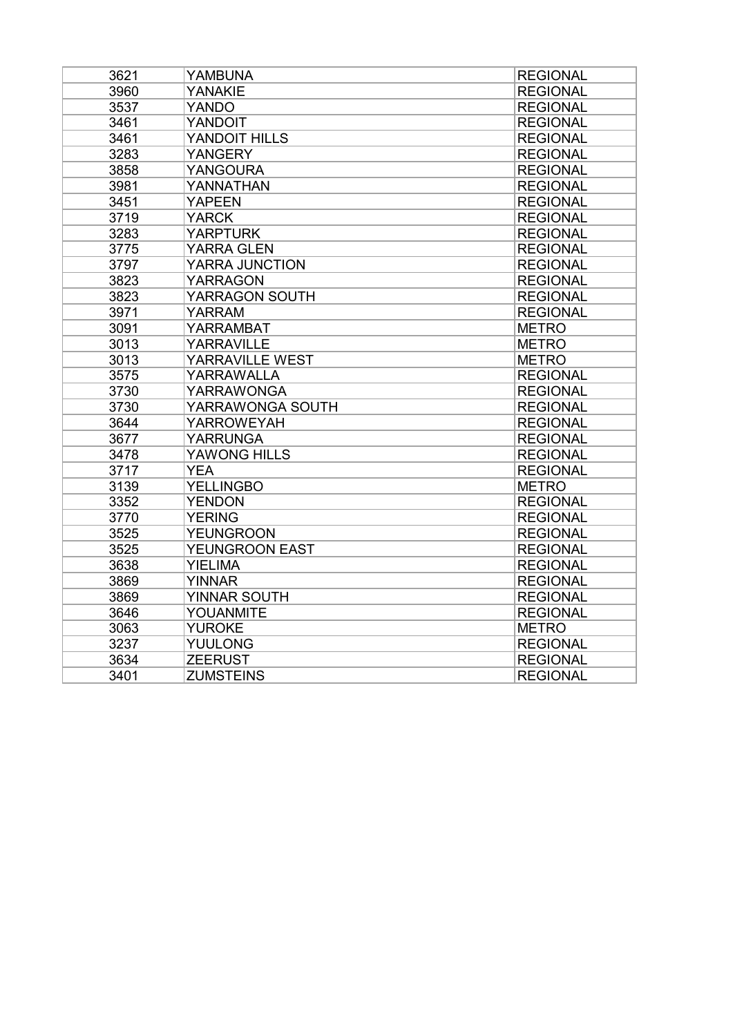| | | |
|---|---|---|
| 3621 | YAMBUNA | REGIONAL |
| 3960 | YANAKIE | REGIONAL |
| 3537 | YANDO | REGIONAL |
| 3461 | YANDOIT | REGIONAL |
| 3461 | YANDOIT HILLS | REGIONAL |
| 3283 | YANGERY | REGIONAL |
| 3858 | YANGOURA | REGIONAL |
| 3981 | YANNATHAN | REGIONAL |
| 3451 | YAPEEN | REGIONAL |
| 3719 | YARCK | REGIONAL |
| 3283 | YARPTURK | REGIONAL |
| 3775 | YARRA GLEN | REGIONAL |
| 3797 | YARRA JUNCTION | REGIONAL |
| 3823 | YARRAGON | REGIONAL |
| 3823 | YARRAGON SOUTH | REGIONAL |
| 3971 | YARRAM | REGIONAL |
| 3091 | YARRAMBAT | METRO |
| 3013 | YARRAVILLE | METRO |
| 3013 | YARRAVILLE WEST | METRO |
| 3575 | YARRAWALLA | REGIONAL |
| 3730 | YARRAWONGA | REGIONAL |
| 3730 | YARRAWONGA SOUTH | REGIONAL |
| 3644 | YARROWEYAH | REGIONAL |
| 3677 | YARRUNGA | REGIONAL |
| 3478 | YAWONG HILLS | REGIONAL |
| 3717 | YEA | REGIONAL |
| 3139 | YELLINGBO | METRO |
| 3352 | YENDON | REGIONAL |
| 3770 | YERING | REGIONAL |
| 3525 | YEUNGROON | REGIONAL |
| 3525 | YEUNGROON EAST | REGIONAL |
| 3638 | YIELIMA | REGIONAL |
| 3869 | YINNAR | REGIONAL |
| 3869 | YINNAR SOUTH | REGIONAL |
| 3646 | YOUANMITE | REGIONAL |
| 3063 | YUROKE | METRO |
| 3237 | YUULONG | REGIONAL |
| 3634 | ZEERUST | REGIONAL |
| 3401 | ZUMSTEINS | REGIONAL |